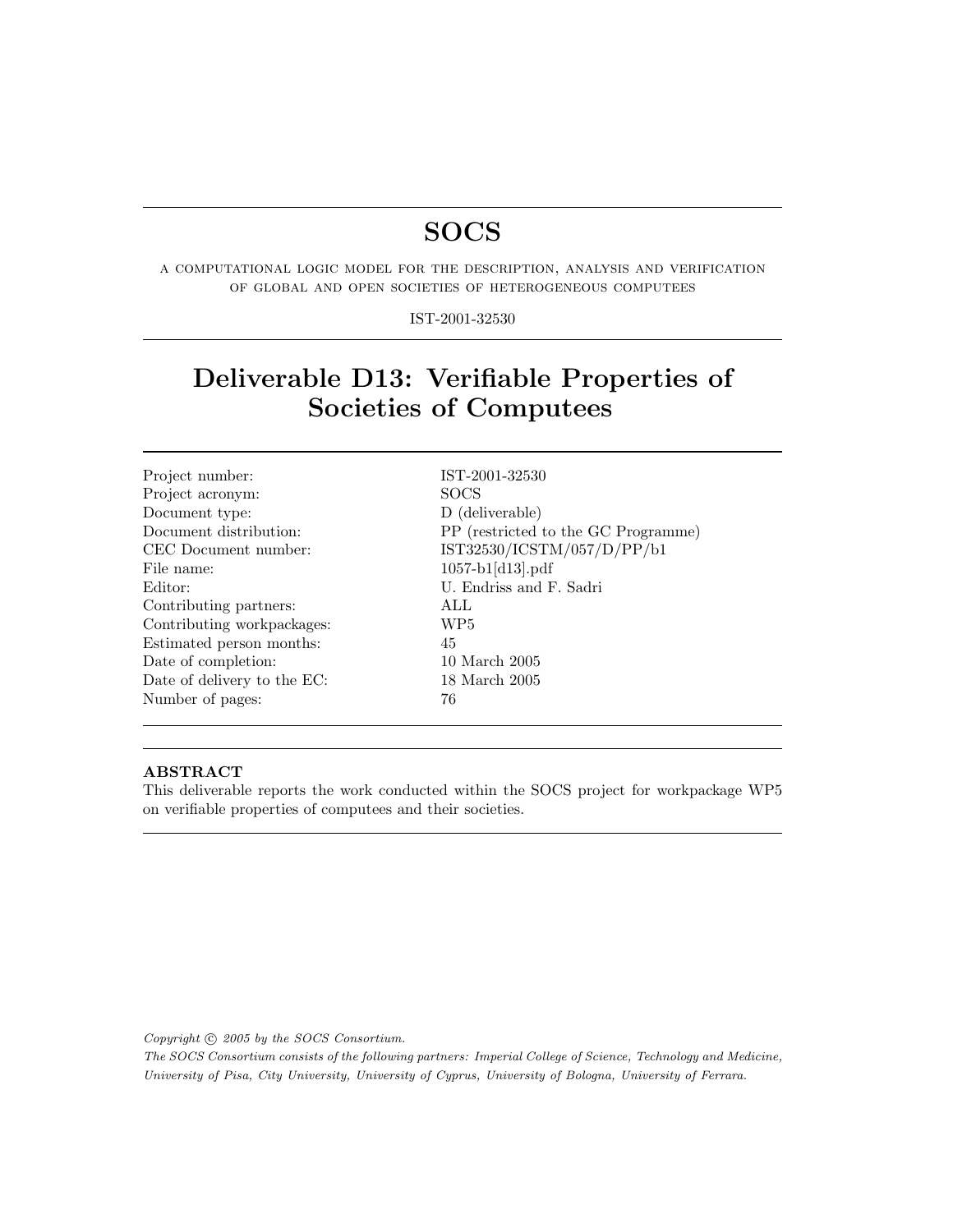# SOCS

A COMPUTATIONAL LOGIC MODEL FOR THE DESCRIPTION, ANALYSIS AND VERIFICATION OF GLOBAL AND OPEN SOCIETIES OF HETEROGENEOUS COMPUTEES

IST-2001-32530

## Deliverable D13: Verifiable Properties of Societies of Computees

| | |
|---|---|
| Project number: | IST-2001-32530 |
| Project acronym: | SOCS |
| Document type: | D (deliverable) |
| Document distribution: | PP (restricted to the GC Programme) |
| CEC Document number: | IST32530/ICSTM/057/D/PP/b1 |
| File name: | 1057-b1[d13].pdf |
| Editor: | U. Endriss and F. Sadri |
| Contributing partners: | ALL |
| Contributing workpackages: | WP5 |
| Estimated person months: | 45 |
| Date of completion: | 10 March 2005 |
| Date of delivery to the EC: | 18 March 2005 |
| Number of pages: | 76 |

**ABSTRACT**

This deliverable reports the work conducted within the SOCS project for workpackage WP5 on verifiable properties of computees and their societies.

*Copyright © 2005 by the SOCS Consortium.*

*The SOCS Consortium consists of the following partners: Imperial College of Science, Technology and Medicine, University of Pisa, City University, University of Cyprus, University of Bologna, University of Ferrara.*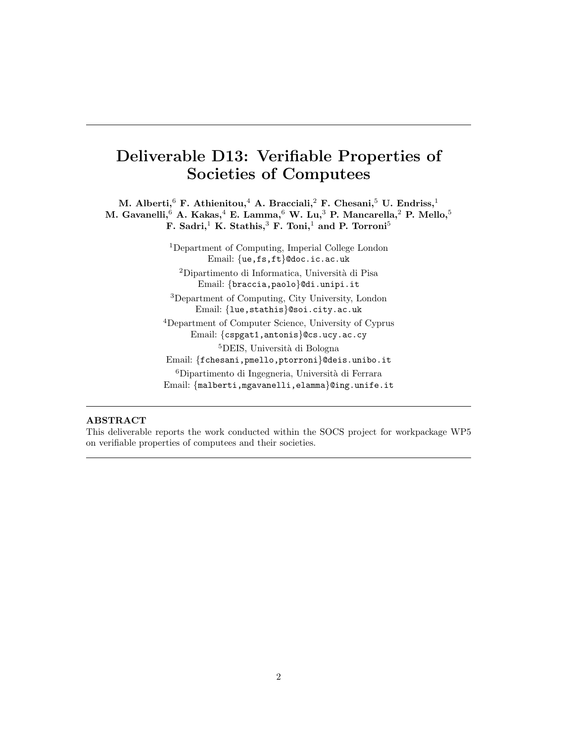# Deliverable D13: Verifiable Properties of Societies of Computees

**M. Alberti,[6] F. Athienitou,[4] A. Bracciali,[2] F. Chesani,[5] U. Endriss,[1] M. Gavanelli,[6] A. Kakas,[4] E. Lamma,[6] W. Lu,[3] P. Mancarella,[2] P. Mello,[5] F. Sadri,[1] K. Stathis,[3] F. Toni,[1] and P. Torroni[5]**

[1]Department of Computing, Imperial College London
Email: {ue,fs,ft}@doc.ic.ac.uk

[2]Dipartimento di Informatica, Università di Pisa
Email: {braccia,paolo}@di.unipi.it

[3]Department of Computing, City University, London
Email: {lue,stathis}@soi.city.ac.uk

[4]Department of Computer Science, University of Cyprus
Email: {cspgat1,antonis}@cs.ucy.ac.cy

[5]DEIS, Università di Bologna
Email: {fchesani,pmello,ptorroni}@deis.unibo.it

[6]Dipartimento di Ingegneria, Università di Ferrara
Email: {malberti,mgavanelli,elamma}@ing.unife.it

---

**ABSTRACT**

This deliverable reports the work conducted within the SOCS project for workpackage WP5 on verifiable properties of computees and their societies.

---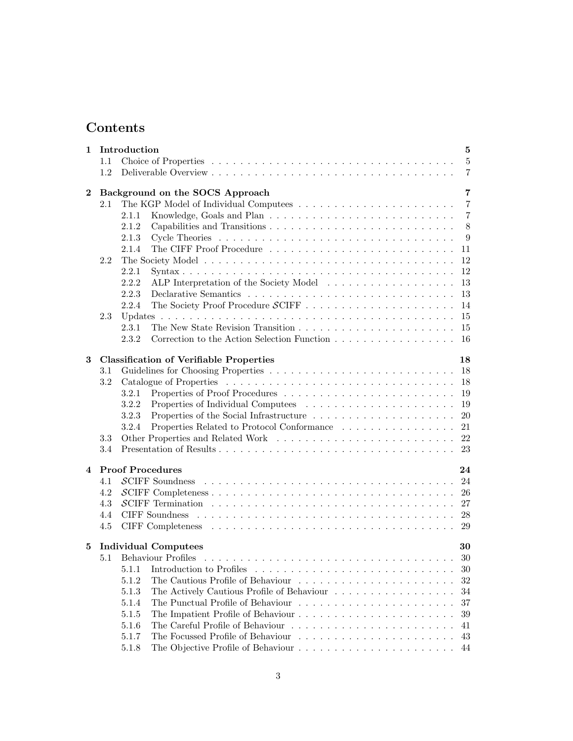# Contents

**1 Introduction** **5**
- 1.1 Choice of Properties . . . . . . . . . . 5
- 1.2 Deliverable Overview . . . . . . . . . . 7

**2 Background on the SOCS Approach** **7**
- 2.1 The KGP Model of Individual Computees . . . . . . . . . . 7
  - 2.1.1 Knowledge, Goals and Plan . . . . . . . . . . 7
  - 2.1.2 Capabilities and Transitions . . . . . . . . . . 8
  - 2.1.3 Cycle Theories . . . . . . . . . . 9
  - 2.1.4 The CIFF Proof Procedure . . . . . . . . . . 11
- 2.2 The Society Model . . . . . . . . . . 12
  - 2.2.1 Syntax . . . . . . . . . . 12
  - 2.2.2 ALP Interpretation of the Society Model . . . . . . . . . . 13
  - 2.2.3 Declarative Semantics . . . . . . . . . . 13
  - 2.2.4 The Society Proof Procedure $\mathcal{S}$CIFF . . . . . . . . . . 14
- 2.3 Updates . . . . . . . . . . 15
  - 2.3.1 The New State Revision Transition . . . . . . . . . . 15
  - 2.3.2 Correction to the Action Selection Function . . . . . . . . . . 16

**3 Classification of Verifiable Properties** **18**
- 3.1 Guidelines for Choosing Properties . . . . . . . . . . 18
- 3.2 Catalogue of Properties . . . . . . . . . . 18
  - 3.2.1 Properties of Proof Procedures . . . . . . . . . . 19
  - 3.2.2 Properties of Individual Computees . . . . . . . . . . 19
  - 3.2.3 Properties of the Social Infrastructure . . . . . . . . . . 20
  - 3.2.4 Properties Related to Protocol Conformance . . . . . . . . . . 21
- 3.3 Other Properties and Related Work . . . . . . . . . . 22
- 3.4 Presentation of Results . . . . . . . . . . 23

**4 Proof Procedures** **24**
- 4.1 $\mathcal{S}$CIFF Soundness . . . . . . . . . . 24
- 4.2 $\mathcal{S}$CIFF Completeness . . . . . . . . . . 26
- 4.3 $\mathcal{S}$CIFF Termination . . . . . . . . . . 27
- 4.4 CIFF Soundness . . . . . . . . . . 28
- 4.5 CIFF Completeness . . . . . . . . . . 29

**5 Individual Computees** **30**
- 5.1 Behaviour Profiles . . . . . . . . . . 30
  - 5.1.1 Introduction to Profiles . . . . . . . . . . 30
  - 5.1.2 The Cautious Profile of Behaviour . . . . . . . . . . 32
  - 5.1.3 The Actively Cautious Profile of Behaviour . . . . . . . . . . 34
  - 5.1.4 The Punctual Profile of Behaviour . . . . . . . . . . 37
  - 5.1.5 The Impatient Profile of Behaviour . . . . . . . . . . 39
  - 5.1.6 The Careful Profile of Behaviour . . . . . . . . . . 41
  - 5.1.7 The Focussed Profile of Behaviour . . . . . . . . . . 43
  - 5.1.8 The Objective Profile of Behaviour . . . . . . . . . . 44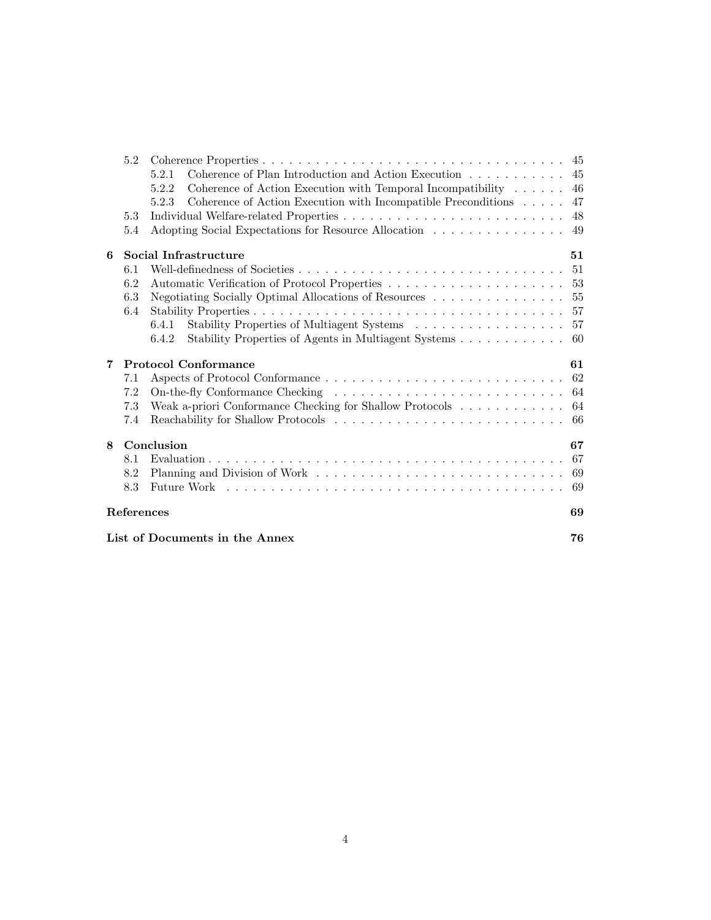- 5.2 Coherence Properties . . . . . . . . . . . . . . . . . . . . . . . . . . . . . . . . . . . 45
  - 5.2.1 Coherence of Plan Introduction and Action Execution . . . . . . . . . . . 45
  - 5.2.2 Coherence of Action Execution with Temporal Incompatibility . . . . . . 46
  - 5.2.3 Coherence of Action Execution with Incompatible Preconditions . . . . . 47
- 5.3 Individual Welfare-related Properties . . . . . . . . . . . . . . . . . . . . . . . . . 48
- 5.4 Adopting Social Expectations for Resource Allocation . . . . . . . . . . . . . . . 49

**6 Social Infrastructure** **51**

- 6.1 Well-definedness of Societies . . . . . . . . . . . . . . . . . . . . . . . . . . . . . . 51
- 6.2 Automatic Verification of Protocol Properties . . . . . . . . . . . . . . . . . . . . 53
- 6.3 Negotiating Socially Optimal Allocations of Resources . . . . . . . . . . . . . . . 55
- 6.4 Stability Properties . . . . . . . . . . . . . . . . . . . . . . . . . . . . . . . . . . . 57
  - 6.4.1 Stability Properties of Multiagent Systems . . . . . . . . . . . . . . . . . 57
  - 6.4.2 Stability Properties of Agents in Multiagent Systems . . . . . . . . . . . . 60

**7 Protocol Conformance** **61**

- 7.1 Aspects of Protocol Conformance . . . . . . . . . . . . . . . . . . . . . . . . . . . 62
- 7.2 On-the-fly Conformance Checking . . . . . . . . . . . . . . . . . . . . . . . . . . 64
- 7.3 Weak a-priori Conformance Checking for Shallow Protocols . . . . . . . . . . . . 64
- 7.4 Reachability for Shallow Protocols . . . . . . . . . . . . . . . . . . . . . . . . . . 66

**8 Conclusion** **67**

- 8.1 Evaluation . . . . . . . . . . . . . . . . . . . . . . . . . . . . . . . . . . . . . . . . 67
- 8.2 Planning and Division of Work . . . . . . . . . . . . . . . . . . . . . . . . . . . . 69
- 8.3 Future Work . . . . . . . . . . . . . . . . . . . . . . . . . . . . . . . . . . . . . . 69

**References** **69**

**List of Documents in the Annex** **76**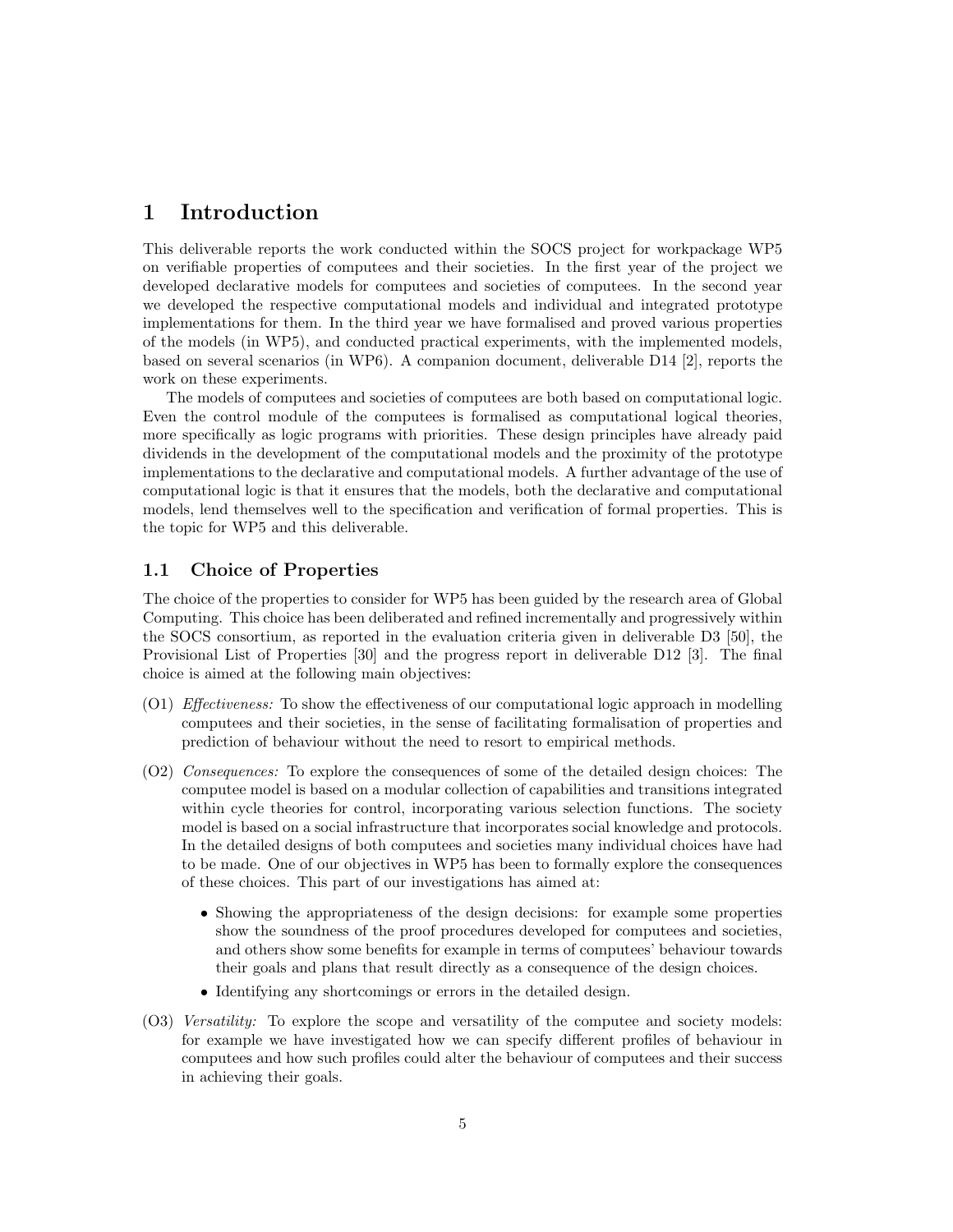# 1 Introduction

This deliverable reports the work conducted within the SOCS project for workpackage WP5 on verifiable properties of computees and their societies. In the first year of the project we developed declarative models for computees and societies of computees. In the second year we developed the respective computational models and individual and integrated prototype implementations for them. In the third year we have formalised and proved various properties of the models (in WP5), and conducted practical experiments, with the implemented models, based on several scenarios (in WP6). A companion document, deliverable D14 [2], reports the work on these experiments.

The models of computees and societies of computees are both based on computational logic. Even the control module of the computees is formalised as computational logical theories, more specifically as logic programs with priorities. These design principles have already paid dividends in the development of the computational models and the proximity of the prototype implementations to the declarative and computational models. A further advantage of the use of computational logic is that it ensures that the models, both the declarative and computational models, lend themselves well to the specification and verification of formal properties. This is the topic for WP5 and this deliverable.

## 1.1 Choice of Properties

The choice of the properties to consider for WP5 has been guided by the research area of Global Computing. This choice has been deliberated and refined incrementally and progressively within the SOCS consortium, as reported in the evaluation criteria given in deliverable D3 [50], the Provisional List of Properties [30] and the progress report in deliverable D12 [3]. The final choice is aimed at the following main objectives:

(O1) *Effectiveness:* To show the effectiveness of our computational logic approach in modelling computees and their societies, in the sense of facilitating formalisation of properties and prediction of behaviour without the need to resort to empirical methods.

(O2) *Consequences:* To explore the consequences of some of the detailed design choices: The computee model is based on a modular collection of capabilities and transitions integrated within cycle theories for control, incorporating various selection functions. The society model is based on a social infrastructure that incorporates social knowledge and protocols. In the detailed designs of both computees and societies many individual choices have had to be made. One of our objectives in WP5 has been to formally explore the consequences of these choices. This part of our investigations has aimed at:

- Showing the appropriateness of the design decisions: for example some properties show the soundness of the proof procedures developed for computees and societies, and others show some benefits for example in terms of computees' behaviour towards their goals and plans that result directly as a consequence of the design choices.
- Identifying any shortcomings or errors in the detailed design.

(O3) *Versatility:* To explore the scope and versatility of the computee and society models: for example we have investigated how we can specify different profiles of behaviour in computees and how such profiles could alter the behaviour of computees and their success in achieving their goals.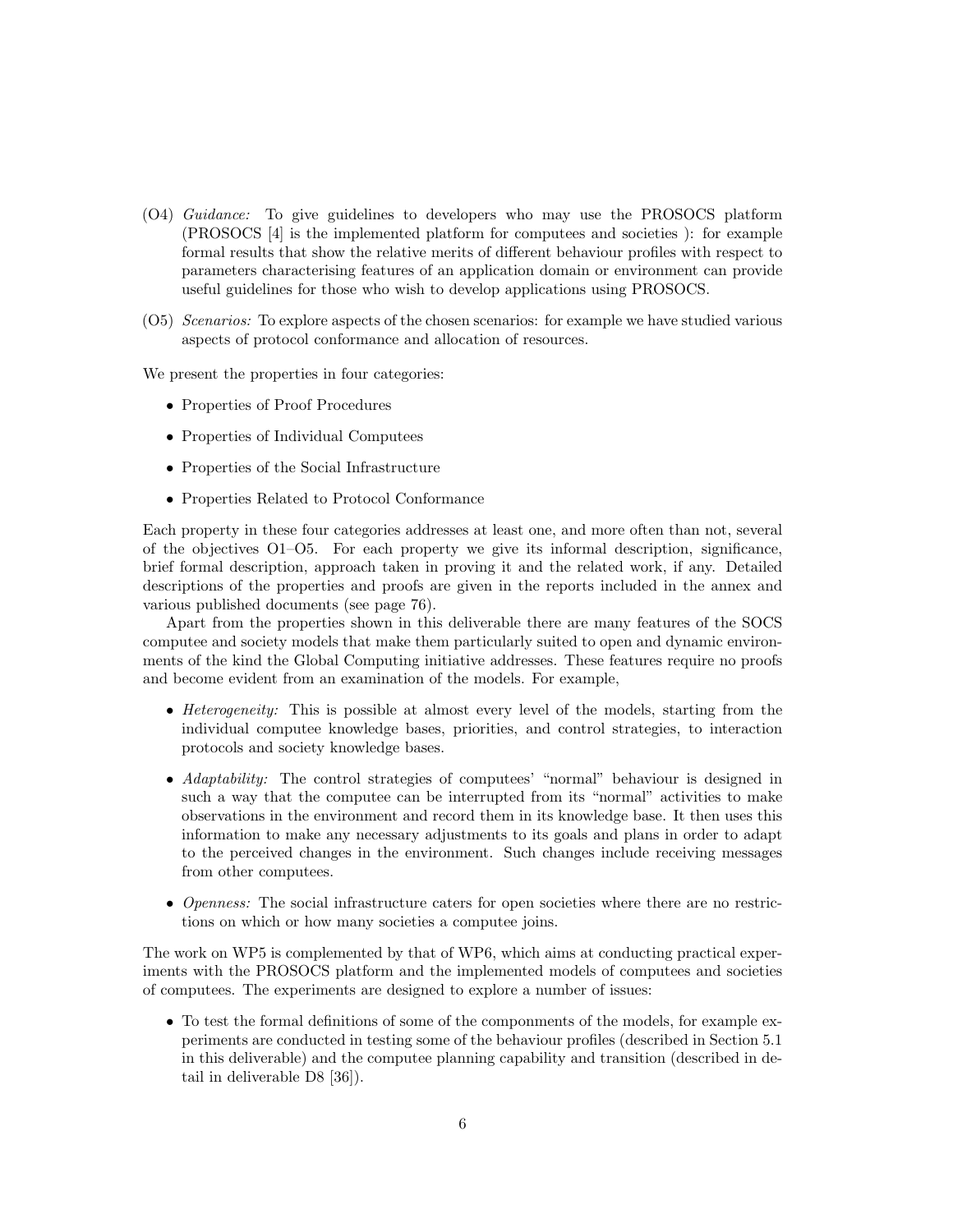(O4) *Guidance:* To give guidelines to developers who may use the PROSOCS platform (PROSOCS [4] is the implemented platform for computees and societies ): for example formal results that show the relative merits of different behaviour profiles with respect to parameters characterising features of an application domain or environment can provide useful guidelines for those who wish to develop applications using PROSOCS.

(O5) *Scenarios:* To explore aspects of the chosen scenarios: for example we have studied various aspects of protocol conformance and allocation of resources.

We present the properties in four categories:

- Properties of Proof Procedures
- Properties of Individual Computees
- Properties of the Social Infrastructure
- Properties Related to Protocol Conformance

Each property in these four categories addresses at least one, and more often than not, several of the objectives O1–O5. For each property we give its informal description, significance, brief formal description, approach taken in proving it and the related work, if any. Detailed descriptions of the properties and proofs are given in the reports included in the annex and various published documents (see page 76).

Apart from the properties shown in this deliverable there are many features of the SOCS computee and society models that make them particularly suited to open and dynamic environments of the kind the Global Computing initiative addresses. These features require no proofs and become evident from an examination of the models. For example,

- *Heterogeneity:* This is possible at almost every level of the models, starting from the individual computee knowledge bases, priorities, and control strategies, to interaction protocols and society knowledge bases.
- *Adaptability:* The control strategies of computees' "normal" behaviour is designed in such a way that the computee can be interrupted from its "normal" activities to make observations in the environment and record them in its knowledge base. It then uses this information to make any necessary adjustments to its goals and plans in order to adapt to the perceived changes in the environment. Such changes include receiving messages from other computees.
- *Openness:* The social infrastructure caters for open societies where there are no restrictions on which or how many societies a computee joins.

The work on WP5 is complemented by that of WP6, which aims at conducting practical experiments with the PROSOCS platform and the implemented models of computees and societies of computees. The experiments are designed to explore a number of issues:

- To test the formal definitions of some of the componments of the models, for example experiments are conducted in testing some of the behaviour profiles (described in Section 5.1 in this deliverable) and the computee planning capability and transition (described in detail in deliverable D8 [36]).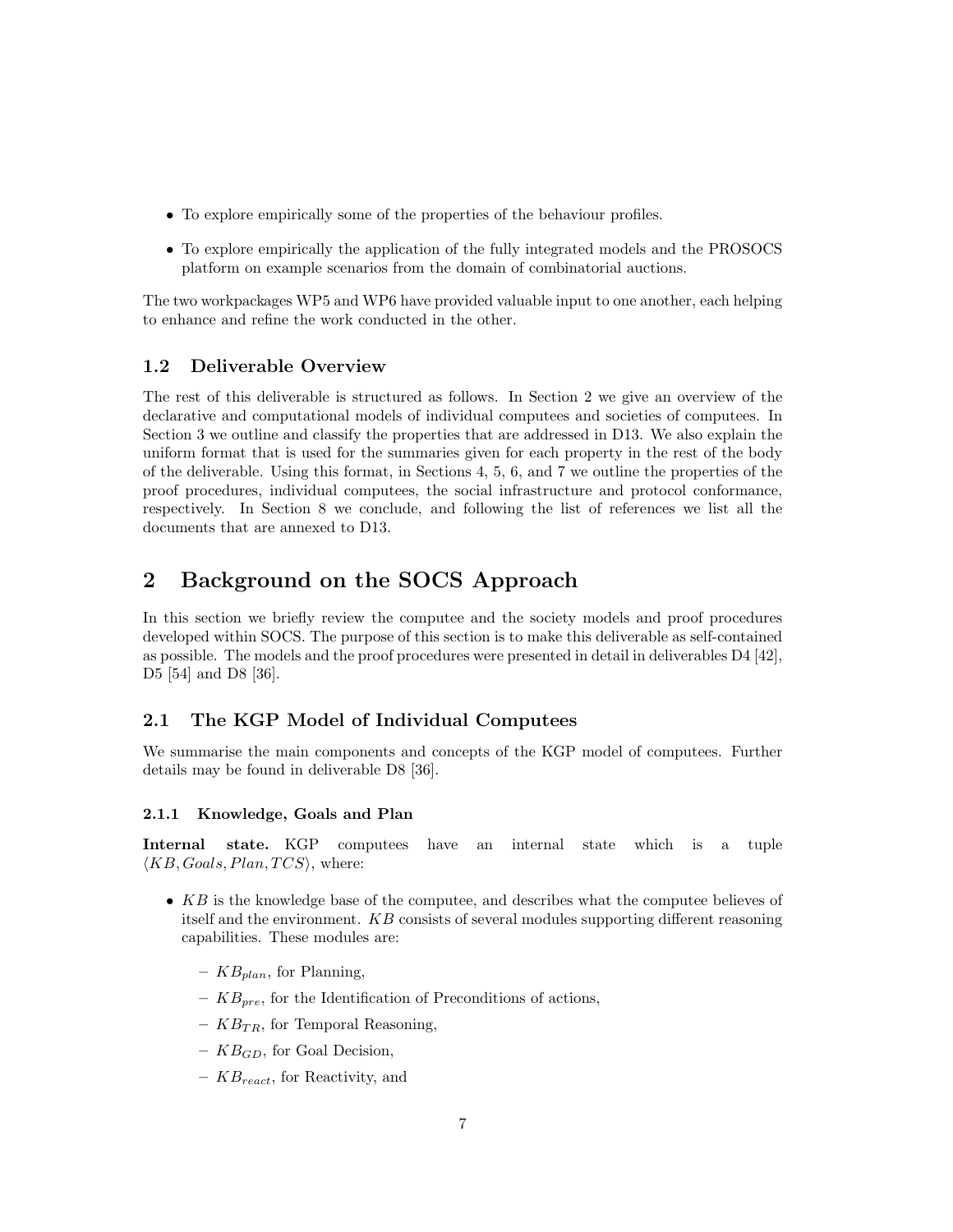- To explore empirically some of the properties of the behaviour profiles.
- To explore empirically the application of the fully integrated models and the PROSOCS platform on example scenarios from the domain of combinatorial auctions.

The two workpackages WP5 and WP6 have provided valuable input to one another, each helping to enhance and refine the work conducted in the other.

### 1.2 Deliverable Overview

The rest of this deliverable is structured as follows. In Section 2 we give an overview of the declarative and computational models of individual computees and societies of computees. In Section 3 we outline and classify the properties that are addressed in D13. We also explain the uniform format that is used for the summaries given for each property in the rest of the body of the deliverable. Using this format, in Sections 4, 5, 6, and 7 we outline the properties of the proof procedures, individual computees, the social infrastructure and protocol conformance, respectively. In Section 8 we conclude, and following the list of references we list all the documents that are annexed to D13.

## 2 Background on the SOCS Approach

In this section we briefly review the computee and the society models and proof procedures developed within SOCS. The purpose of this section is to make this deliverable as self-contained as possible. The models and the proof procedures were presented in detail in deliverables D4 [42], D5 [54] and D8 [36].

### 2.1 The KGP Model of Individual Computees

We summarise the main components and concepts of the KGP model of computees. Further details may be found in deliverable D8 [36].

#### 2.1.1 Knowledge, Goals and Plan

**Internal state.** KGP computees have an internal state which is a tuple $\langle KB, Goals, Plan, TCS \rangle$, where:

- $KB$ is the knowledge base of the computee, and describes what the computee believes of itself and the environment. $KB$ consists of several modules supporting different reasoning capabilities. These modules are:
  - $KB_{plan}$, for Planning,
  - $KB_{pre}$, for the Identification of Preconditions of actions,
  - $KB_{TR}$, for Temporal Reasoning,
  - $KB_{GD}$, for Goal Decision,
  - $KB_{react}$, for Reactivity, and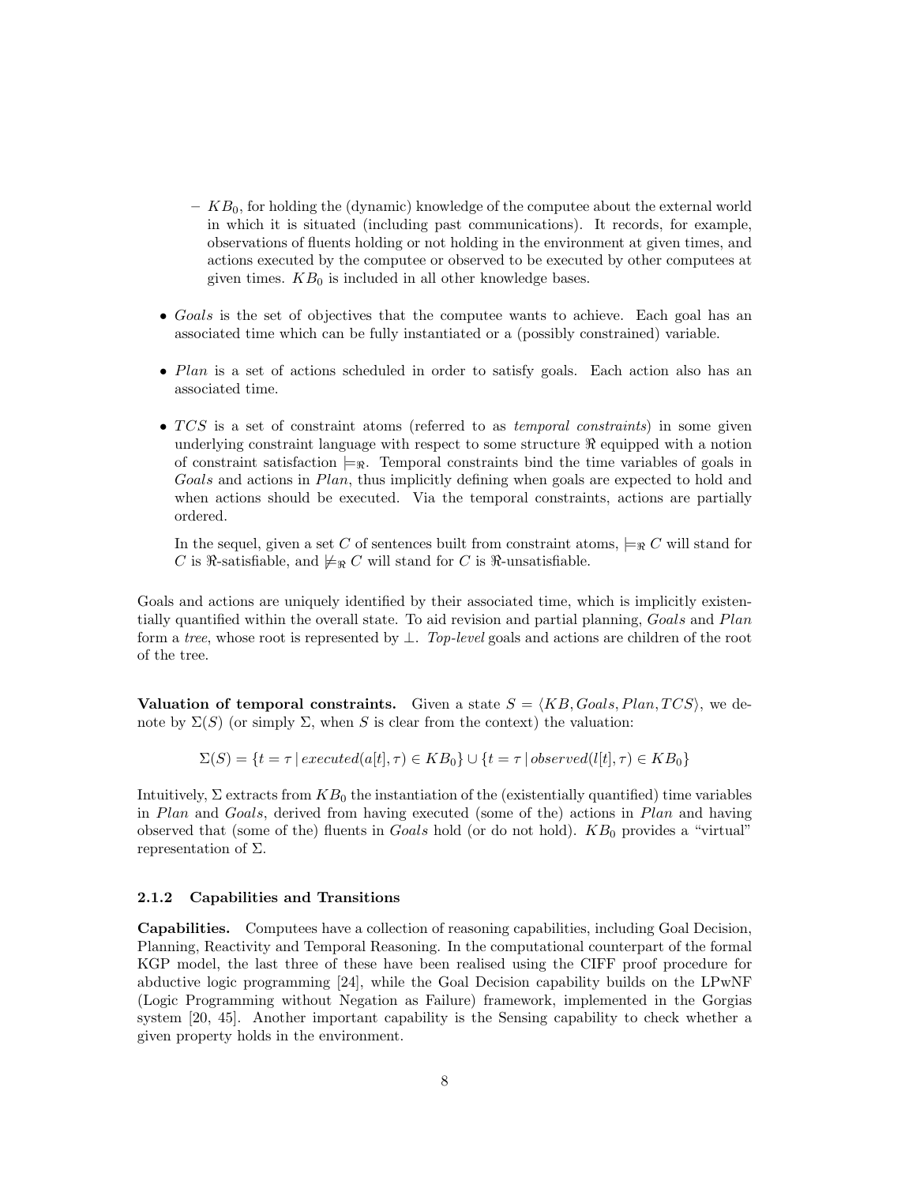- $KB_0$, for holding the (dynamic) knowledge of the computee about the external world in which it is situated (including past communications). It records, for example, observations of fluents holding or not holding in the environment at given times, and actions executed by the computee or observed to be executed by other computees at given times. $KB_0$ is included in all other knowledge bases.

- *Goals* is the set of objectives that the computee wants to achieve. Each goal has an associated time which can be fully instantiated or a (possibly constrained) variable.

- *Plan* is a set of actions scheduled in order to satisfy goals. Each action also has an associated time.

- *TCS* is a set of constraint atoms (referred to as *temporal constraints*) in some given underlying constraint language with respect to some structure $\Re$ equipped with a notion of constraint satisfaction $\models_\Re$. Temporal constraints bind the time variables of goals in *Goals* and actions in *Plan*, thus implicitly defining when goals are expected to hold and when actions should be executed. Via the temporal constraints, actions are partially ordered.

  In the sequel, given a set $C$ of sentences built from constraint atoms, $\models_\Re C$ will stand for $C$ is $\Re$-satisfiable, and $\not\models_\Re C$ will stand for $C$ is $\Re$-unsatisfiable.

Goals and actions are uniquely identified by their associated time, which is implicitly existentially quantified within the overall state. To aid revision and partial planning, *Goals* and *Plan* form a *tree*, whose root is represented by $\bot$. *Top-level* goals and actions are children of the root of the tree.

**Valuation of temporal constraints.** Given a state $S = \langle KB, Goals, Plan, TCS \rangle$, we denote by $\Sigma(S)$ (or simply $\Sigma$, when $S$ is clear from the context) the valuation:

$$\Sigma(S) = \{t = \tau \,|\, executed(a[t], \tau) \in KB_0\} \cup \{t = \tau \,|\, observed(l[t], \tau) \in KB_0\}$$

Intuitively, $\Sigma$ extracts from $KB_0$ the instantiation of the (existentially quantified) time variables in *Plan* and *Goals*, derived from having executed (some of the) actions in *Plan* and having observed that (some of the) fluents in *Goals* hold (or do not hold). $KB_0$ provides a "virtual" representation of $\Sigma$.

### 2.1.2 Capabilities and Transitions

**Capabilities.** Computees have a collection of reasoning capabilities, including Goal Decision, Planning, Reactivity and Temporal Reasoning. In the computational counterpart of the formal KGP model, the last three of these have been realised using the CIFF proof procedure for abductive logic programming [24], while the Goal Decision capability builds on the LPwNF (Logic Programming without Negation as Failure) framework, implemented in the Gorgias system [20, 45]. Another important capability is the Sensing capability to check whether a given property holds in the environment.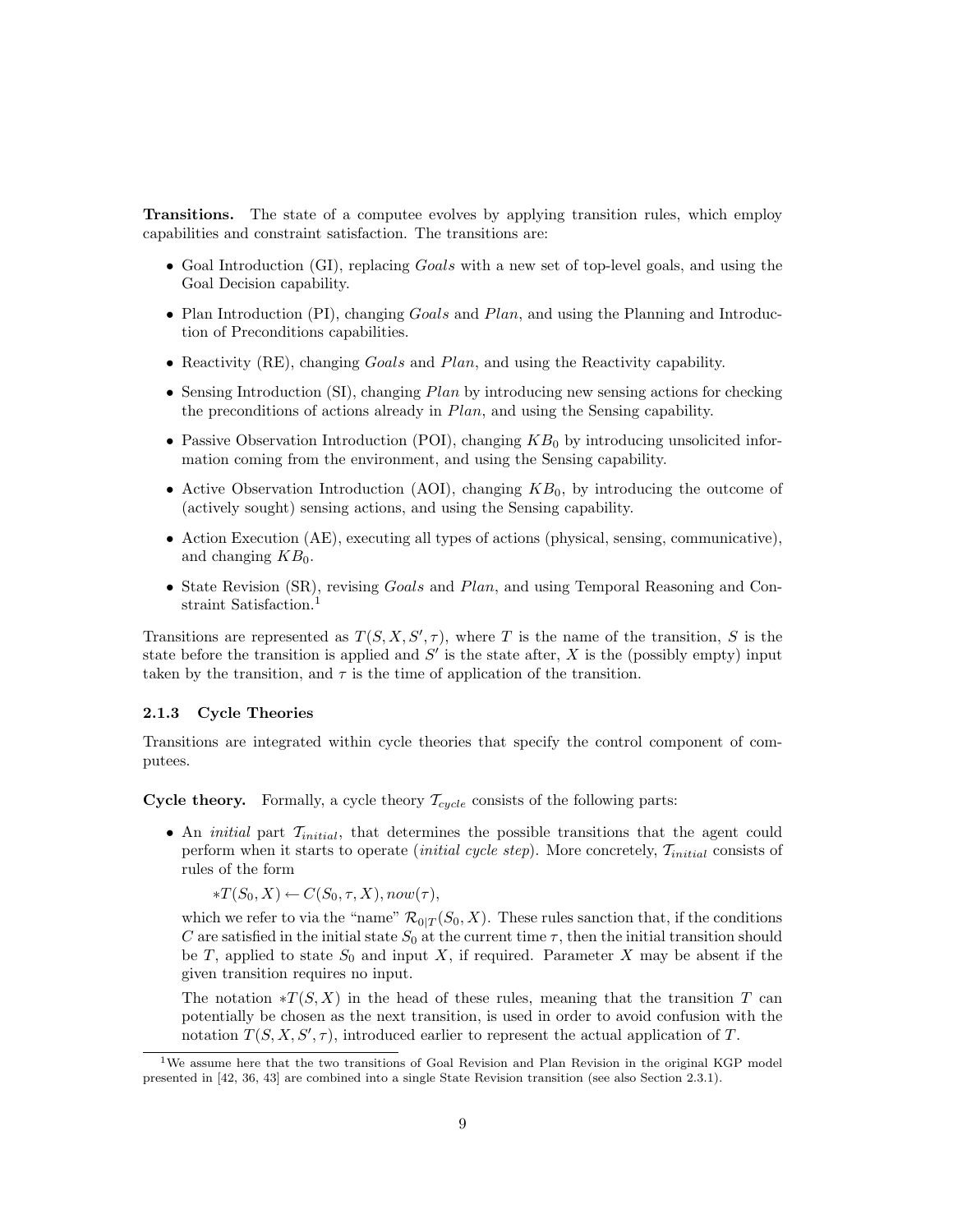**Transitions.** The state of a computee evolves by applying transition rules, which employ capabilities and constraint satisfaction. The transitions are:

- Goal Introduction (GI), replacing *Goals* with a new set of top-level goals, and using the Goal Decision capability.
- Plan Introduction (PI), changing *Goals* and *Plan*, and using the Planning and Introduction of Preconditions capabilities.
- Reactivity (RE), changing *Goals* and *Plan*, and using the Reactivity capability.
- Sensing Introduction (SI), changing *Plan* by introducing new sensing actions for checking the preconditions of actions already in *Plan*, and using the Sensing capability.
- Passive Observation Introduction (POI), changing $KB_0$ by introducing unsolicited information coming from the environment, and using the Sensing capability.
- Active Observation Introduction (AOI), changing $KB_0$, by introducing the outcome of (actively sought) sensing actions, and using the Sensing capability.
- Action Execution (AE), executing all types of actions (physical, sensing, communicative), and changing $KB_0$.
- State Revision (SR), revising *Goals* and *Plan*, and using Temporal Reasoning and Constraint Satisfaction.[1]

Transitions are represented as $T(S, X, S', \tau)$, where $T$ is the name of the transition, $S$ is the state before the transition is applied and $S'$ is the state after, $X$ is the (possibly empty) input taken by the transition, and $\tau$ is the time of application of the transition.

### 2.1.3 Cycle Theories

Transitions are integrated within cycle theories that specify the control component of computees.

**Cycle theory.** Formally, a cycle theory $\mathcal{T}_{cycle}$ consists of the following parts:

- An *initial* part $\mathcal{T}_{initial}$, that determines the possible transitions that the agent could perform when it starts to operate (*initial cycle step*). More concretely, $\mathcal{T}_{initial}$ consists of rules of the form

  $*T(S_0, X) \leftarrow C(S_0, \tau, X), now(\tau),$

  which we refer to via the "name" $\mathcal{R}_{0|T}(S_0, X)$. These rules sanction that, if the conditions $C$ are satisfied in the initial state $S_0$ at the current time $\tau$, then the initial transition should be $T$, applied to state $S_0$ and input $X$, if required. Parameter $X$ may be absent if the given transition requires no input.

  The notation $*T(S, X)$ in the head of these rules, meaning that the transition $T$ can potentially be chosen as the next transition, is used in order to avoid confusion with the notation $T(S, X, S', \tau)$, introduced earlier to represent the actual application of $T$.

[1] We assume here that the two transitions of Goal Revision and Plan Revision in the original KGP model presented in [42, 36, 43] are combined into a single State Revision transition (see also Section 2.3.1).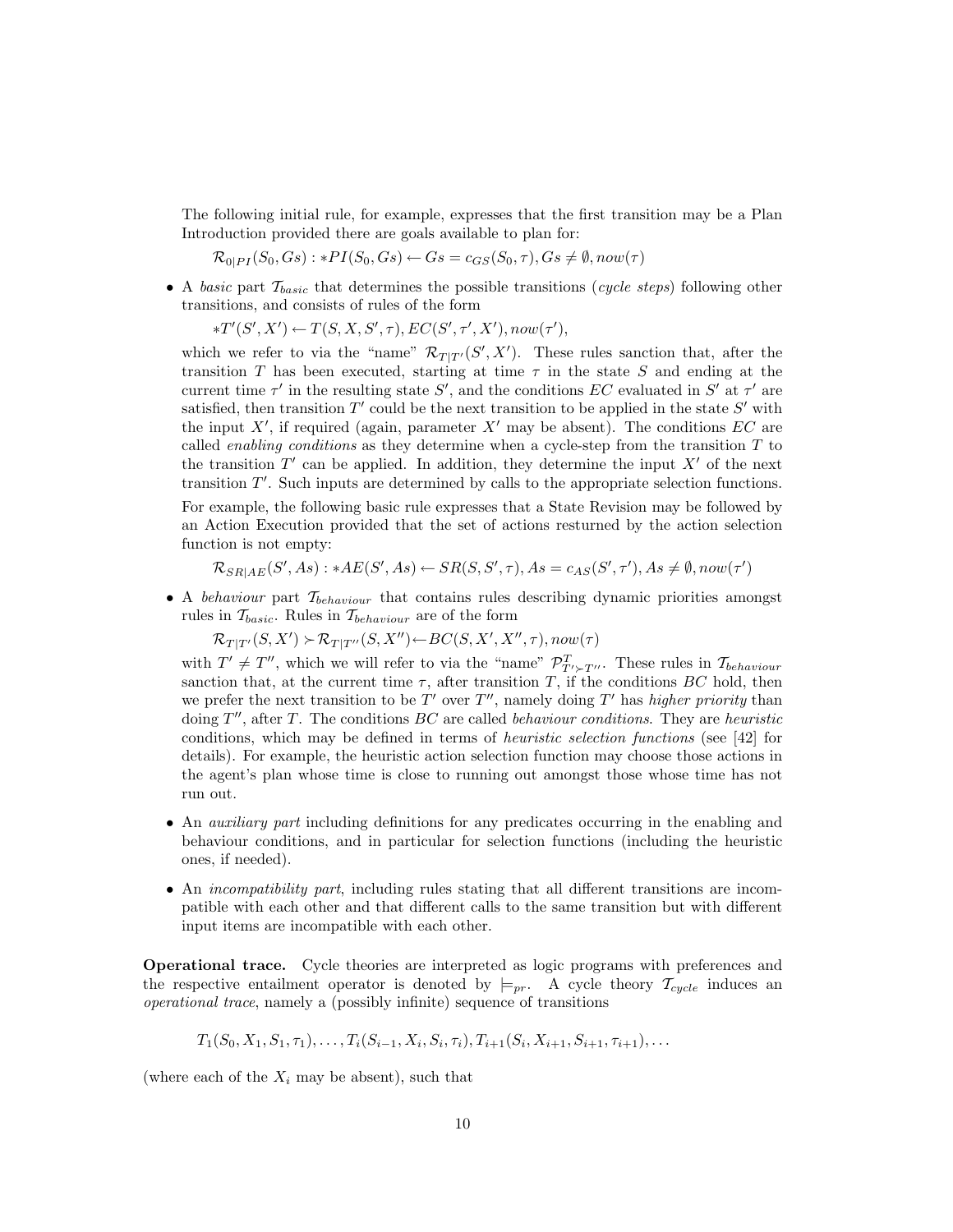The following initial rule, for example, expresses that the first transition may be a Plan Introduction provided there are goals available to plan for:

$$\mathcal{R}_{0|PI}(S_0, Gs) : *PI(S_0, Gs) \leftarrow Gs = c_{GS}(S_0, \tau), Gs \neq \emptyset, now(\tau)$$

- A *basic* part $\mathcal{T}_{basic}$ that determines the possible transitions (*cycle steps*) following other transitions, and consists of rules of the form

  $$*T'(S', X') \leftarrow T(S, X, S', \tau), EC(S', \tau', X'), now(\tau'),$$

  which we refer to via the "name" $\mathcal{R}_{T|T'}(S', X')$. These rules sanction that, after the transition $T$ has been executed, starting at time $\tau$ in the state $S$ and ending at the current time $\tau'$ in the resulting state $S'$, and the conditions $EC$ evaluated in $S'$ at $\tau'$ are satisfied, then transition $T'$ could be the next transition to be applied in the state $S'$ with the input $X'$, if required (again, parameter $X'$ may be absent). The conditions $EC$ are called *enabling conditions* as they determine when a cycle-step from the transition $T$ to the transition $T'$ can be applied. In addition, they determine the input $X'$ of the next transition $T'$. Such inputs are determined by calls to the appropriate selection functions.

  For example, the following basic rule expresses that a State Revision may be followed by an Action Execution provided that the set of actions resturned by the action selection function is not empty:

  $$\mathcal{R}_{SR|AE}(S', As) : *AE(S', As) \leftarrow SR(S, S', \tau), As = c_{AS}(S', \tau'), As \neq \emptyset, now(\tau')$$

- A *behaviour* part $\mathcal{T}_{behaviour}$ that contains rules describing dynamic priorities amongst rules in $\mathcal{T}_{basic}$. Rules in $\mathcal{T}_{behaviour}$ are of the form

  $$\mathcal{R}_{T|T'}(S, X') \succ \mathcal{R}_{T|T''}(S, X'') \leftarrow BC(S, X', X'', \tau), now(\tau)$$

  with $T' \neq T''$, which we will refer to via the "name" $\mathcal{P}^{T}_{T' \succ T''}$. These rules in $\mathcal{T}_{behaviour}$ sanction that, at the current time $\tau$, after transition $T$, if the conditions $BC$ hold, then we prefer the next transition to be $T'$ over $T''$, namely doing $T'$ has *higher priority* than doing $T''$, after $T$. The conditions $BC$ are called *behaviour conditions*. They are *heuristic* conditions, which may be defined in terms of *heuristic selection functions* (see [42] for details). For example, the heuristic action selection function may choose those actions in the agent's plan whose time is close to running out amongst those whose time has not run out.

- An *auxiliary part* including definitions for any predicates occurring in the enabling and behaviour conditions, and in particular for selection functions (including the heuristic ones, if needed).

- An *incompatibility part*, including rules stating that all different transitions are incompatible with each other and that different calls to the same transition but with different input items are incompatible with each other.

**Operational trace.** Cycle theories are interpreted as logic programs with preferences and the respective entailment operator is denoted by $\models_{pr}$. A cycle theory $\mathcal{T}_{cycle}$ induces an *operational trace*, namely a (possibly infinite) sequence of transitions

$$T_1(S_0, X_1, S_1, \tau_1), \ldots, T_i(S_{i-1}, X_i, S_i, \tau_i), T_{i+1}(S_i, X_{i+1}, S_{i+1}, \tau_{i+1}), \ldots$$

(where each of the $X_i$ may be absent), such that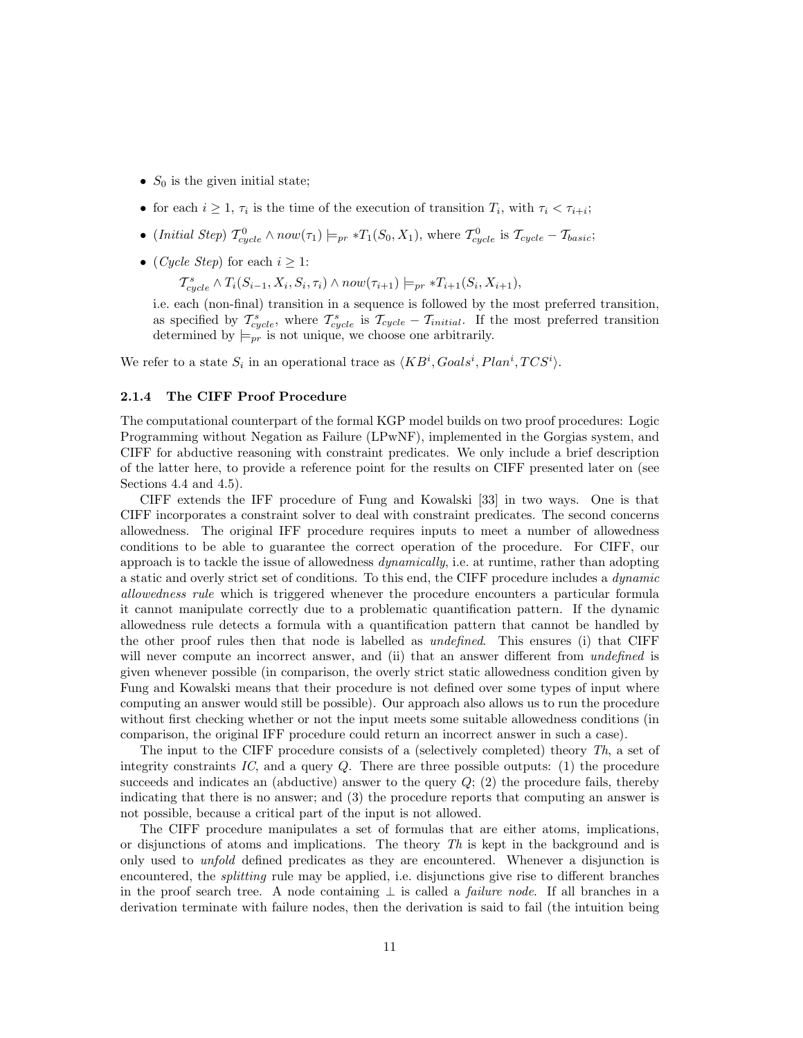- $S_0$ is the given initial state;
- for each $i \geq 1$, $\tau_i$ is the time of the execution of transition $T_i$, with $\tau_i < \tau_{i+i}$;
- (*Initial Step*) $\mathcal{T}^0_{cycle} \wedge now(\tau_1) \models_{pr} *T_1(S_0, X_1)$, where $\mathcal{T}^0_{cycle}$ is $\mathcal{T}_{cycle} - \mathcal{T}_{basic}$;
- (*Cycle Step*) for each $i \geq 1$:

  $\mathcal{T}^s_{cycle} \wedge T_i(S_{i-1}, X_i, S_i, \tau_i) \wedge now(\tau_{i+1}) \models_{pr} *T_{i+1}(S_i, X_{i+1})$,

  i.e. each (non-final) transition in a sequence is followed by the most preferred transition, as specified by $\mathcal{T}^s_{cycle}$, where $\mathcal{T}^s_{cycle}$ is $\mathcal{T}_{cycle} - \mathcal{T}_{initial}$. If the most preferred transition determined by $\models_{pr}$ is not unique, we choose one arbitrarily.

We refer to a state $S_i$ in an operational trace as $\langle KB^i, Goals^i, Plan^i, TCS^i \rangle$.

### 2.1.4 The CIFF Proof Procedure

The computational counterpart of the formal KGP model builds on two proof procedures: Logic Programming without Negation as Failure (LPwNF), implemented in the Gorgias system, and CIFF for abductive reasoning with constraint predicates. We only include a brief description of the latter here, to provide a reference point for the results on CIFF presented later on (see Sections 4.4 and 4.5).

CIFF extends the IFF procedure of Fung and Kowalski [33] in two ways. One is that CIFF incorporates a constraint solver to deal with constraint predicates. The second concerns allowedness. The original IFF procedure requires inputs to meet a number of allowedness conditions to be able to guarantee the correct operation of the procedure. For CIFF, our approach is to tackle the issue of allowedness *dynamically*, i.e. at runtime, rather than adopting a static and overly strict set of conditions. To this end, the CIFF procedure includes a *dynamic allowedness rule* which is triggered whenever the procedure encounters a particular formula it cannot manipulate correctly due to a problematic quantification pattern. If the dynamic allowedness rule detects a formula with a quantification pattern that cannot be handled by the other proof rules then that node is labelled as *undefined*. This ensures (i) that CIFF will never compute an incorrect answer, and (ii) that an answer different from *undefined* is given whenever possible (in comparison, the overly strict static allowedness condition given by Fung and Kowalski means that their procedure is not defined over some types of input where computing an answer would still be possible). Our approach also allows us to run the procedure without first checking whether or not the input meets some suitable allowedness conditions (in comparison, the original IFF procedure could return an incorrect answer in such a case).

The input to the CIFF procedure consists of a (selectively completed) theory *Th*, a set of integrity constraints *IC*, and a query *Q*. There are three possible outputs: (1) the procedure succeeds and indicates an (abductive) answer to the query *Q*; (2) the procedure fails, thereby indicating that there is no answer; and (3) the procedure reports that computing an answer is not possible, because a critical part of the input is not allowed.

The CIFF procedure manipulates a set of formulas that are either atoms, implications, or disjunctions of atoms and implications. The theory *Th* is kept in the background and is only used to *unfold* defined predicates as they are encountered. Whenever a disjunction is encountered, the *splitting* rule may be applied, i.e. disjunctions give rise to different branches in the proof search tree. A node containing $\perp$ is called a *failure node*. If all branches in a derivation terminate with failure nodes, then the derivation is said to fail (the intuition being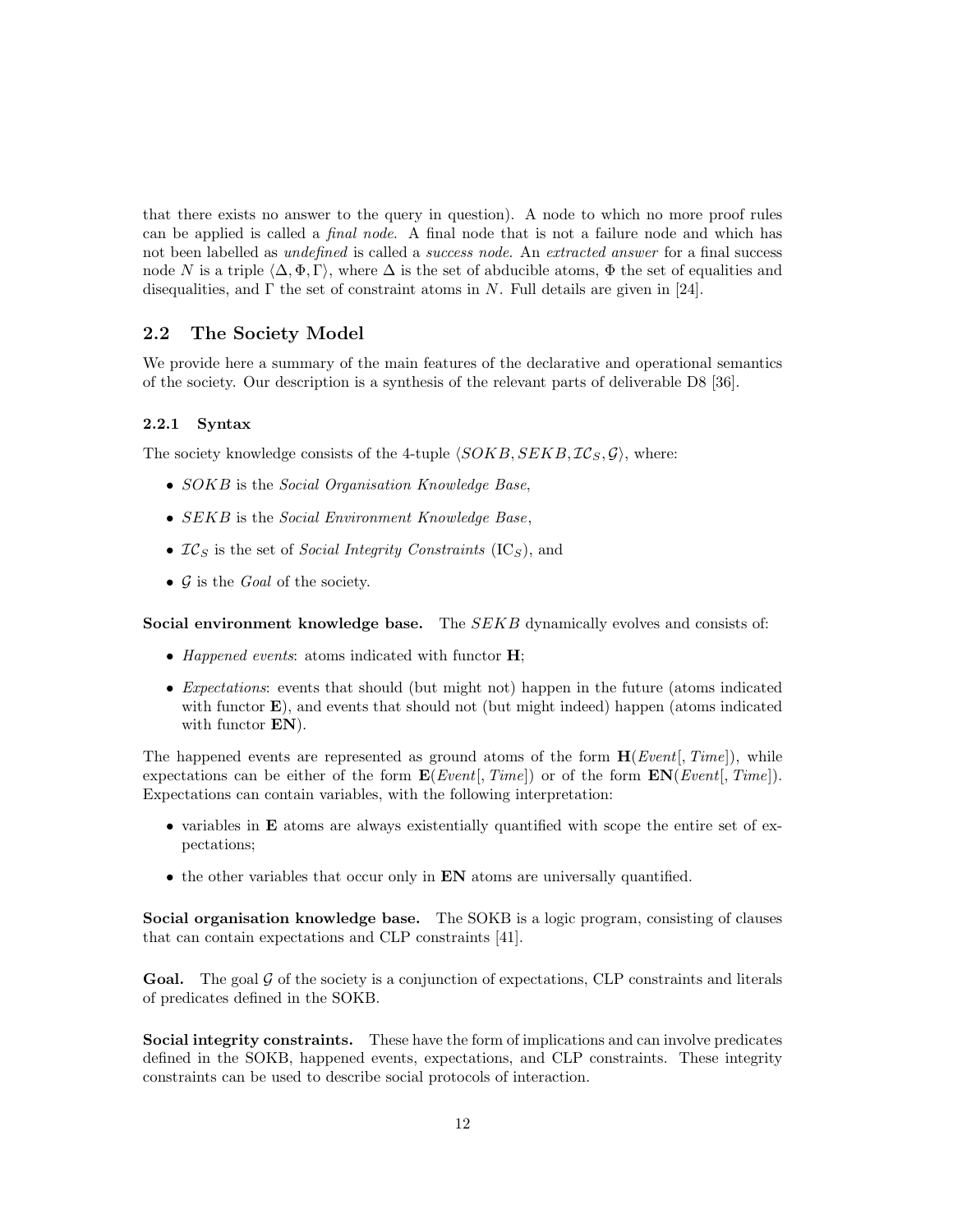that there exists no answer to the query in question). A node to which no more proof rules can be applied is called a *final node*. A final node that is not a failure node and which has not been labelled as *undefined* is called a *success node*. An *extracted answer* for a final success node $N$ is a triple $\langle \Delta, \Phi, \Gamma \rangle$, where $\Delta$ is the set of abducible atoms, $\Phi$ the set of equalities and disequalities, and $\Gamma$ the set of constraint atoms in $N$. Full details are given in [24].

## 2.2 The Society Model

We provide here a summary of the main features of the declarative and operational semantics of the society. Our description is a synthesis of the relevant parts of deliverable D8 [36].

### 2.2.1 Syntax

The society knowledge consists of the 4-tuple $\langle SOKB, SEKB, \mathcal{IC}_S, \mathcal{G} \rangle$, where:

- $SOKB$ is the *Social Organisation Knowledge Base*,
- $SEKB$ is the *Social Environment Knowledge Base*,
- $\mathcal{IC}_S$ is the set of *Social Integrity Constraints* ($\text{IC}_S$), and
- $\mathcal{G}$ is the *Goal* of the society.

**Social environment knowledge base.** The $SEKB$ dynamically evolves and consists of:

- *Happened events*: atoms indicated with functor **H**;
- *Expectations*: events that should (but might not) happen in the future (atoms indicated with functor **E**), and events that should not (but might indeed) happen (atoms indicated with functor **EN**).

The happened events are represented as ground atoms of the form $\mathbf{H}(\mathit{Event}[, \mathit{Time}])$, while expectations can be either of the form $\mathbf{E}(\mathit{Event}[, \mathit{Time}])$ or of the form $\mathbf{EN}(\mathit{Event}[, \mathit{Time}])$. Expectations can contain variables, with the following interpretation:

- variables in **E** atoms are always existentially quantified with scope the entire set of expectations;
- the other variables that occur only in **EN** atoms are universally quantified.

**Social organisation knowledge base.** The SOKB is a logic program, consisting of clauses that can contain expectations and CLP constraints [41].

**Goal.** The goal $\mathcal{G}$ of the society is a conjunction of expectations, CLP constraints and literals of predicates defined in the SOKB.

**Social integrity constraints.** These have the form of implications and can involve predicates defined in the SOKB, happened events, expectations, and CLP constraints. These integrity constraints can be used to describe social protocols of interaction.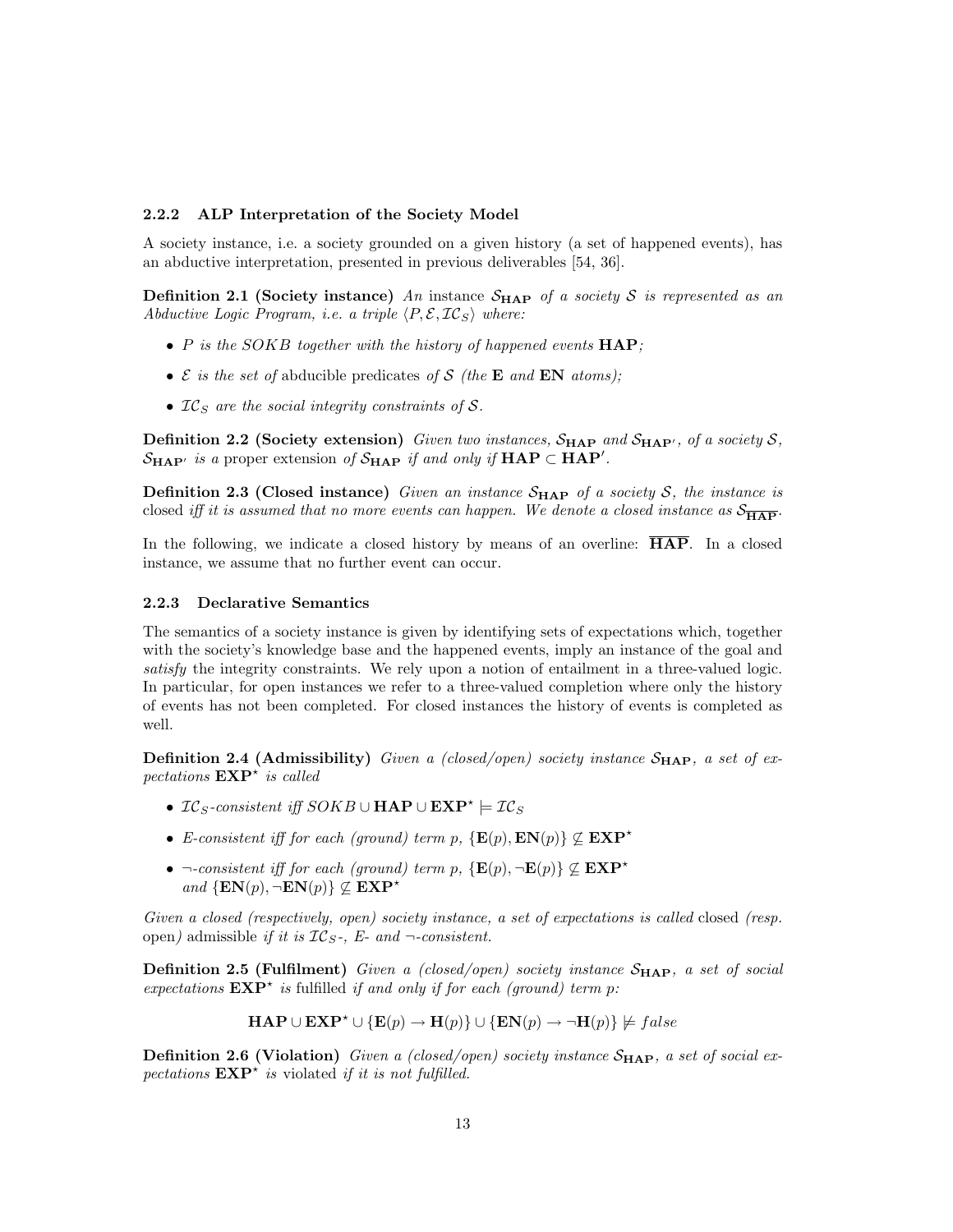### 2.2.2 ALP Interpretation of the Society Model

A society instance, i.e. a society grounded on a given history (a set of happened events), has an abductive interpretation, presented in previous deliverables [54, 36].

**Definition 2.1 (Society instance)** *An* instance $\mathcal{S}_{\mathbf{HAP}}$ *of a society* $\mathcal{S}$ *is represented as an Abductive Logic Program, i.e. a triple* $\langle P, \mathcal{E}, \mathcal{IC}_S \rangle$ *where:*

- $P$ *is the SOKB together with the history of happened events* $\mathbf{HAP}$*;*
- $\mathcal{E}$ *is the set of* abducible predicates *of* $\mathcal{S}$ *(the* $\mathbf{E}$ *and* $\mathbf{EN}$ *atoms);*
- $\mathcal{IC}_S$ *are the social integrity constraints of* $\mathcal{S}$*.*

**Definition 2.2 (Society extension)** *Given two instances,* $\mathcal{S}_{\mathbf{HAP}}$ *and* $\mathcal{S}_{\mathbf{HAP'}}$*, of a society* $\mathcal{S}$*,* $\mathcal{S}_{\mathbf{HAP'}}$ *is a* proper extension *of* $\mathcal{S}_{\mathbf{HAP}}$ *if and only if* $\mathbf{HAP} \subset \mathbf{HAP'}$*.*

**Definition 2.3 (Closed instance)** *Given an instance* $\mathcal{S}_{\mathbf{HAP}}$ *of a society* $\mathcal{S}$*, the instance is* closed *iff it is assumed that no more events can happen. We denote a closed instance as* $\mathcal{S}_{\overline{\mathbf{HAP}}}$*.*

In the following, we indicate a closed history by means of an overline: $\overline{\mathbf{HAP}}$. In a closed instance, we assume that no further event can occur.

### 2.2.3 Declarative Semantics

The semantics of a society instance is given by identifying sets of expectations which, together with the society's knowledge base and the happened events, imply an instance of the goal and *satisfy* the integrity constraints. We rely upon a notion of entailment in a three-valued logic. In particular, for open instances we refer to a three-valued completion where only the history of events has not been completed. For closed instances the history of events is completed as well.

**Definition 2.4 (Admissibility)** *Given a (closed/open) society instance* $\mathcal{S}_{\mathbf{HAP}}$*, a set of expectations* $\mathbf{EXP}^\star$ *is called*

- $\mathcal{IC}_S$*-consistent iff* $SOKB \cup \mathbf{HAP} \cup \mathbf{EXP}^\star \models \mathcal{IC}_S$
- *E-consistent iff for each (ground) term* $p$*,* $\{\mathbf{E}(p), \mathbf{EN}(p)\} \not\subseteq \mathbf{EXP}^\star$
- $\neg$*-consistent iff for each (ground) term* $p$*,* $\{\mathbf{E}(p), \neg\mathbf{E}(p)\} \not\subseteq \mathbf{EXP}^\star$ *and* $\{\mathbf{EN}(p), \neg\mathbf{EN}(p)\} \not\subseteq \mathbf{EXP}^\star$

*Given a closed (respectively, open) society instance, a set of expectations is called* closed *(resp.* open*) admissible if it is* $\mathcal{IC}_S$*-, E- and* $\neg$*-consistent.*

**Definition 2.5 (Fulfilment)** *Given a (closed/open) society instance* $\mathcal{S}_{\mathbf{HAP}}$*, a set of social expectations* $\mathbf{EXP}^\star$ *is* fulfilled *if and only if for each (ground) term* $p$*:*

$$\mathbf{HAP} \cup \mathbf{EXP}^\star \cup \{\mathbf{E}(p) \rightarrow \mathbf{H}(p)\} \cup \{\mathbf{EN}(p) \rightarrow \neg\mathbf{H}(p)\} \not\models false$$

**Definition 2.6 (Violation)** *Given a (closed/open) society instance* $\mathcal{S}_{\mathbf{HAP}}$*, a set of social expectations* $\mathbf{EXP}^\star$ *is* violated *if it is not fulfilled.*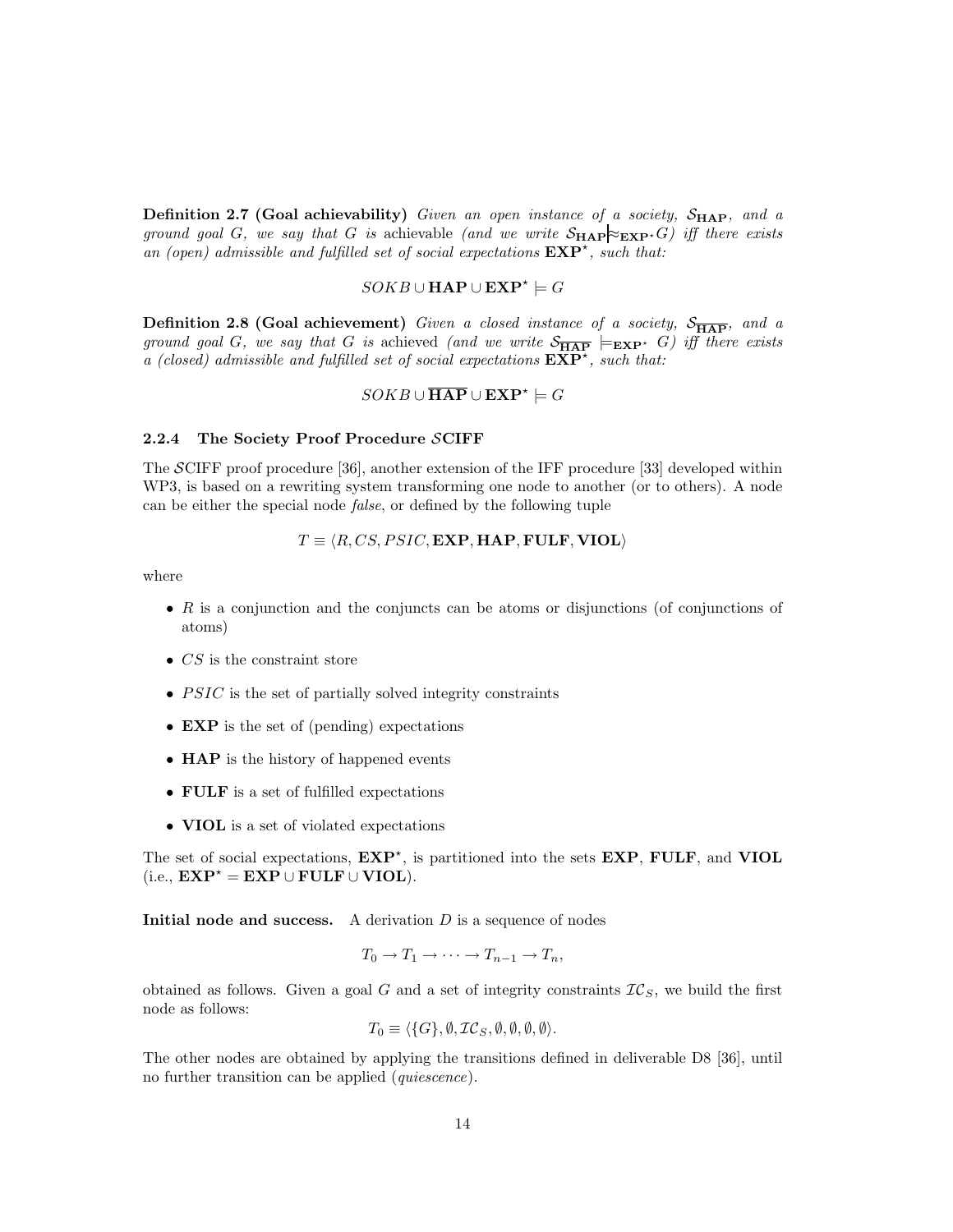**Definition 2.7 (Goal achievability)** *Given an open instance of a society, $\mathcal{S}_{\mathbf{HAP}}$, and a ground goal $G$, we say that $G$ is* achievable *(and we write $\mathcal{S}_{\mathbf{HAP}} \approx_{\mathbf{EXP}^\star} G$) iff there exists an (open) admissible and fulfilled set of social expectations $\mathbf{EXP}^\star$, such that:*

$$SOKB \cup \mathbf{HAP} \cup \mathbf{EXP}^\star \models G$$

**Definition 2.8 (Goal achievement)** *Given a closed instance of a society, $\mathcal{S}_{\overline{\mathbf{HAP}}}$, and a ground goal $G$, we say that $G$ is* achieved *(and we write $\mathcal{S}_{\overline{\mathbf{HAP}}} \models_{\mathbf{EXP}^\star} G$) iff there exists a (closed) admissible and fulfilled set of social expectations $\mathbf{EXP}^\star$, such that:*

$$SOKB \cup \overline{\mathbf{HAP}} \cup \mathbf{EXP}^\star \models G$$

### 2.2.4 The Society Proof Procedure $\mathcal{S}$CIFF

The $\mathcal{S}$CIFF proof procedure [36], another extension of the IFF procedure [33] developed within WP3, is based on a rewriting system transforming one node to another (or to others). A node can be either the special node *false*, or defined by the following tuple

$$T \equiv \langle R, CS, PSIC, \mathbf{EXP}, \mathbf{HAP}, \mathbf{FULF}, \mathbf{VIOL} \rangle$$

where

- $R$ is a conjunction and the conjuncts can be atoms or disjunctions (of conjunctions of atoms)
- $CS$ is the constraint store
- $PSIC$ is the set of partially solved integrity constraints
- $\mathbf{EXP}$ is the set of (pending) expectations
- $\mathbf{HAP}$ is the history of happened events
- $\mathbf{FULF}$ is a set of fulfilled expectations
- $\mathbf{VIOL}$ is a set of violated expectations

The set of social expectations, $\mathbf{EXP}^\star$, is partitioned into the sets $\mathbf{EXP}$, $\mathbf{FULF}$, and $\mathbf{VIOL}$ (i.e., $\mathbf{EXP}^\star = \mathbf{EXP} \cup \mathbf{FULF} \cup \mathbf{VIOL}$).

**Initial node and success.** A derivation $D$ is a sequence of nodes

$$T_0 \rightarrow T_1 \rightarrow \cdots \rightarrow T_{n-1} \rightarrow T_n,$$

obtained as follows. Given a goal $G$ and a set of integrity constraints $\mathcal{IC}_S$, we build the first node as follows:

$$T_0 \equiv \langle \{G\}, \emptyset, \mathcal{IC}_S, \emptyset, \emptyset, \emptyset, \emptyset \rangle.$$

The other nodes are obtained by applying the transitions defined in deliverable D8 [36], until no further transition can be applied (*quiescence*).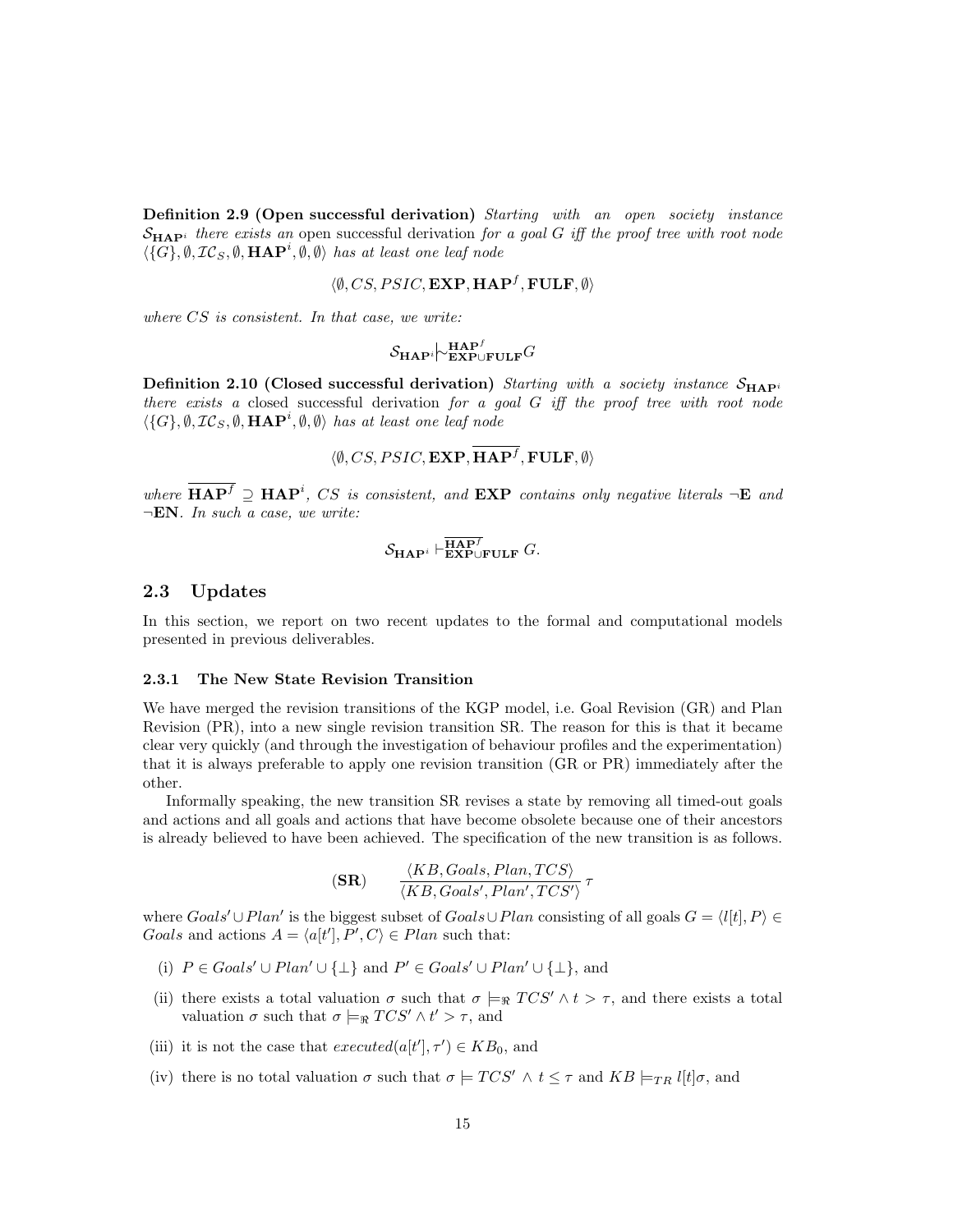**Definition 2.9 (Open successful derivation)** *Starting with an open society instance $\mathcal{S}_{\mathbf{HAP}^i}$ there exists an* open successful derivation *for a goal $G$ iff the proof tree with root node $\langle \{G\}, \emptyset, \mathcal{IC}_S, \emptyset, \mathbf{HAP}^i, \emptyset, \emptyset \rangle$ has at least one leaf node*

$$\langle \emptyset, CS, PSIC, \mathbf{EXP}, \mathbf{HAP}^f, \mathbf{FULF}, \emptyset \rangle$$

*where $CS$ is consistent. In that case, we write:*

$$\mathcal{S}_{\mathbf{HAP}^i} \mid\!\sim^{\mathbf{HAP}^f}_{\mathbf{EXP} \cup \mathbf{FULF}} G$$

**Definition 2.10 (Closed successful derivation)** *Starting with a society instance $\mathcal{S}_{\mathbf{HAP}^i}$ there exists a* closed successful derivation *for a goal $G$ iff the proof tree with root node $\langle \{G\}, \emptyset, \mathcal{IC}_S, \emptyset, \mathbf{HAP}^i, \emptyset, \emptyset \rangle$ has at least one leaf node*

$$\langle \emptyset, CS, PSIC, \mathbf{EXP}, \overline{\mathbf{HAP}^f}, \mathbf{FULF}, \emptyset \rangle$$

*where $\overline{\mathbf{HAP}^f} \supseteq \mathbf{HAP}^i$, $CS$ is consistent, and* **EXP** *contains only negative literals $\neg$***E** *and $\neg$***EN**. *In such a case, we write:*

$$\mathcal{S}_{\mathbf{HAP}^i} \vdash^{\overline{\mathbf{HAP}^f}}_{\mathbf{EXP} \cup \mathbf{FULF}} G.$$

## 2.3 Updates

In this section, we report on two recent updates to the formal and computational models presented in previous deliverables.

### 2.3.1 The New State Revision Transition

We have merged the revision transitions of the KGP model, i.e. Goal Revision (GR) and Plan Revision (PR), into a new single revision transition SR. The reason for this is that it became clear very quickly (and through the investigation of behaviour profiles and the experimentation) that it is always preferable to apply one revision transition (GR or PR) immediately after the other.

Informally speaking, the new transition SR revises a state by removing all timed-out goals and actions and all goals and actions that have become obsolete because one of their ancestors is already believed to have been achieved. The specification of the new transition is as follows.

$$(\mathbf{SR}) \qquad \frac{\langle KB, Goals, Plan, TCS \rangle}{\langle KB, Goals', Plan', TCS' \rangle} \, \tau$$

where $Goals' \cup Plan'$ is the biggest subset of $Goals \cup Plan$ consisting of all goals $G = \langle l[t], P \rangle \in Goals$ and actions $A = \langle a[t'], P', C \rangle \in Plan$ such that:

(i) $P \in Goals' \cup Plan' \cup \{\bot\}$ and $P' \in Goals' \cup Plan' \cup \{\bot\}$, and

(ii) there exists a total valuation $\sigma$ such that $\sigma \models_{\Re} TCS' \wedge t > \tau$, and there exists a total valuation $\sigma$ such that $\sigma \models_{\Re} TCS' \wedge t' > \tau$, and

(iii) it is not the case that $executed(a[t'], \tau') \in KB_0$, and

(iv) there is no total valuation $\sigma$ such that $\sigma \models TCS' \wedge t \leq \tau$ and $KB \models_{TR} l[t]\sigma$, and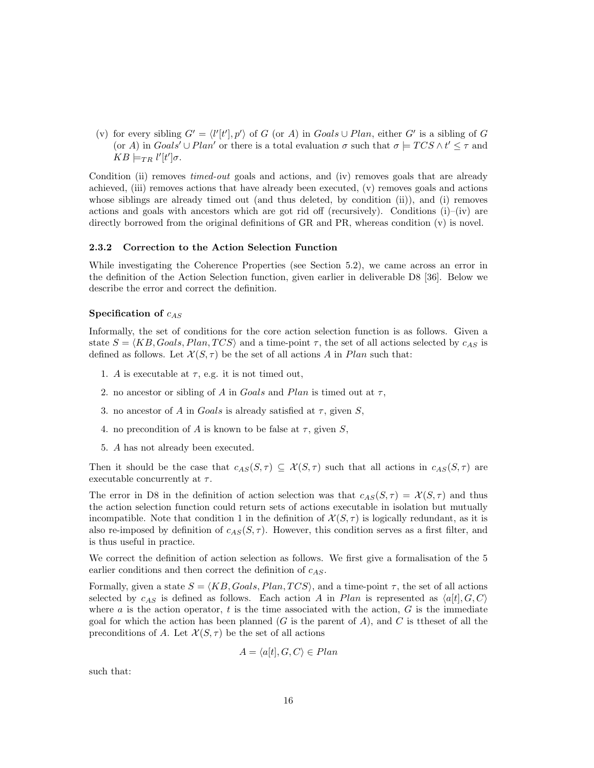(v) for every sibling $G' = \langle l'[t'], p' \rangle$ of $G$ (or $A$) in $Goals \cup Plan$, either $G'$ is a sibling of $G$ (or $A$) in $Goals' \cup Plan'$ or there is a total evaluation $\sigma$ such that $\sigma \models TCS \wedge t' \leq \tau$ and $KB \models_{TR} l'[t']\sigma$.

Condition (ii) removes *timed-out* goals and actions, and (iv) removes goals that are already achieved, (iii) removes actions that have already been executed, (v) removes goals and actions whose siblings are already timed out (and thus deleted, by condition (ii)), and (i) removes actions and goals with ancestors which are got rid off (recursively). Conditions (i)–(iv) are directly borrowed from the original definitions of GR and PR, whereas condition (v) is novel.

### 2.3.2 Correction to the Action Selection Function

While investigating the Coherence Properties (see Section 5.2), we came across an error in the definition of the Action Selection function, given earlier in deliverable D8 [36]. Below we describe the error and correct the definition.

#### Specification of $c_{AS}$

Informally, the set of conditions for the core action selection function is as follows. Given a state $S = \langle KB, Goals, Plan, TCS \rangle$ and a time-point $\tau$, the set of all actions selected by $c_{AS}$ is defined as follows. Let $\mathcal{X}(S, \tau)$ be the set of all actions $A$ in $Plan$ such that:

1. $A$ is executable at $\tau$, e.g. it is not timed out,
2. no ancestor or sibling of $A$ in $Goals$ and $Plan$ is timed out at $\tau$,
3. no ancestor of $A$ in $Goals$ is already satisfied at $\tau$, given $S$,
4. no precondition of $A$ is known to be false at $\tau$, given $S$,
5. $A$ has not already been executed.

Then it should be the case that $c_{AS}(S, \tau) \subseteq \mathcal{X}(S, \tau)$ such that all actions in $c_{AS}(S, \tau)$ are executable concurrently at $\tau$.

The error in D8 in the definition of action selection was that $c_{AS}(S, \tau) = \mathcal{X}(S, \tau)$ and thus the action selection function could return sets of actions executable in isolation but mutually incompatible. Note that condition 1 in the definition of $\mathcal{X}(S, \tau)$ is logically redundant, as it is also re-imposed by definition of $c_{AS}(S, \tau)$. However, this condition serves as a first filter, and is thus useful in practice.

We correct the definition of action selection as follows. We first give a formalisation of the 5 earlier conditions and then correct the definition of $c_{AS}$.

Formally, given a state $S = \langle KB, Goals, Plan, TCS \rangle$, and a time-point $\tau$, the set of all actions selected by $c_{AS}$ is defined as follows. Each action $A$ in $Plan$ is represented as $\langle a[t], G, C \rangle$ where $a$ is the action operator, $t$ is the time associated with the action, $G$ is the immediate goal for which the action has been planned ($G$ is the parent of $A$), and $C$ is ttheset of all the preconditions of $A$. Let $\mathcal{X}(S, \tau)$ be the set of all actions

$$A = \langle a[t], G, C \rangle \in Plan$$

such that: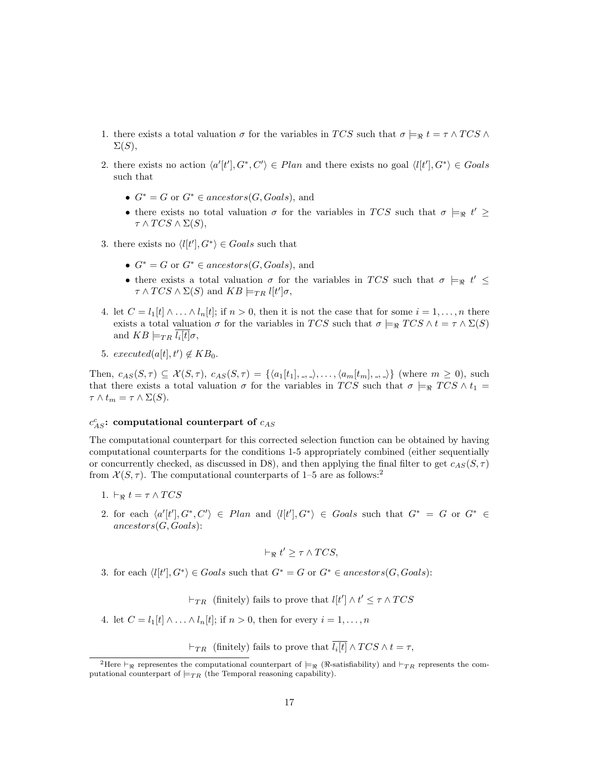1. there exists a total valuation $\sigma$ for the variables in $TCS$ such that $\sigma \models_{\Re} t = \tau \wedge TCS \wedge \Sigma(S)$,

2. there exists no action $\langle a'[t'], G^*, C' \rangle \in Plan$ and there exists no goal $\langle l[t'], G^* \rangle \in Goals$ such that

   - $G^* = G$ or $G^* \in ancestors(G, Goals)$, and
   - there exists no total valuation $\sigma$ for the variables in $TCS$ such that $\sigma \models_{\Re} t' \geq \tau \wedge TCS \wedge \Sigma(S)$,

3. there exists no $\langle l[t'], G^* \rangle \in Goals$ such that

   - $G^* = G$ or $G^* \in ancestors(G, Goals)$, and
   - there exists a total valuation $\sigma$ for the variables in $TCS$ such that $\sigma \models_{\Re} t' \leq \tau \wedge TCS \wedge \Sigma(S)$ and $KB \models_{TR} l[t']\sigma$,

4. let $C = l_1[t] \wedge \ldots \wedge l_n[t]$; if $n > 0$, then it is not the case that for some $i = 1, \ldots, n$ there exists a total valuation $\sigma$ for the variables in $TCS$ such that $\sigma \models_{\Re} TCS \wedge t = \tau \wedge \Sigma(S)$ and $KB \models_{TR} \overline{l_i[t]}\sigma$,

5. $executed(a[t], t') \notin KB_0$.

Then, $c_{AS}(S, \tau) \subseteq \mathcal{X}(S, \tau)$, $c_{AS}(S, \tau) = \{\langle a_1[t_1], \_, \_ \rangle, \ldots, \langle a_m[t_m], \_, \_ \rangle\}$ (where $m \geq 0$), such that there exists a total valuation $\sigma$ for the variables in $TCS$ such that $\sigma \models_{\Re} TCS \wedge t_1 = \tau \wedge t_m = \tau \wedge \Sigma(S)$.

### $c^c_{AS}$: computational counterpart of $c_{AS}$

The computational counterpart for this corrected selection function can be obtained by having computational counterparts for the conditions 1-5 appropriately combined (either sequentially or concurrently checked, as discussed in D8), and then applying the final filter to get $c_{AS}(S, \tau)$ from $\mathcal{X}(S, \tau)$. The computational counterparts of 1–5 are as follows:[2]

1. $\vdash_{\Re} t = \tau \wedge TCS$

2. for each $\langle a'[t'], G^*, C' \rangle \in Plan$ and $\langle l[t'], G^* \rangle \in Goals$ such that $G^* = G$ or $G^* \in ancestors(G, Goals)$:

$$\vdash_{\Re} t' \geq \tau \wedge TCS,$$

3. for each $\langle l[t'], G^* \rangle \in Goals$ such that $G^* = G$ or $G^* \in ancestors(G, Goals)$:

$$\vdash_{TR} \text{ (finitely) fails to prove that } l[t'] \wedge t' \leq \tau \wedge TCS$$

4. let $C = l_1[t] \wedge \ldots \wedge l_n[t]$; if $n > 0$, then for every $i = 1, \ldots, n$

$$\vdash_{TR} \text{ (finitely) fails to prove that } \overline{l_i[t]} \wedge TCS \wedge t = \tau,$$

[2]Here $\vdash_{\Re}$ representes the computational counterpart of $\models_{\Re}$ ($\Re$-satisfiability) and $\vdash_{TR}$ represents the computational counterpart of $\models_{TR}$ (the Temporal reasoning capability).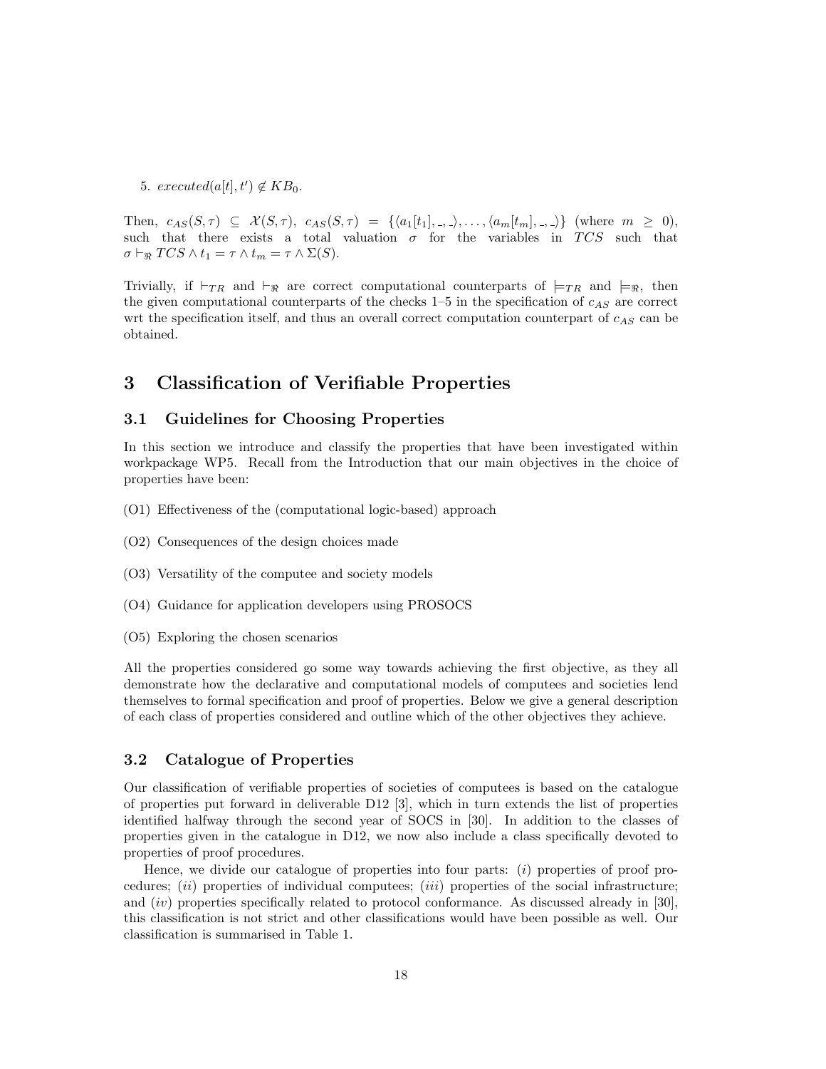5. $executed(a[t], t') \notin KB_0$.

Then, $c_{AS}(S, \tau) \subseteq \mathcal{X}(S, \tau)$, $c_{AS}(S, \tau) = \{\langle a_1[t_1], \_, \_\rangle, \ldots, \langle a_m[t_m], \_, \_\rangle\}$ (where $m \geq 0$), such that there exists a total valuation $\sigma$ for the variables in $TCS$ such that $\sigma \vdash_{\Re} TCS \wedge t_1 = \tau \wedge t_m = \tau \wedge \Sigma(S)$.

Trivially, if $\vdash_{TR}$ and $\vdash_{\Re}$ are correct computational counterparts of $\models_{TR}$ and $\models_{\Re}$, then the given computational counterparts of the checks 1–5 in the specification of $c_{AS}$ are correct wrt the specification itself, and thus an overall correct computation counterpart of $c_{AS}$ can be obtained.

# 3 Classification of Verifiable Properties

## 3.1 Guidelines for Choosing Properties

In this section we introduce and classify the properties that have been investigated within workpackage WP5. Recall from the Introduction that our main objectives in the choice of properties have been:

(O1) Effectiveness of the (computational logic-based) approach

(O2) Consequences of the design choices made

(O3) Versatility of the computee and society models

(O4) Guidance for application developers using PROSOCS

(O5) Exploring the chosen scenarios

All the properties considered go some way towards achieving the first objective, as they all demonstrate how the declarative and computational models of computees and societies lend themselves to formal specification and proof of properties. Below we give a general description of each class of properties considered and outline which of the other objectives they achieve.

## 3.2 Catalogue of Properties

Our classification of verifiable properties of societies of computees is based on the catalogue of properties put forward in deliverable D12 [3], which in turn extends the list of properties identified halfway through the second year of SOCS in [30]. In addition to the classes of properties given in the catalogue in D12, we now also include a class specifically devoted to properties of proof procedures.

Hence, we divide our catalogue of properties into four parts: (*i*) properties of proof procedures; (*ii*) properties of individual computees; (*iii*) properties of the social infrastructure; and (*iv*) properties specifically related to protocol conformance. As discussed already in [30], this classification is not strict and other classifications would have been possible as well. Our classification is summarised in Table 1.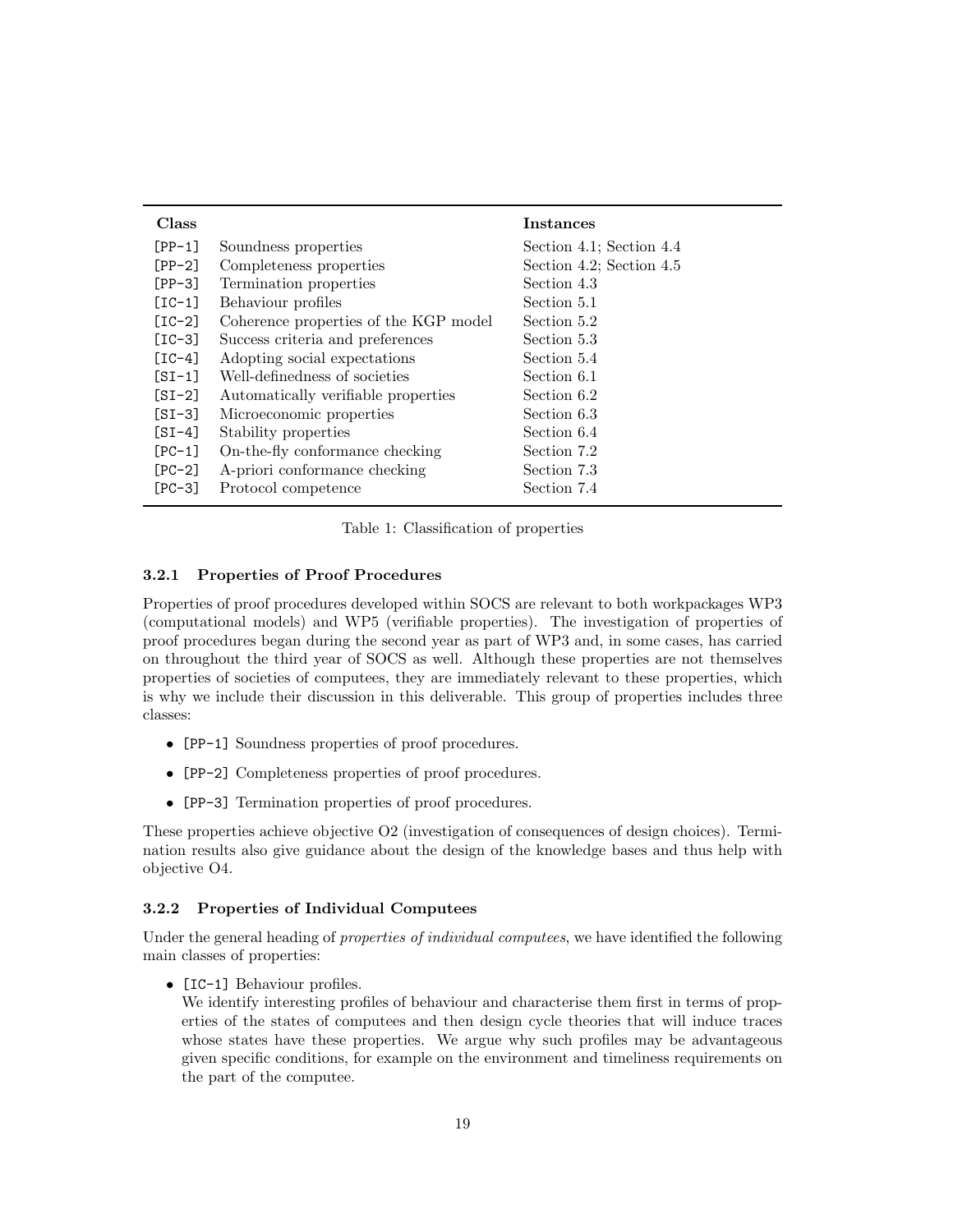| Class | | Instances |
|---|---|---|
| [PP-1] | Soundness properties | Section 4.1; Section 4.4 |
| [PP-2] | Completeness properties | Section 4.2; Section 4.5 |
| [PP-3] | Termination properties | Section 4.3 |
| [IC-1] | Behaviour profiles | Section 5.1 |
| [IC-2] | Coherence properties of the KGP model | Section 5.2 |
| [IC-3] | Success criteria and preferences | Section 5.3 |
| [IC-4] | Adopting social expectations | Section 5.4 |
| [SI-1] | Well-definedness of societies | Section 6.1 |
| [SI-2] | Automatically verifiable properties | Section 6.2 |
| [SI-3] | Microeconomic properties | Section 6.3 |
| [SI-4] | Stability properties | Section 6.4 |
| [PC-1] | On-the-fly conformance checking | Section 7.2 |
| [PC-2] | A-priori conformance checking | Section 7.3 |
| [PC-3] | Protocol competence | Section 7.4 |

Table 1: Classification of properties

### 3.2.1 Properties of Proof Procedures

Properties of proof procedures developed within SOCS are relevant to both workpackages WP3 (computational models) and WP5 (verifiable properties). The investigation of properties of proof procedures began during the second year as part of WP3 and, in some cases, has carried on throughout the third year of SOCS as well. Although these properties are not themselves properties of societies of computees, they are immediately relevant to these properties, which is why we include their discussion in this deliverable. This group of properties includes three classes:

- [PP-1] Soundness properties of proof procedures.
- [PP-2] Completeness properties of proof procedures.
- [PP-3] Termination properties of proof procedures.

These properties achieve objective O2 (investigation of consequences of design choices). Termination results also give guidance about the design of the knowledge bases and thus help with objective O4.

### 3.2.2 Properties of Individual Computees

Under the general heading of *properties of individual computees*, we have identified the following main classes of properties:

- [IC-1] Behaviour profiles.
  We identify interesting profiles of behaviour and characterise them first in terms of properties of the states of computees and then design cycle theories that will induce traces whose states have these properties. We argue why such profiles may be advantageous given specific conditions, for example on the environment and timeliness requirements on the part of the computee.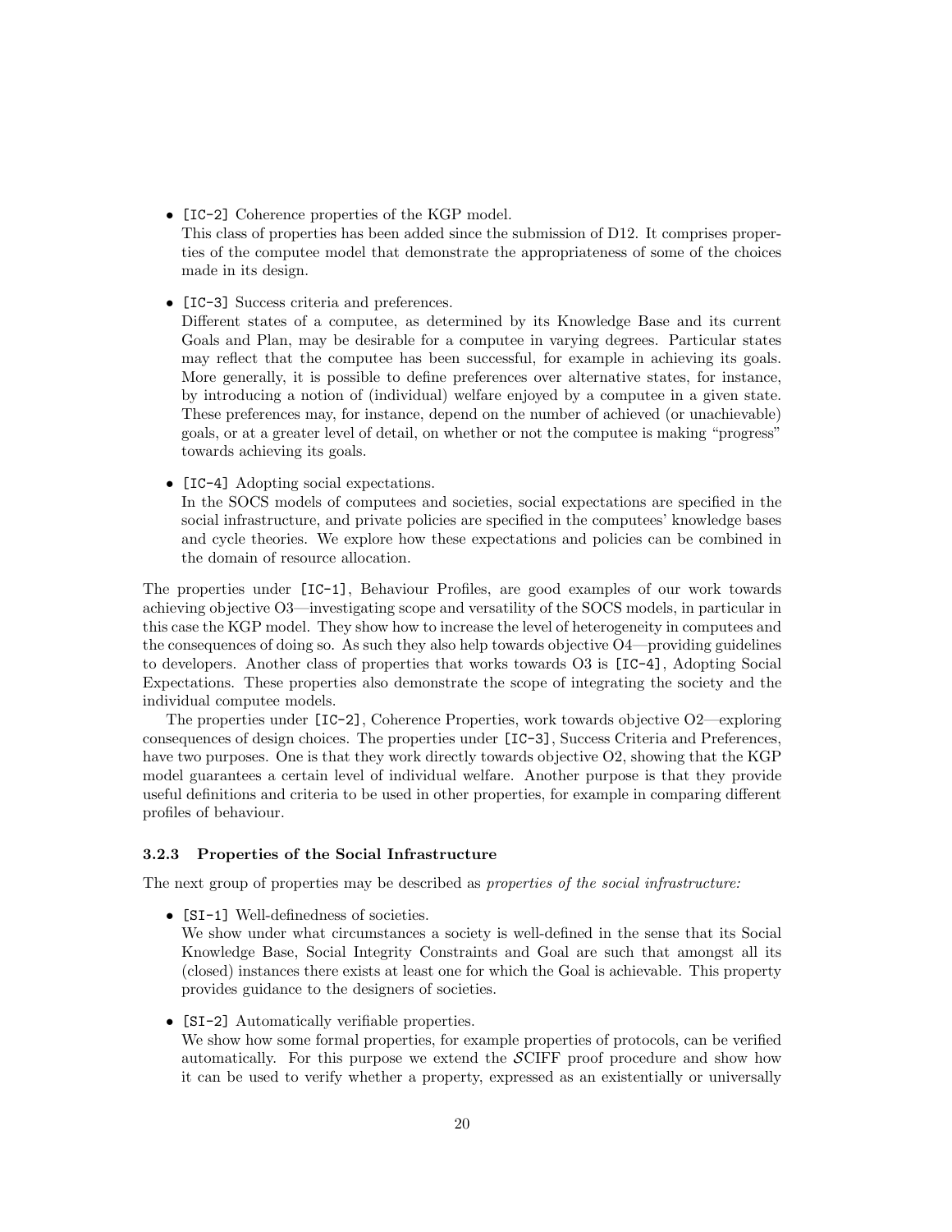- `[IC-2]` Coherence properties of the KGP model.
  This class of properties has been added since the submission of D12. It comprises properties of the computee model that demonstrate the appropriateness of some of the choices made in its design.

- `[IC-3]` Success criteria and preferences.
  Different states of a computee, as determined by its Knowledge Base and its current Goals and Plan, may be desirable for a computee in varying degrees. Particular states may reflect that the computee has been successful, for example in achieving its goals. More generally, it is possible to define preferences over alternative states, for instance, by introducing a notion of (individual) welfare enjoyed by a computee in a given state. These preferences may, for instance, depend on the number of achieved (or unachievable) goals, or at a greater level of detail, on whether or not the computee is making "progress" towards achieving its goals.

- `[IC-4]` Adopting social expectations.
  In the SOCS models of computees and societies, social expectations are specified in the social infrastructure, and private policies are specified in the computees' knowledge bases and cycle theories. We explore how these expectations and policies can be combined in the domain of resource allocation.

The properties under `[IC-1]`, Behaviour Profiles, are good examples of our work towards achieving objective O3—investigating scope and versatility of the SOCS models, in particular in this case the KGP model. They show how to increase the level of heterogeneity in computees and the consequences of doing so. As such they also help towards objective O4—providing guidelines to developers. Another class of properties that works towards O3 is `[IC-4]`, Adopting Social Expectations. These properties also demonstrate the scope of integrating the society and the individual computee models.

The properties under `[IC-2]`, Coherence Properties, work towards objective O2—exploring consequences of design choices. The properties under `[IC-3]`, Success Criteria and Preferences, have two purposes. One is that they work directly towards objective O2, showing that the KGP model guarantees a certain level of individual welfare. Another purpose is that they provide useful definitions and criteria to be used in other properties, for example in comparing different profiles of behaviour.

### 3.2.3 Properties of the Social Infrastructure

The next group of properties may be described as *properties of the social infrastructure:*

- `[SI-1]` Well-definedness of societies.
  We show under what circumstances a society is well-defined in the sense that its Social Knowledge Base, Social Integrity Constraints and Goal are such that amongst all its (closed) instances there exists at least one for which the Goal is achievable. This property provides guidance to the designers of societies.

- `[SI-2]` Automatically verifiable properties.
  We show how some formal properties, for example properties of protocols, can be verified automatically. For this purpose we extend the $\mathcal{S}$CIFF proof procedure and show how it can be used to verify whether a property, expressed as an existentially or universally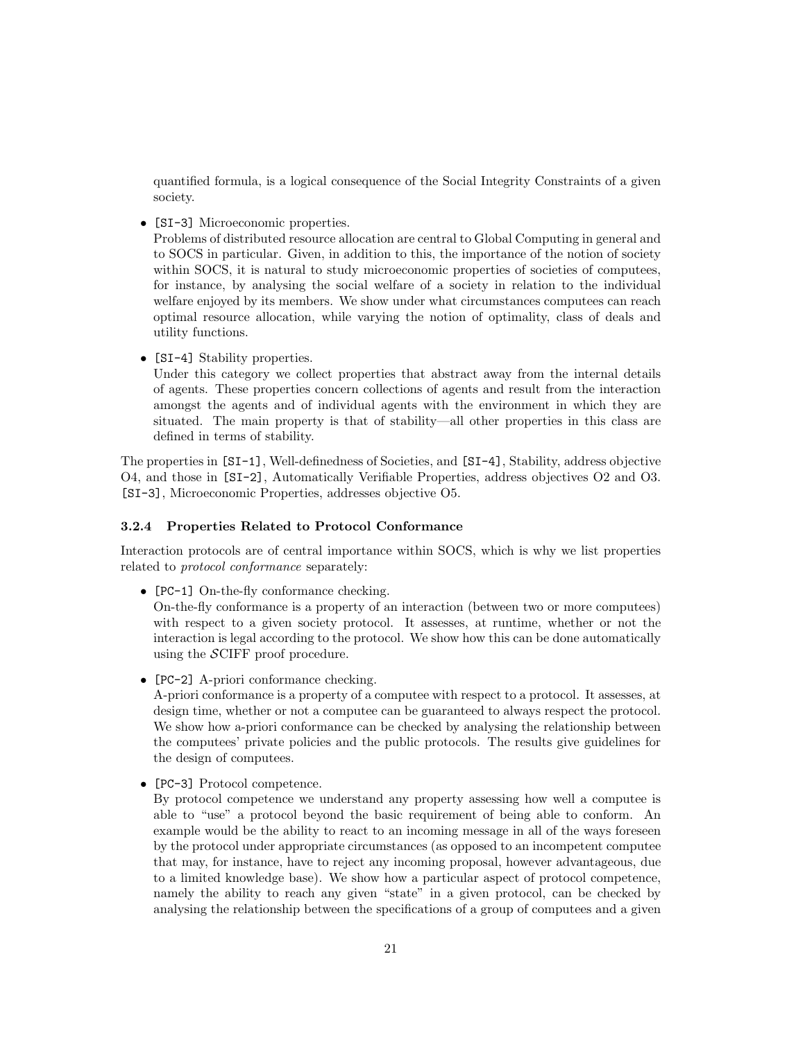quantified formula, is a logical consequence of the Social Integrity Constraints of a given society.

- `[SI-3]` Microeconomic properties.
  Problems of distributed resource allocation are central to Global Computing in general and to SOCS in particular. Given, in addition to this, the importance of the notion of society within SOCS, it is natural to study microeconomic properties of societies of computees, for instance, by analysing the social welfare of a society in relation to the individual welfare enjoyed by its members. We show under what circumstances computees can reach optimal resource allocation, while varying the notion of optimality, class of deals and utility functions.

- `[SI-4]` Stability properties.
  Under this category we collect properties that abstract away from the internal details of agents. These properties concern collections of agents and result from the interaction amongst the agents and of individual agents with the environment in which they are situated. The main property is that of stability—all other properties in this class are defined in terms of stability.

The properties in `[SI-1]`, Well-definedness of Societies, and `[SI-4]`, Stability, address objective O4, and those in `[SI-2]`, Automatically Verifiable Properties, address objectives O2 and O3. `[SI-3]`, Microeconomic Properties, addresses objective O5.

### 3.2.4 Properties Related to Protocol Conformance

Interaction protocols are of central importance within SOCS, which is why we list properties related to *protocol conformance* separately:

- `[PC-1]` On-the-fly conformance checking.
  On-the-fly conformance is a property of an interaction (between two or more computees) with respect to a given society protocol. It assesses, at runtime, whether or not the interaction is legal according to the protocol. We show how this can be done automatically using the $\mathcal{S}$CIFF proof procedure.

- `[PC-2]` A-priori conformance checking.
  A-priori conformance is a property of a computee with respect to a protocol. It assesses, at design time, whether or not a computee can be guaranteed to always respect the protocol. We show how a-priori conformance can be checked by analysing the relationship between the computees' private policies and the public protocols. The results give guidelines for the design of computees.

- `[PC-3]` Protocol competence.
  By protocol competence we understand any property assessing how well a computee is able to "use" a protocol beyond the basic requirement of being able to conform. An example would be the ability to react to an incoming message in all of the ways foreseen by the protocol under appropriate circumstances (as opposed to an incompetent computee that may, for instance, have to reject any incoming proposal, however advantageous, due to a limited knowledge base). We show how a particular aspect of protocol competence, namely the ability to reach any given "state" in a given protocol, can be checked by analysing the relationship between the specifications of a group of computees and a given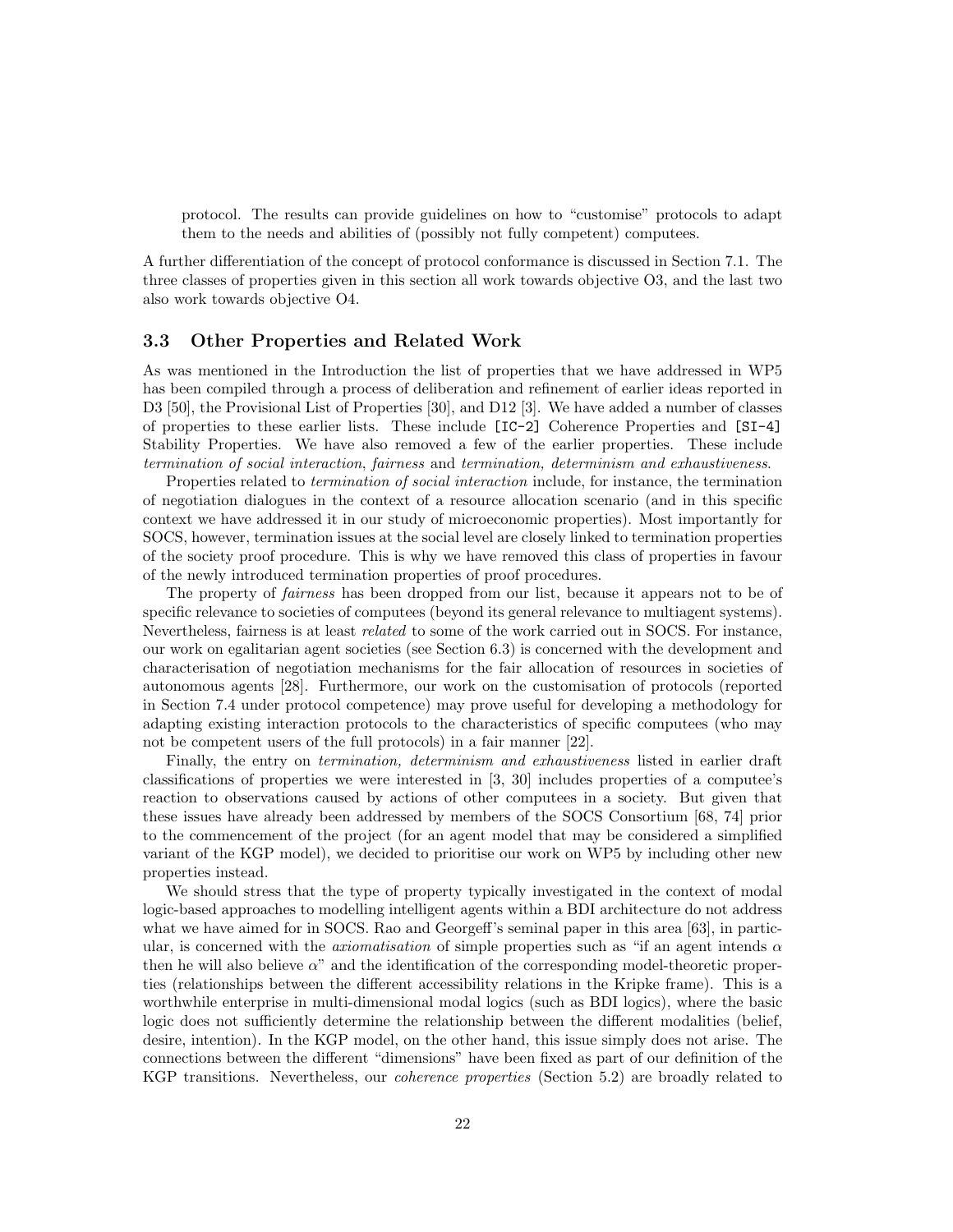protocol. The results can provide guidelines on how to "customise" protocols to adapt them to the needs and abilities of (possibly not fully competent) computees.

A further differentiation of the concept of protocol conformance is discussed in Section 7.1. The three classes of properties given in this section all work towards objective O3, and the last two also work towards objective O4.

### 3.3 Other Properties and Related Work

As was mentioned in the Introduction the list of properties that we have addressed in WP5 has been compiled through a process of deliberation and refinement of earlier ideas reported in D3 [50], the Provisional List of Properties [30], and D12 [3]. We have added a number of classes of properties to these earlier lists. These include `[IC-2]` Coherence Properties and `[SI-4]` Stability Properties. We have also removed a few of the earlier properties. These include *termination of social interaction*, *fairness* and *termination, determinism and exhaustiveness*.

Properties related to *termination of social interaction* include, for instance, the termination of negotiation dialogues in the context of a resource allocation scenario (and in this specific context we have addressed it in our study of microeconomic properties). Most importantly for SOCS, however, termination issues at the social level are closely linked to termination properties of the society proof procedure. This is why we have removed this class of properties in favour of the newly introduced termination properties of proof procedures.

The property of *fairness* has been dropped from our list, because it appears not to be of specific relevance to societies of computees (beyond its general relevance to multiagent systems). Nevertheless, fairness is at least *related* to some of the work carried out in SOCS. For instance, our work on egalitarian agent societies (see Section 6.3) is concerned with the development and characterisation of negotiation mechanisms for the fair allocation of resources in societies of autonomous agents [28]. Furthermore, our work on the customisation of protocols (reported in Section 7.4 under protocol competence) may prove useful for developing a methodology for adapting existing interaction protocols to the characteristics of specific computees (who may not be competent users of the full protocols) in a fair manner [22].

Finally, the entry on *termination, determinism and exhaustiveness* listed in earlier draft classifications of properties we were interested in [3, 30] includes properties of a computee's reaction to observations caused by actions of other computees in a society. But given that these issues have already been addressed by members of the SOCS Consortium [68, 74] prior to the commencement of the project (for an agent model that may be considered a simplified variant of the KGP model), we decided to prioritise our work on WP5 by including other new properties instead.

We should stress that the type of property typically investigated in the context of modal logic-based approaches to modelling intelligent agents within a BDI architecture do not address what we have aimed for in SOCS. Rao and Georgeff's seminal paper in this area [63], in particular, is concerned with the *axiomatisation* of simple properties such as "if an agent intends $\alpha$ then he will also believe $\alpha$" and the identification of the corresponding model-theoretic properties (relationships between the different accessibility relations in the Kripke frame). This is a worthwhile enterprise in multi-dimensional modal logics (such as BDI logics), where the basic logic does not sufficiently determine the relationship between the different modalities (belief, desire, intention). In the KGP model, on the other hand, this issue simply does not arise. The connections between the different "dimensions" have been fixed as part of our definition of the KGP transitions. Nevertheless, our *coherence properties* (Section 5.2) are broadly related to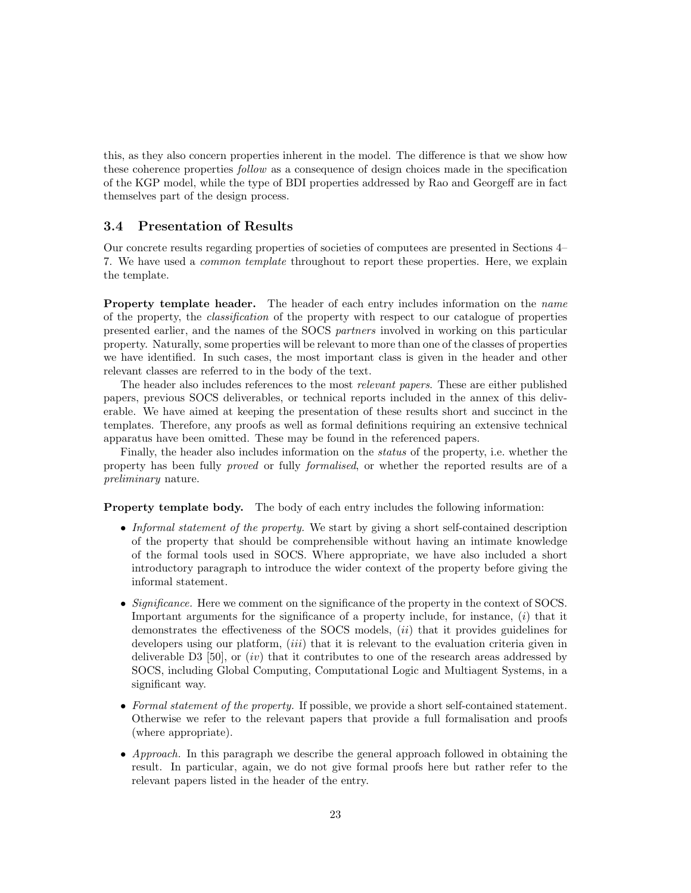this, as they also concern properties inherent in the model. The difference is that we show how these coherence properties *follow* as a consequence of design choices made in the specification of the KGP model, while the type of BDI properties addressed by Rao and Georgeff are in fact themselves part of the design process.

## 3.4 Presentation of Results

Our concrete results regarding properties of societies of computees are presented in Sections 4–7. We have used a *common template* throughout to report these properties. Here, we explain the template.

**Property template header.** The header of each entry includes information on the *name* of the property, the *classification* of the property with respect to our catalogue of properties presented earlier, and the names of the SOCS *partners* involved in working on this particular property. Naturally, some properties will be relevant to more than one of the classes of properties we have identified. In such cases, the most important class is given in the header and other relevant classes are referred to in the body of the text.

The header also includes references to the most *relevant papers*. These are either published papers, previous SOCS deliverables, or technical reports included in the annex of this deliverable. We have aimed at keeping the presentation of these results short and succinct in the templates. Therefore, any proofs as well as formal definitions requiring an extensive technical apparatus have been omitted. These may be found in the referenced papers.

Finally, the header also includes information on the *status* of the property, i.e. whether the property has been fully *proved* or fully *formalised*, or whether the reported results are of a *preliminary* nature.

**Property template body.** The body of each entry includes the following information:

- *Informal statement of the property.* We start by giving a short self-contained description of the property that should be comprehensible without having an intimate knowledge of the formal tools used in SOCS. Where appropriate, we have also included a short introductory paragraph to introduce the wider context of the property before giving the informal statement.
- *Significance.* Here we comment on the significance of the property in the context of SOCS. Important arguments for the significance of a property include, for instance, (*i*) that it demonstrates the effectiveness of the SOCS models, (*ii*) that it provides guidelines for developers using our platform, (*iii*) that it is relevant to the evaluation criteria given in deliverable D3 [50], or (*iv*) that it contributes to one of the research areas addressed by SOCS, including Global Computing, Computational Logic and Multiagent Systems, in a significant way.
- *Formal statement of the property.* If possible, we provide a short self-contained statement. Otherwise we refer to the relevant papers that provide a full formalisation and proofs (where appropriate).
- *Approach.* In this paragraph we describe the general approach followed in obtaining the result. In particular, again, we do not give formal proofs here but rather refer to the relevant papers listed in the header of the entry.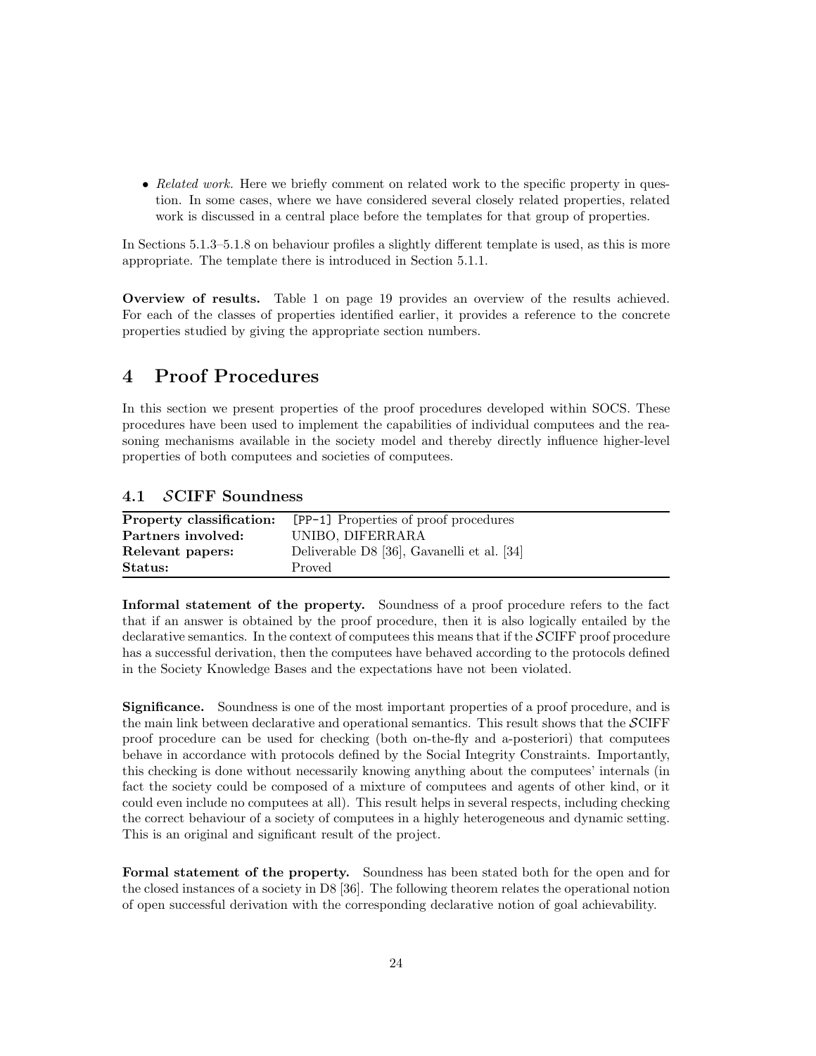- *Related work.* Here we briefly comment on related work to the specific property in question. In some cases, where we have considered several closely related properties, related work is discussed in a central place before the templates for that group of properties.

In Sections 5.1.3–5.1.8 on behaviour profiles a slightly different template is used, as this is more appropriate. The template there is introduced in Section 5.1.1.

**Overview of results.** Table 1 on page 19 provides an overview of the results achieved. For each of the classes of properties identified earlier, it provides a reference to the concrete properties studied by giving the appropriate section numbers.

# 4 Proof Procedures

In this section we present properties of the proof procedures developed within SOCS. These procedures have been used to implement the capabilities of individual computees and the reasoning mechanisms available in the society model and thereby directly influence higher-level properties of both computees and societies of computees.

## 4.1 $\mathcal{S}$CIFF Soundness

| **Property classification:** | `[PP-1]` Properties of proof procedures |
|---|---|
| **Partners involved:** | UNIBO, DIFERRARA |
| **Relevant papers:** | Deliverable D8 [36], Gavanelli et al. [34] |
| **Status:** | Proved |

**Informal statement of the property.** Soundness of a proof procedure refers to the fact that if an answer is obtained by the proof procedure, then it is also logically entailed by the declarative semantics. In the context of computees this means that if the $\mathcal{S}$CIFF proof procedure has a successful derivation, then the computees have behaved according to the protocols defined in the Society Knowledge Bases and the expectations have not been violated.

**Significance.** Soundness is one of the most important properties of a proof procedure, and is the main link between declarative and operational semantics. This result shows that the $\mathcal{S}$CIFF proof procedure can be used for checking (both on-the-fly and a-posteriori) that computees behave in accordance with protocols defined by the Social Integrity Constraints. Importantly, this checking is done without necessarily knowing anything about the computees' internals (in fact the society could be composed of a mixture of computees and agents of other kind, or it could even include no computees at all). This result helps in several respects, including checking the correct behaviour of a society of computees in a highly heterogeneous and dynamic setting. This is an original and significant result of the project.

**Formal statement of the property.** Soundness has been stated both for the open and for the closed instances of a society in D8 [36]. The following theorem relates the operational notion of open successful derivation with the corresponding declarative notion of goal achievability.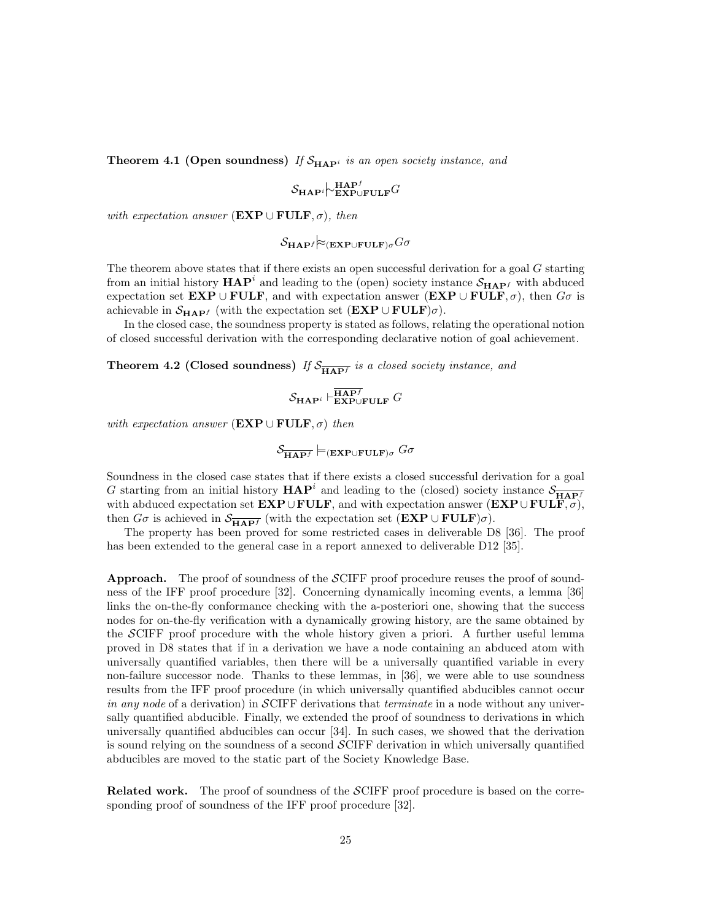**Theorem 4.1 (Open soundness)** *If $\mathcal{S}_{\mathbf{HAP}^i}$ is an open society instance, and*

$$\mathcal{S}_{\mathbf{HAP}^i} \mid\!\sim^{\mathbf{HAP}^f}_{\mathbf{EXP}\cup\mathbf{FULF}} G$$

*with expectation answer $(\mathbf{EXP} \cup \mathbf{FULF}, \sigma)$, then*

$$\mathcal{S}_{\mathbf{HAP}^f} \mid\!\approx_{(\mathbf{EXP}\cup\mathbf{FULF})\sigma} G\sigma$$

The theorem above states that if there exists an open successful derivation for a goal $G$ starting from an initial history $\mathbf{HAP}^i$ and leading to the (open) society instance $\mathcal{S}_{\mathbf{HAP}^f}$ with abduced expectation set $\mathbf{EXP} \cup \mathbf{FULF}$, and with expectation answer $(\mathbf{EXP} \cup \mathbf{FULF}, \sigma)$, then $G\sigma$ is achievable in $\mathcal{S}_{\mathbf{HAP}^f}$ (with the expectation set $(\mathbf{EXP} \cup \mathbf{FULF})\sigma$).

In the closed case, the soundness property is stated as follows, relating the operational notion of closed successful derivation with the corresponding declarative notion of goal achievement.

**Theorem 4.2 (Closed soundness)** *If $\mathcal{S}_{\overline{\mathbf{HAP}^f}}$ is a closed society instance, and*

$$\mathcal{S}_{\mathbf{HAP}^i} \vdash^{\overline{\mathbf{HAP}^f}}_{\mathbf{EXP}\cup\mathbf{FULF}} G$$

*with expectation answer $(\mathbf{EXP} \cup \mathbf{FULF}, \sigma)$ then*

$$\mathcal{S}_{\overline{\mathbf{HAP}^f}} \models_{(\mathbf{EXP}\cup\mathbf{FULF})\sigma} G\sigma$$

Soundness in the closed case states that if there exists a closed successful derivation for a goal $G$ starting from an initial history $\mathbf{HAP}^i$ and leading to the (closed) society instance $\mathcal{S}_{\overline{\mathbf{HAP}^f}}$ with abduced expectation set $\mathbf{EXP} \cup \mathbf{FULF}$, and with expectation answer $(\mathbf{EXP} \cup \mathbf{FULF}, \sigma)$, then $G\sigma$ is achieved in $\mathcal{S}_{\overline{\mathbf{HAP}^f}}$ (with the expectation set $(\mathbf{EXP} \cup \mathbf{FULF})\sigma$).

The property has been proved for some restricted cases in deliverable D8 [36]. The proof has been extended to the general case in a report annexed to deliverable D12 [35].

**Approach.** The proof of soundness of the $\mathcal{S}$CIFF proof procedure reuses the proof of soundness of the IFF proof procedure [32]. Concerning dynamically incoming events, a lemma [36] links the on-the-fly conformance checking with the a-posteriori one, showing that the success nodes for on-the-fly verification with a dynamically growing history, are the same obtained by the $\mathcal{S}$CIFF proof procedure with the whole history given a priori. A further useful lemma proved in D8 states that if in a derivation we have a node containing an abduced atom with universally quantified variables, then there will be a universally quantified variable in every non-failure successor node. Thanks to these lemmas, in [36], we were able to use soundness results from the IFF proof procedure (in which universally quantified abducibles cannot occur *in any node* of a derivation) in $\mathcal{S}$CIFF derivations that *terminate* in a node without any universally quantified abducible. Finally, we extended the proof of soundness to derivations in which universally quantified abducibles can occur [34]. In such cases, we showed that the derivation is sound relying on the soundness of a second $\mathcal{S}$CIFF derivation in which universally quantified abducibles are moved to the static part of the Society Knowledge Base.

**Related work.** The proof of soundness of the $\mathcal{S}$CIFF proof procedure is based on the corresponding proof of soundness of the IFF proof procedure [32].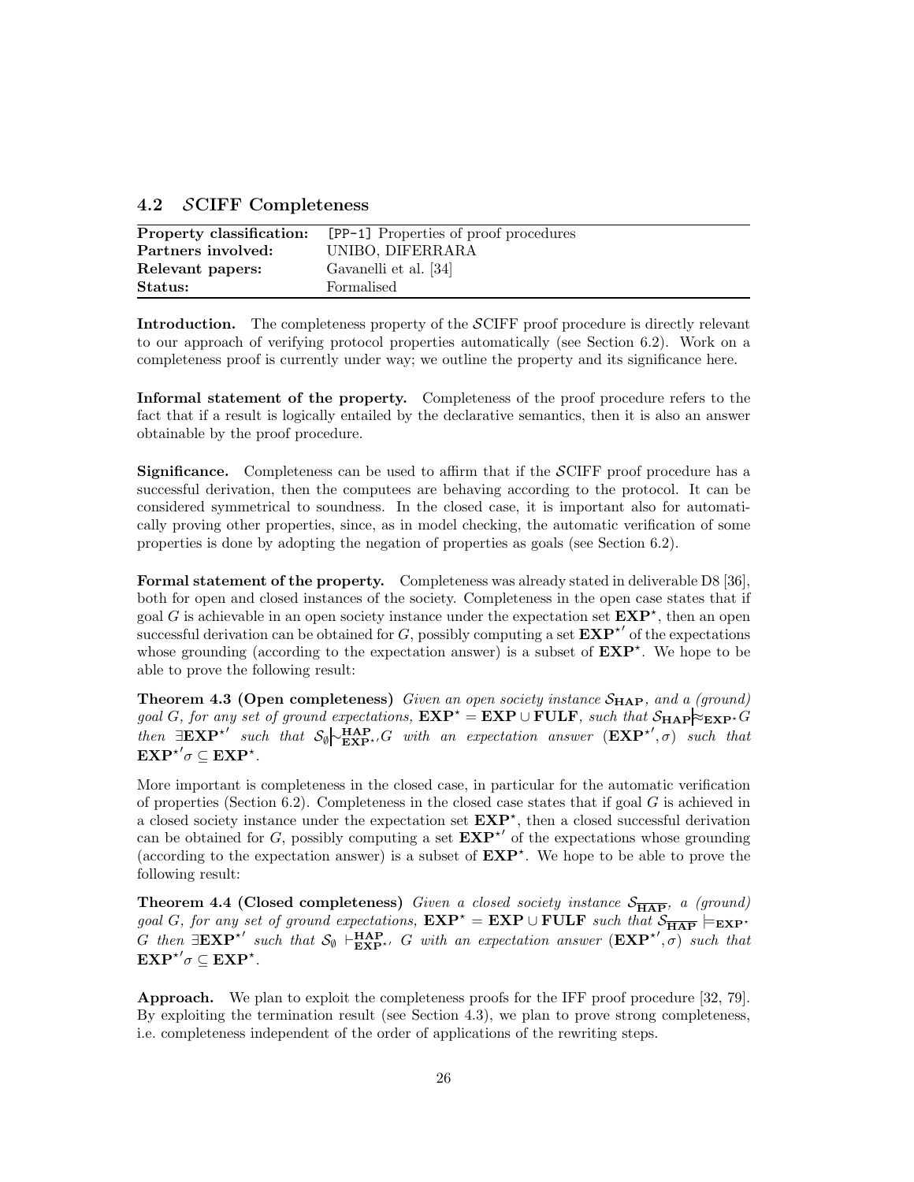## 4.2 $\mathcal{S}$CIFF Completeness

| Property classification: | [PP-1] Properties of proof procedures |
|---|---|
| Partners involved: | UNIBO, DIFERRARA |
| Relevant papers: | Gavanelli et al. [34] |
| Status: | Formalised |

**Introduction.** The completeness property of the $\mathcal{S}$CIFF proof procedure is directly relevant to our approach of verifying protocol properties automatically (see Section 6.2). Work on a completeness proof is currently under way; we outline the property and its significance here.

**Informal statement of the property.** Completeness of the proof procedure refers to the fact that if a result is logically entailed by the declarative semantics, then it is also an answer obtainable by the proof procedure.

**Significance.** Completeness can be used to affirm that if the $\mathcal{S}$CIFF proof procedure has a successful derivation, then the computees are behaving according to the protocol. It can be considered symmetrical to soundness. In the closed case, it is important also for automatically proving other properties, since, as in model checking, the automatic verification of some properties is done by adopting the negation of properties as goals (see Section 6.2).

**Formal statement of the property.** Completeness was already stated in deliverable D8 [36], both for open and closed instances of the society. Completeness in the open case states that if goal $G$ is achievable in an open society instance under the expectation set $\mathbf{EXP}^\star$, then an open successful derivation can be obtained for $G$, possibly computing a set $\mathbf{EXP}^{\star\prime}$ of the expectations whose grounding (according to the expectation answer) is a subset of $\mathbf{EXP}^\star$. We hope to be able to prove the following result:

**Theorem 4.3 (Open completeness)** *Given an open society instance $\mathcal{S}_{\mathbf{HAP}}$, and a (ground) goal $G$, for any set of ground expectations, $\mathbf{EXP}^\star = \mathbf{EXP} \cup \mathbf{FULF}$, such that $\mathcal{S}_{\mathbf{HAP}} \models\!\!\!\approx_{\mathbf{EXP}^\star} G$ then $\exists \mathbf{EXP}^{\star\prime}$ such that $\mathcal{S}_\emptyset \mid\!\sim^{\mathbf{HAP}}_{\mathbf{EXP}^{\star\prime}} G$ with an expectation answer $(\mathbf{EXP}^{\star\prime}, \sigma)$ such that $\mathbf{EXP}^{\star\prime}\sigma \subseteq \mathbf{EXP}^\star$.*

More important is completeness in the closed case, in particular for the automatic verification of properties (Section 6.2). Completeness in the closed case states that if goal $G$ is achieved in a closed society instance under the expectation set $\mathbf{EXP}^\star$, then a closed successful derivation can be obtained for $G$, possibly computing a set $\mathbf{EXP}^{\star\prime}$ of the expectations whose grounding (according to the expectation answer) is a subset of $\mathbf{EXP}^\star$. We hope to be able to prove the following result:

**Theorem 4.4 (Closed completeness)** *Given a closed society instance $\mathcal{S}_{\overline{\mathbf{HAP}}}$, a (ground) goal $G$, for any set of ground expectations, $\mathbf{EXP}^\star = \mathbf{EXP} \cup \mathbf{FULF}$ such that $\mathcal{S}_{\overline{\mathbf{HAP}}} \models_{\mathbf{EXP}^\star} G$ then $\exists \mathbf{EXP}^{\star\prime}$ such that $\mathcal{S}_\emptyset \vdash^{\mathbf{HAP}}_{\mathbf{EXP}^{\star\prime}} G$ with an expectation answer $(\mathbf{EXP}^{\star\prime}, \sigma)$ such that $\mathbf{EXP}^{\star\prime}\sigma \subseteq \mathbf{EXP}^\star$.*

**Approach.** We plan to exploit the completeness proofs for the IFF proof procedure [32, 79]. By exploiting the termination result (see Section 4.3), we plan to prove strong completeness, i.e. completeness independent of the order of applications of the rewriting steps.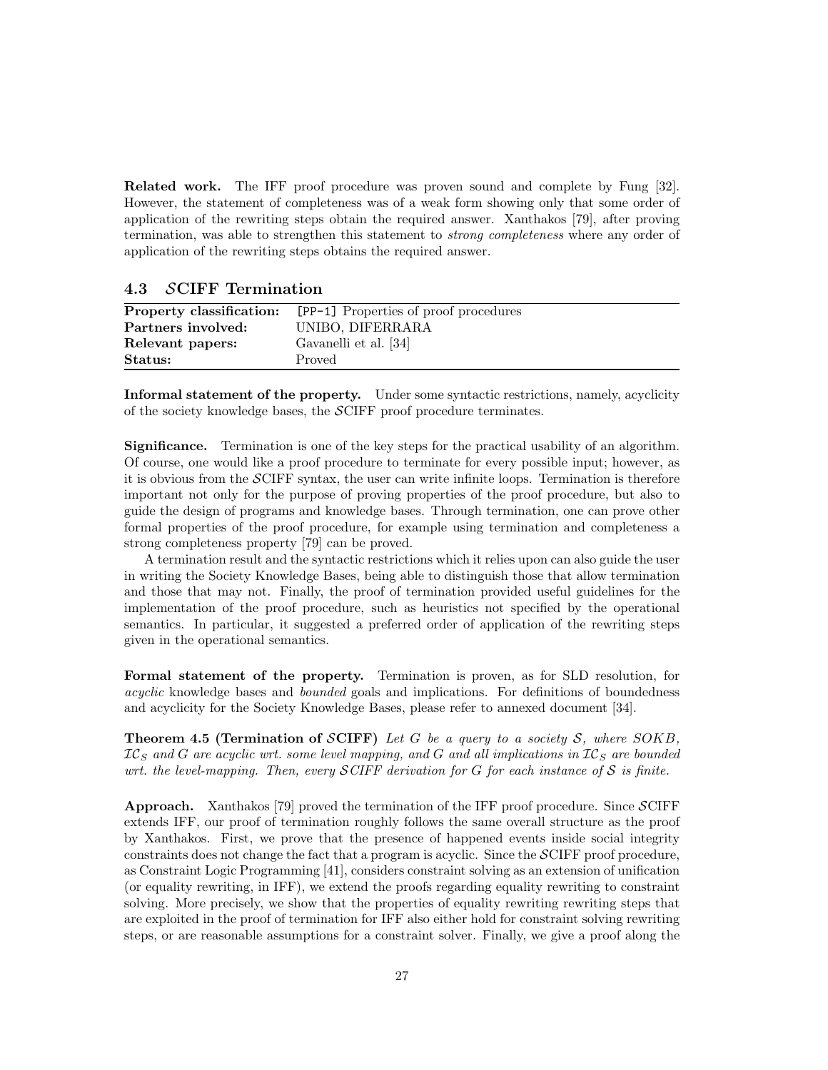**Related work.** The IFF proof procedure was proven sound and complete by Fung [32]. However, the statement of completeness was of a weak form showing only that some order of application of the rewriting steps obtain the required answer. Xanthakos [79], after proving termination, was able to strengthen this statement to *strong completeness* where any order of application of the rewriting steps obtains the required answer.

### 4.3 $\mathcal{S}$CIFF Termination

| | |
|---|---|
| **Property classification:** | `[PP-1]` Properties of proof procedures |
| **Partners involved:** | UNIBO, DIFERRARA |
| **Relevant papers:** | Gavanelli et al. [34] |
| **Status:** | Proved |

**Informal statement of the property.** Under some syntactic restrictions, namely, acyclicity of the society knowledge bases, the $\mathcal{S}$CIFF proof procedure terminates.

**Significance.** Termination is one of the key steps for the practical usability of an algorithm. Of course, one would like a proof procedure to terminate for every possible input; however, as it is obvious from the $\mathcal{S}$CIFF syntax, the user can write infinite loops. Termination is therefore important not only for the purpose of proving properties of the proof procedure, but also to guide the design of programs and knowledge bases. Through termination, one can prove other formal properties of the proof procedure, for example using termination and completeness a strong completeness property [79] can be proved.

A termination result and the syntactic restrictions which it relies upon can also guide the user in writing the Society Knowledge Bases, being able to distinguish those that allow termination and those that may not. Finally, the proof of termination provided useful guidelines for the implementation of the proof procedure, such as heuristics not specified by the operational semantics. In particular, it suggested a preferred order of application of the rewriting steps given in the operational semantics.

**Formal statement of the property.** Termination is proven, as for SLD resolution, for *acyclic* knowledge bases and *bounded* goals and implications. For definitions of boundedness and acyclicity for the Society Knowledge Bases, please refer to annexed document [34].

**Theorem 4.5 (Termination of $\mathcal{S}$CIFF)** *Let $G$ be a query to a society $\mathcal{S}$, where $SOKB$, $\mathcal{IC}_S$ and $G$ are acyclic wrt. some level mapping, and $G$ and all implications in $\mathcal{IC}_S$ are bounded wrt. the level-mapping. Then, every $\mathcal{S}$CIFF derivation for $G$ for each instance of $\mathcal{S}$ is finite.*

**Approach.** Xanthakos [79] proved the termination of the IFF proof procedure. Since $\mathcal{S}$CIFF extends IFF, our proof of termination roughly follows the same overall structure as the proof by Xanthakos. First, we prove that the presence of happened events inside social integrity constraints does not change the fact that a program is acyclic. Since the $\mathcal{S}$CIFF proof procedure, as Constraint Logic Programming [41], considers constraint solving as an extension of unification (or equality rewriting, in IFF), we extend the proofs regarding equality rewriting to constraint solving. More precisely, we show that the properties of equality rewriting rewriting steps that are exploited in the proof of termination for IFF also either hold for constraint solving rewriting steps, or are reasonable assumptions for a constraint solver. Finally, we give a proof along the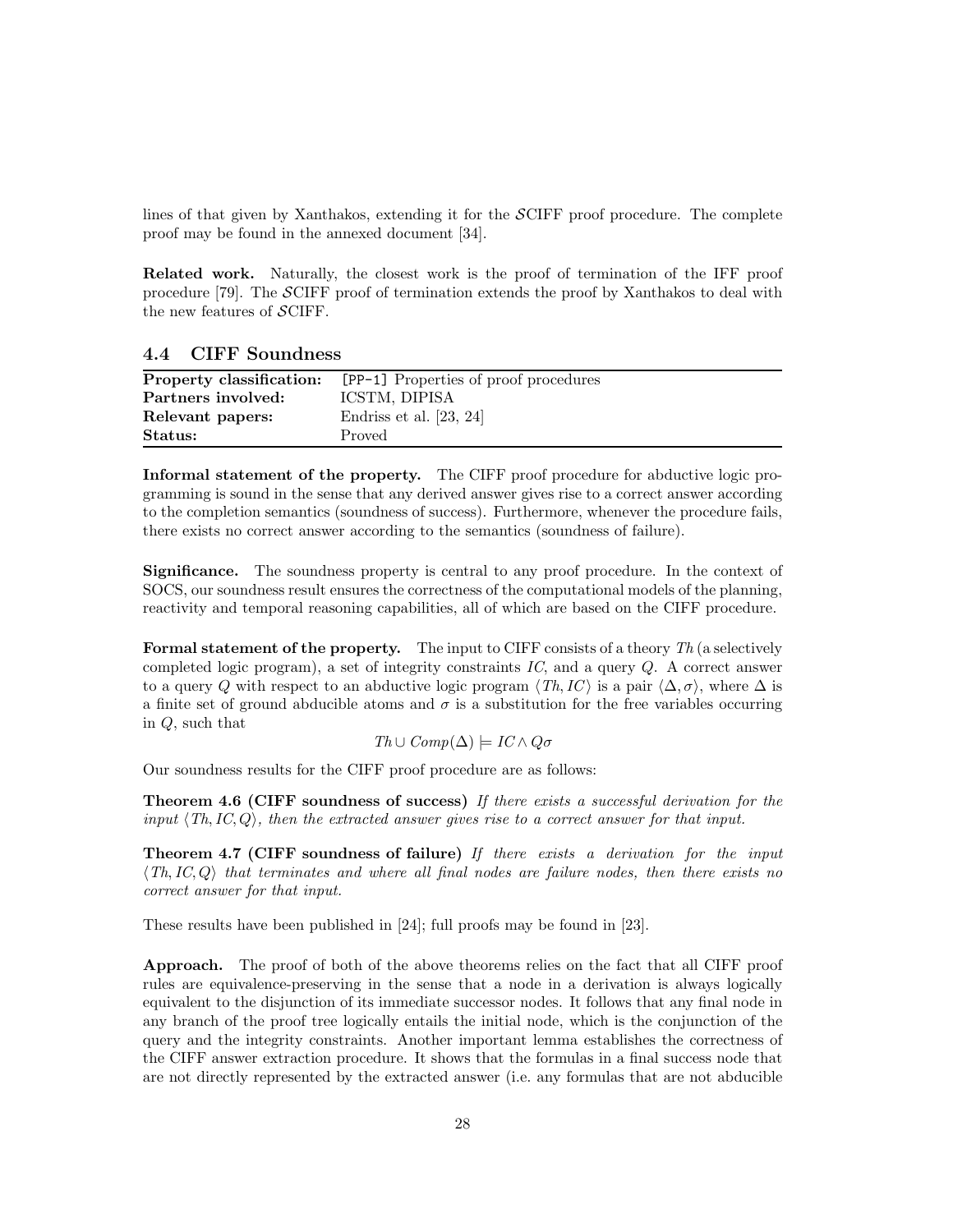lines of that given by Xanthakos, extending it for the $\mathcal{S}$CIFF proof procedure. The complete proof may be found in the annexed document [34].

**Related work.** Naturally, the closest work is the proof of termination of the IFF proof procedure [79]. The $\mathcal{S}$CIFF proof of termination extends the proof by Xanthakos to deal with the new features of $\mathcal{S}$CIFF.

## 4.4 CIFF Soundness

| | |
|---|---|
| **Property classification:** | `[PP-1]` Properties of proof procedures |
| **Partners involved:** | ICSTM, DIPISA |
| **Relevant papers:** | Endriss et al. [23, 24] |
| **Status:** | Proved |

**Informal statement of the property.** The CIFF proof procedure for abductive logic programming is sound in the sense that any derived answer gives rise to a correct answer according to the completion semantics (soundness of success). Furthermore, whenever the procedure fails, there exists no correct answer according to the semantics (soundness of failure).

**Significance.** The soundness property is central to any proof procedure. In the context of SOCS, our soundness result ensures the correctness of the computational models of the planning, reactivity and temporal reasoning capabilities, all of which are based on the CIFF procedure.

**Formal statement of the property.** The input to CIFF consists of a theory $Th$ (a selectively completed logic program), a set of integrity constraints $IC$, and a query $Q$. A correct answer to a query $Q$ with respect to an abductive logic program $\langle Th, IC\rangle$ is a pair $\langle \Delta, \sigma\rangle$, where $\Delta$ is a finite set of ground abducible atoms and $\sigma$ is a substitution for the free variables occurring in $Q$, such that

$$Th \cup Comp(\Delta) \models IC \wedge Q\sigma$$

Our soundness results for the CIFF proof procedure are as follows:

**Theorem 4.6 (CIFF soundness of success)** *If there exists a successful derivation for the input $\langle Th, IC, Q\rangle$, then the extracted answer gives rise to a correct answer for that input.*

**Theorem 4.7 (CIFF soundness of failure)** *If there exists a derivation for the input $\langle Th, IC, Q\rangle$ that terminates and where all final nodes are failure nodes, then there exists no correct answer for that input.*

These results have been published in [24]; full proofs may be found in [23].

**Approach.** The proof of both of the above theorems relies on the fact that all CIFF proof rules are equivalence-preserving in the sense that a node in a derivation is always logically equivalent to the disjunction of its immediate successor nodes. It follows that any final node in any branch of the proof tree logically entails the initial node, which is the conjunction of the query and the integrity constraints. Another important lemma establishes the correctness of the CIFF answer extraction procedure. It shows that the formulas in a final success node that are not directly represented by the extracted answer (i.e. any formulas that are not abducible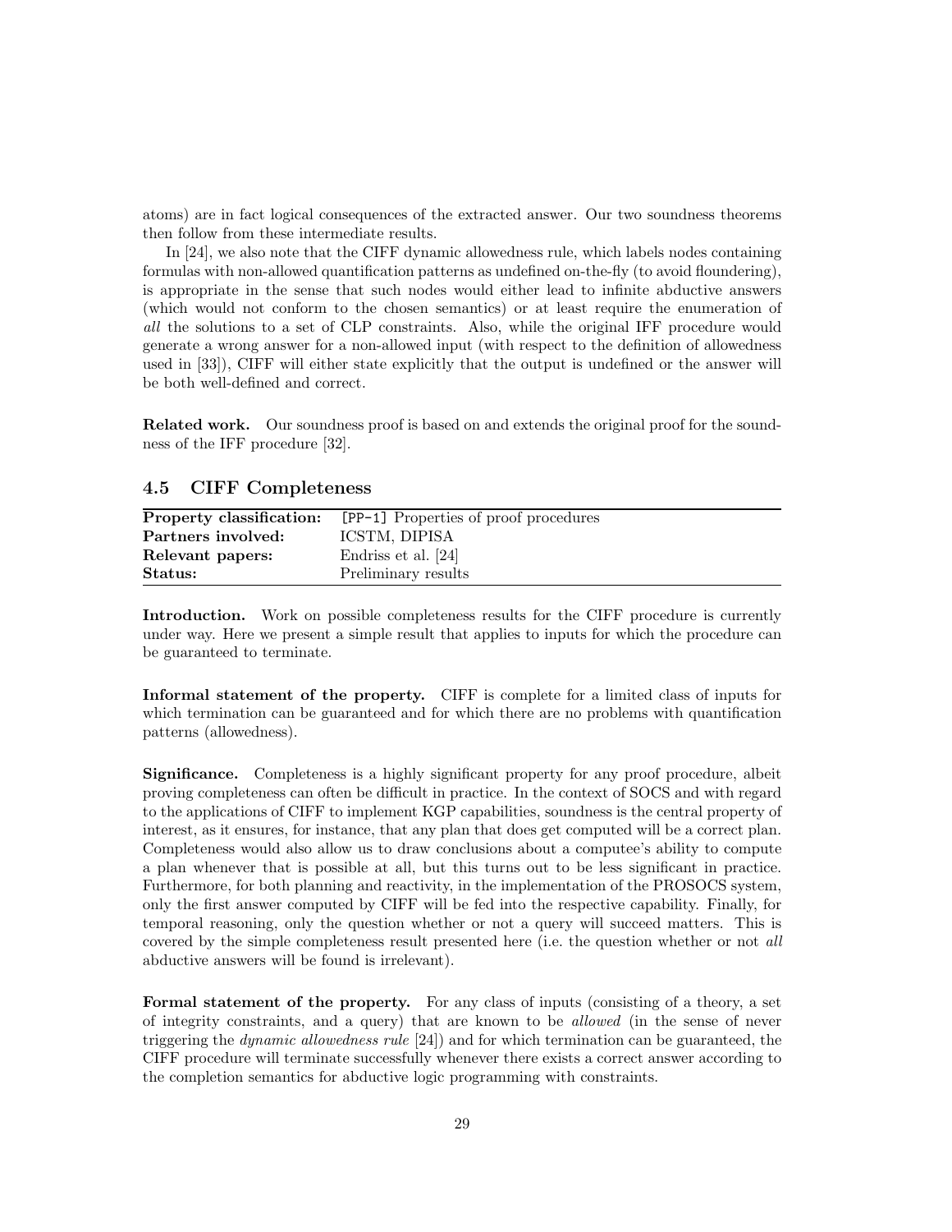atoms) are in fact logical consequences of the extracted answer. Our two soundness theorems then follow from these intermediate results.

In [24], we also note that the CIFF dynamic allowedness rule, which labels nodes containing formulas with non-allowed quantification patterns as undefined on-the-fly (to avoid floundering), is appropriate in the sense that such nodes would either lead to infinite abductive answers (which would not conform to the chosen semantics) or at least require the enumeration of *all* the solutions to a set of CLP constraints. Also, while the original IFF procedure would generate a wrong answer for a non-allowed input (with respect to the definition of allowedness used in [33]), CIFF will either state explicitly that the output is undefined or the answer will be both well-defined and correct.

**Related work.** Our soundness proof is based on and extends the original proof for the soundness of the IFF procedure [32].

### 4.5 CIFF Completeness

| **Property classification:** | `[PP-1]` Properties of proof procedures |
|---|---|
| **Partners involved:** | ICSTM, DIPISA |
| **Relevant papers:** | Endriss et al. [24] |
| **Status:** | Preliminary results |

**Introduction.** Work on possible completeness results for the CIFF procedure is currently under way. Here we present a simple result that applies to inputs for which the procedure can be guaranteed to terminate.

**Informal statement of the property.** CIFF is complete for a limited class of inputs for which termination can be guaranteed and for which there are no problems with quantification patterns (allowedness).

**Significance.** Completeness is a highly significant property for any proof procedure, albeit proving completeness can often be difficult in practice. In the context of SOCS and with regard to the applications of CIFF to implement KGP capabilities, soundness is the central property of interest, as it ensures, for instance, that any plan that does get computed will be a correct plan. Completeness would also allow us to draw conclusions about a computee's ability to compute a plan whenever that is possible at all, but this turns out to be less significant in practice. Furthermore, for both planning and reactivity, in the implementation of the PROSOCS system, only the first answer computed by CIFF will be fed into the respective capability. Finally, for temporal reasoning, only the question whether or not a query will succeed matters. This is covered by the simple completeness result presented here (i.e. the question whether or not *all* abductive answers will be found is irrelevant).

**Formal statement of the property.** For any class of inputs (consisting of a theory, a set of integrity constraints, and a query) that are known to be *allowed* (in the sense of never triggering the *dynamic allowedness rule* [24]) and for which termination can be guaranteed, the CIFF procedure will terminate successfully whenever there exists a correct answer according to the completion semantics for abductive logic programming with constraints.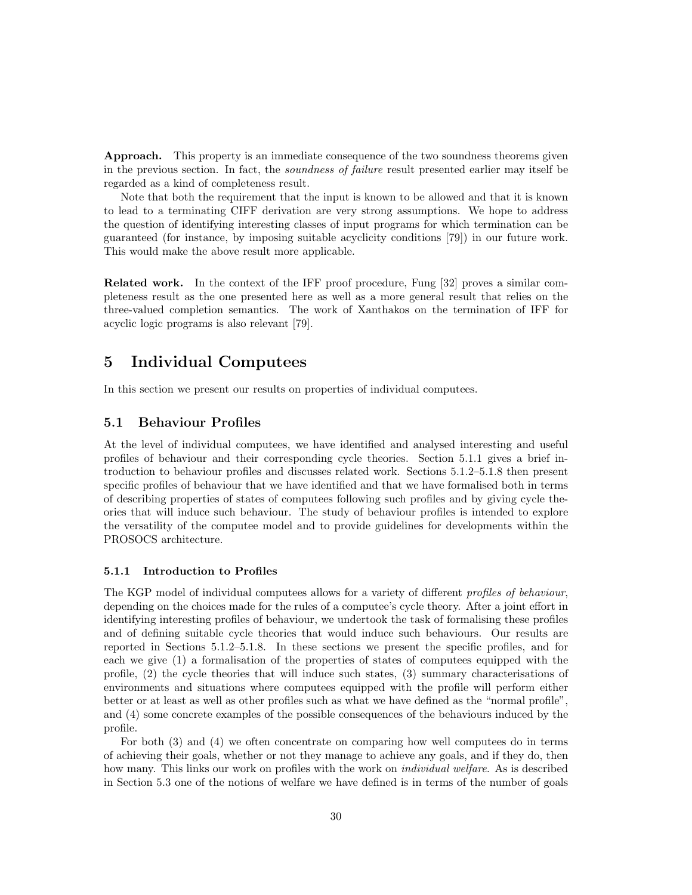**Approach.** This property is an immediate consequence of the two soundness theorems given in the previous section. In fact, the *soundness of failure* result presented earlier may itself be regarded as a kind of completeness result.

Note that both the requirement that the input is known to be allowed and that it is known to lead to a terminating CIFF derivation are very strong assumptions. We hope to address the question of identifying interesting classes of input programs for which termination can be guaranteed (for instance, by imposing suitable acyclicity conditions [79]) in our future work. This would make the above result more applicable.

**Related work.** In the context of the IFF proof procedure, Fung [32] proves a similar completeness result as the one presented here as well as a more general result that relies on the three-valued completion semantics. The work of Xanthakos on the termination of IFF for acyclic logic programs is also relevant [79].

# 5 Individual Computees

In this section we present our results on properties of individual computees.

## 5.1 Behaviour Profiles

At the level of individual computees, we have identified and analysed interesting and useful profiles of behaviour and their corresponding cycle theories. Section 5.1.1 gives a brief introduction to behaviour profiles and discusses related work. Sections 5.1.2–5.1.8 then present specific profiles of behaviour that we have identified and that we have formalised both in terms of describing properties of states of computees following such profiles and by giving cycle theories that will induce such behaviour. The study of behaviour profiles is intended to explore the versatility of the computee model and to provide guidelines for developments within the PROSOCS architecture.

### 5.1.1 Introduction to Profiles

The KGP model of individual computees allows for a variety of different *profiles of behaviour*, depending on the choices made for the rules of a computee's cycle theory. After a joint effort in identifying interesting profiles of behaviour, we undertook the task of formalising these profiles and of defining suitable cycle theories that would induce such behaviours. Our results are reported in Sections 5.1.2–5.1.8. In these sections we present the specific profiles, and for each we give (1) a formalisation of the properties of states of computees equipped with the profile, (2) the cycle theories that will induce such states, (3) summary characterisations of environments and situations where computees equipped with the profile will perform either better or at least as well as other profiles such as what we have defined as the "normal profile", and (4) some concrete examples of the possible consequences of the behaviours induced by the profile.

For both (3) and (4) we often concentrate on comparing how well computees do in terms of achieving their goals, whether or not they manage to achieve any goals, and if they do, then how many. This links our work on profiles with the work on *individual welfare*. As is described in Section 5.3 one of the notions of welfare we have defined is in terms of the number of goals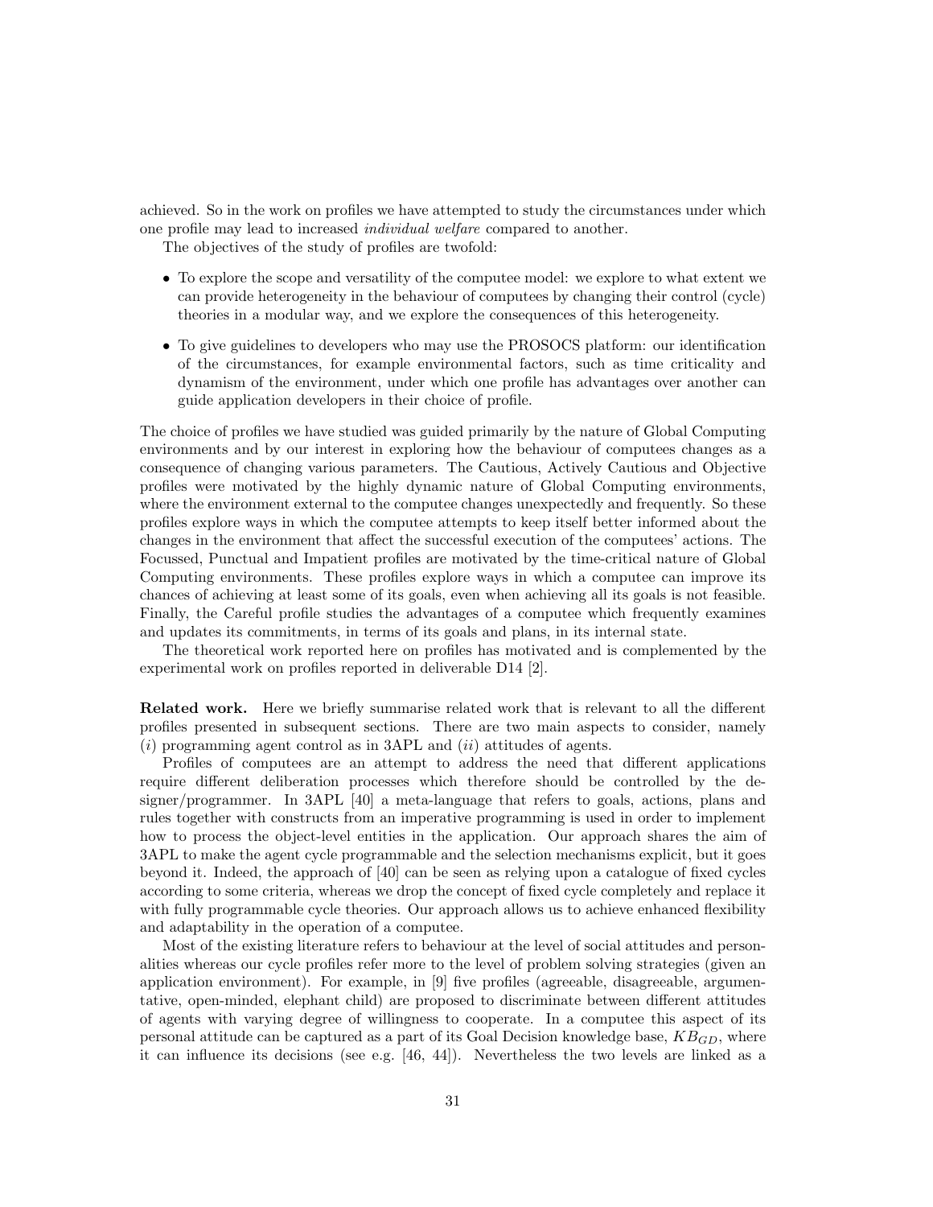achieved. So in the work on profiles we have attempted to study the circumstances under which one profile may lead to increased *individual welfare* compared to another.

The objectives of the study of profiles are twofold:

- To explore the scope and versatility of the computee model: we explore to what extent we can provide heterogeneity in the behaviour of computees by changing their control (cycle) theories in a modular way, and we explore the consequences of this heterogeneity.
- To give guidelines to developers who may use the PROSOCS platform: our identification of the circumstances, for example environmental factors, such as time criticality and dynamism of the environment, under which one profile has advantages over another can guide application developers in their choice of profile.

The choice of profiles we have studied was guided primarily by the nature of Global Computing environments and by our interest in exploring how the behaviour of computees changes as a consequence of changing various parameters. The Cautious, Actively Cautious and Objective profiles were motivated by the highly dynamic nature of Global Computing environments, where the environment external to the computee changes unexpectedly and frequently. So these profiles explore ways in which the computee attempts to keep itself better informed about the changes in the environment that affect the successful execution of the computees' actions. The Focussed, Punctual and Impatient profiles are motivated by the time-critical nature of Global Computing environments. These profiles explore ways in which a computee can improve its chances of achieving at least some of its goals, even when achieving all its goals is not feasible. Finally, the Careful profile studies the advantages of a computee which frequently examines and updates its commitments, in terms of its goals and plans, in its internal state.

The theoretical work reported here on profiles has motivated and is complemented by the experimental work on profiles reported in deliverable D14 [2].

**Related work.** Here we briefly summarise related work that is relevant to all the different profiles presented in subsequent sections. There are two main aspects to consider, namely (*i*) programming agent control as in 3APL and (*ii*) attitudes of agents.

Profiles of computees are an attempt to address the need that different applications require different deliberation processes which therefore should be controlled by the designer/programmer. In 3APL [40] a meta-language that refers to goals, actions, plans and rules together with constructs from an imperative programming is used in order to implement how to process the object-level entities in the application. Our approach shares the aim of 3APL to make the agent cycle programmable and the selection mechanisms explicit, but it goes beyond it. Indeed, the approach of [40] can be seen as relying upon a catalogue of fixed cycles according to some criteria, whereas we drop the concept of fixed cycle completely and replace it with fully programmable cycle theories. Our approach allows us to achieve enhanced flexibility and adaptability in the operation of a computee.

Most of the existing literature refers to behaviour at the level of social attitudes and personalities whereas our cycle profiles refer more to the level of problem solving strategies (given an application environment). For example, in [9] five profiles (agreeable, disagreeable, argumentative, open-minded, elephant child) are proposed to discriminate between different attitudes of agents with varying degree of willingness to cooperate. In a computee this aspect of its personal attitude can be captured as a part of its Goal Decision knowledge base, $KB_{GD}$, where it can influence its decisions (see e.g. [46, 44]). Nevertheless the two levels are linked as a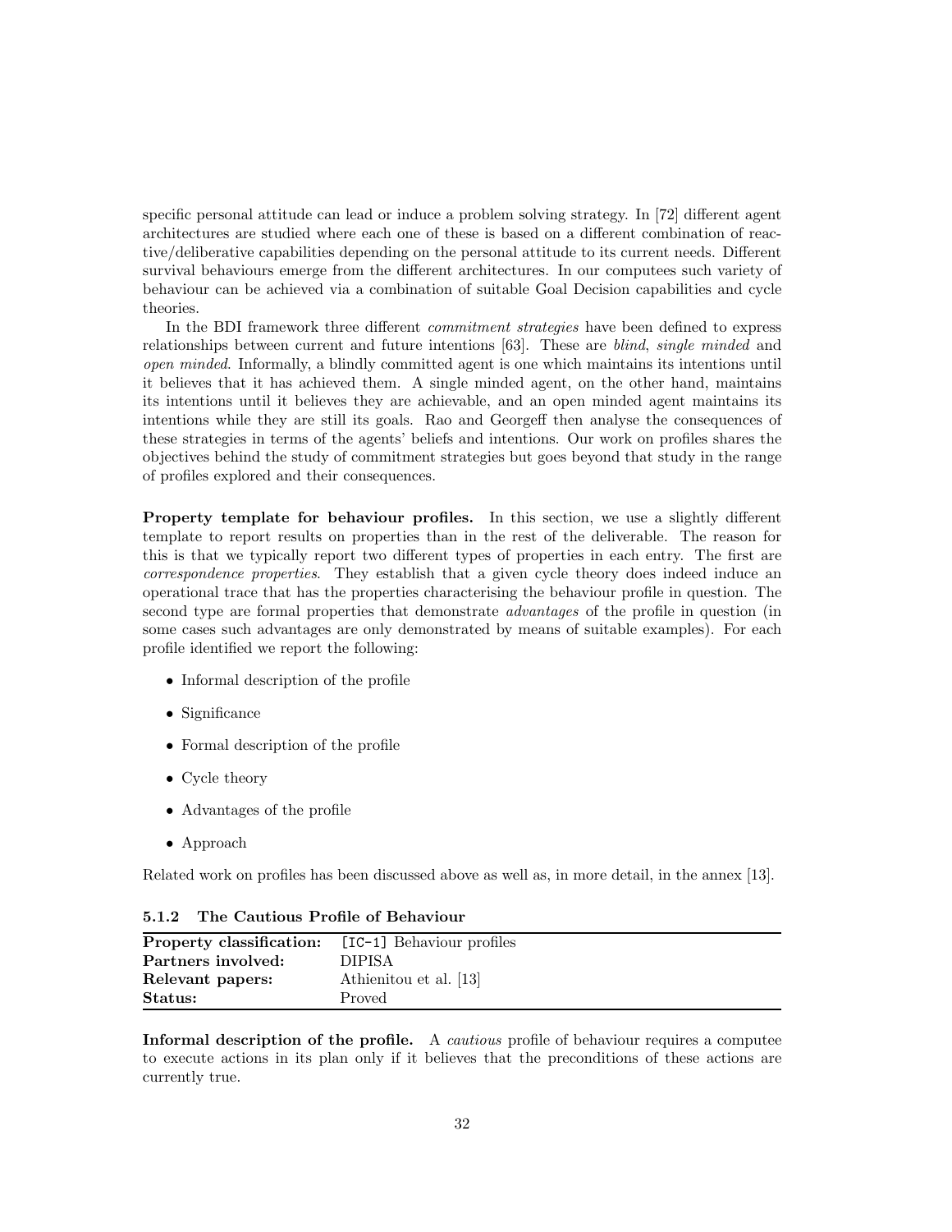specific personal attitude can lead or induce a problem solving strategy. In [72] different agent architectures are studied where each one of these is based on a different combination of reactive/deliberative capabilities depending on the personal attitude to its current needs. Different survival behaviours emerge from the different architectures. In our computees such variety of behaviour can be achieved via a combination of suitable Goal Decision capabilities and cycle theories.

In the BDI framework three different *commitment strategies* have been defined to express relationships between current and future intentions [63]. These are *blind*, *single minded* and *open minded*. Informally, a blindly committed agent is one which maintains its intentions until it believes that it has achieved them. A single minded agent, on the other hand, maintains its intentions until it believes they are achievable, and an open minded agent maintains its intentions while they are still its goals. Rao and Georgeff then analyse the consequences of these strategies in terms of the agents' beliefs and intentions. Our work on profiles shares the objectives behind the study of commitment strategies but goes beyond that study in the range of profiles explored and their consequences.

**Property template for behaviour profiles.** In this section, we use a slightly different template to report results on properties than in the rest of the deliverable. The reason for this is that we typically report two different types of properties in each entry. The first are *correspondence properties*. They establish that a given cycle theory does indeed induce an operational trace that has the properties characterising the behaviour profile in question. The second type are formal properties that demonstrate *advantages* of the profile in question (in some cases such advantages are only demonstrated by means of suitable examples). For each profile identified we report the following:

- Informal description of the profile
- Significance
- Formal description of the profile
- Cycle theory
- Advantages of the profile
- Approach

Related work on profiles has been discussed above as well as, in more detail, in the annex [13].

### 5.1.2 The Cautious Profile of Behaviour

| **Property classification:** | `[IC-1]` Behaviour profiles |
|---|---|
| **Partners involved:** | DIPISA |
| **Relevant papers:** | Athienitou et al. [13] |
| **Status:** | Proved |

**Informal description of the profile.** A *cautious* profile of behaviour requires a computee to execute actions in its plan only if it believes that the preconditions of these actions are currently true.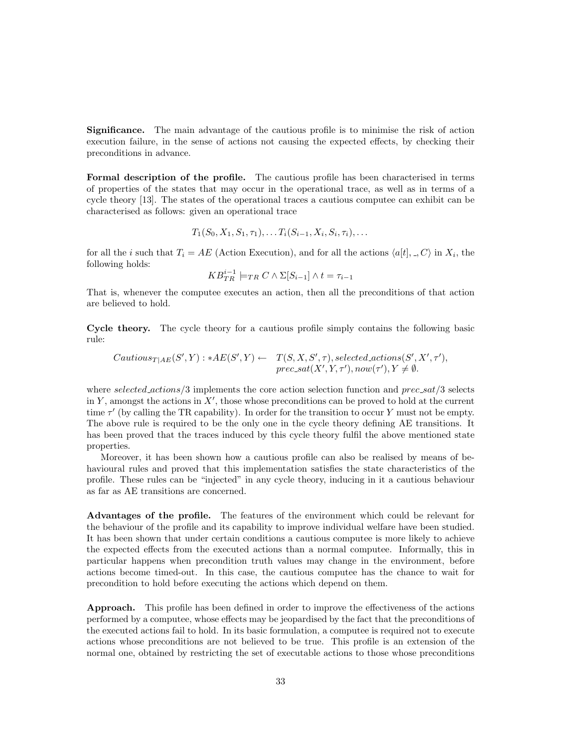**Significance.** The main advantage of the cautious profile is to minimise the risk of action execution failure, in the sense of actions not causing the expected effects, by checking their preconditions in advance.

**Formal description of the profile.** The cautious profile has been characterised in terms of properties of the states that may occur in the operational trace, as well as in terms of a cycle theory [13]. The states of the operational traces a cautious computee can exhibit can be characterised as follows: given an operational trace

$$T_1(S_0, X_1, S_1, \tau_1), \ldots T_i(S_{i-1}, X_i, S_i, \tau_i), \ldots$$

for all the $i$ such that $T_i = AE$ (Action Execution), and for all the actions $\langle a[t], \_, C\rangle$ in $X_i$, the following holds:

$$KB_{TR}^{i-1} \models_{TR} C \wedge \Sigma[S_{i-1}] \wedge t = \tau_{i-1}$$

That is, whenever the computee executes an action, then all the preconditions of that action are believed to hold.

**Cycle theory.** The cycle theory for a cautious profile simply contains the following basic rule:

$$\begin{aligned} Cautious_{T|AE}(S', Y) : *AE(S', Y) \leftarrow \quad & T(S, X, S', \tau), selected\_actions(S', X', \tau'), \\ & prec\_sat(X', Y, \tau'), now(\tau'), Y \neq \emptyset. \end{aligned}$$

where $selected\_actions/3$ implements the core action selection function and $prec\_sat/3$ selects in $Y$, amongst the actions in $X'$, those whose preconditions can be proved to hold at the current time $\tau'$ (by calling the TR capability). In order for the transition to occur $Y$ must not be empty. The above rule is required to be the only one in the cycle theory defining AE transitions. It has been proved that the traces induced by this cycle theory fulfil the above mentioned state properties.

Moreover, it has been shown how a cautious profile can also be realised by means of behavioural rules and proved that this implementation satisfies the state characteristics of the profile. These rules can be "injected" in any cycle theory, inducing in it a cautious behaviour as far as AE transitions are concerned.

**Advantages of the profile.** The features of the environment which could be relevant for the behaviour of the profile and its capability to improve individual welfare have been studied. It has been shown that under certain conditions a cautious computee is more likely to achieve the expected effects from the executed actions than a normal computee. Informally, this in particular happens when precondition truth values may change in the environment, before actions become timed-out. In this case, the cautious computee has the chance to wait for precondition to hold before executing the actions which depend on them.

**Approach.** This profile has been defined in order to improve the effectiveness of the actions performed by a computee, whose effects may be jeopardised by the fact that the preconditions of the executed actions fail to hold. In its basic formulation, a computee is required not to execute actions whose preconditions are not believed to be true. This profile is an extension of the normal one, obtained by restricting the set of executable actions to those whose preconditions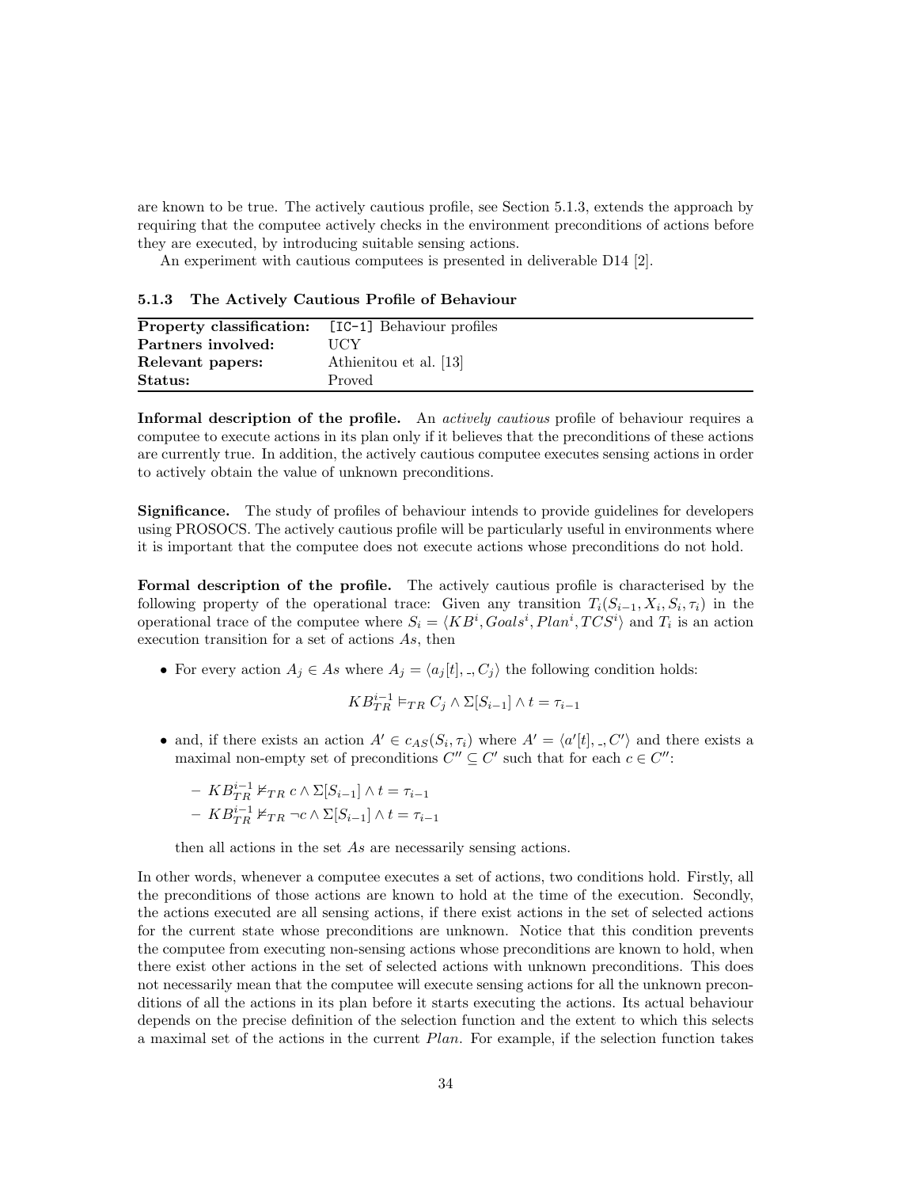are known to be true. The actively cautious profile, see Section 5.1.3, extends the approach by requiring that the computee actively checks in the environment preconditions of actions before they are executed, by introducing suitable sensing actions.

An experiment with cautious computees is presented in deliverable D14 [2].

### 5.1.3 The Actively Cautious Profile of Behaviour

| | |
|---|---|
| **Property classification:** | `[IC-1]` Behaviour profiles |
| **Partners involved:** | UCY |
| **Relevant papers:** | Athienitou et al. [13] |
| **Status:** | Proved |

**Informal description of the profile.** An *actively cautious* profile of behaviour requires a computee to execute actions in its plan only if it believes that the preconditions of these actions are currently true. In addition, the actively cautious computee executes sensing actions in order to actively obtain the value of unknown preconditions.

**Significance.** The study of profiles of behaviour intends to provide guidelines for developers using PROSOCS. The actively cautious profile will be particularly useful in environments where it is important that the computee does not execute actions whose preconditions do not hold.

**Formal description of the profile.** The actively cautious profile is characterised by the following property of the operational trace: Given any transition $T_i(S_{i-1}, X_i, S_i, \tau_i)$ in the operational trace of the computee where $S_i = \langle KB^i, Goals^i, Plan^i, TCS^i \rangle$ and $T_i$ is an action execution transition for a set of actions $As$, then

- For every action $A_j \in As$ where $A_j = \langle a_j[t], \_, C_j \rangle$ the following condition holds:

$$KB_{TR}^{i-1} \models_{TR} C_j \wedge \Sigma[S_{i-1}] \wedge t = \tau_{i-1}$$

- and, if there exists an action $A' \in c_{AS}(S_i, \tau_i)$ where $A' = \langle a'[t], \_, C' \rangle$ and there exists a maximal non-empty set of preconditions $C'' \subseteq C'$ such that for each $c \in C''$:

  - $KB_{TR}^{i-1} \not\models_{TR} c \wedge \Sigma[S_{i-1}] \wedge t = \tau_{i-1}$
  - $KB_{TR}^{i-1} \not\models_{TR} \neg c \wedge \Sigma[S_{i-1}] \wedge t = \tau_{i-1}$

  then all actions in the set $As$ are necessarily sensing actions.

In other words, whenever a computee executes a set of actions, two conditions hold. Firstly, all the preconditions of those actions are known to hold at the time of the execution. Secondly, the actions executed are all sensing actions, if there exist actions in the set of selected actions for the current state whose preconditions are unknown. Notice that this condition prevents the computee from executing non-sensing actions whose preconditions are known to hold, when there exist other actions in the set of selected actions with unknown preconditions. This does not necessarily mean that the computee will execute sensing actions for all the unknown preconditions of all the actions in its plan before it starts executing the actions. Its actual behaviour depends on the precise definition of the selection function and the extent to which this selects a maximal set of the actions in the current *Plan*. For example, if the selection function takes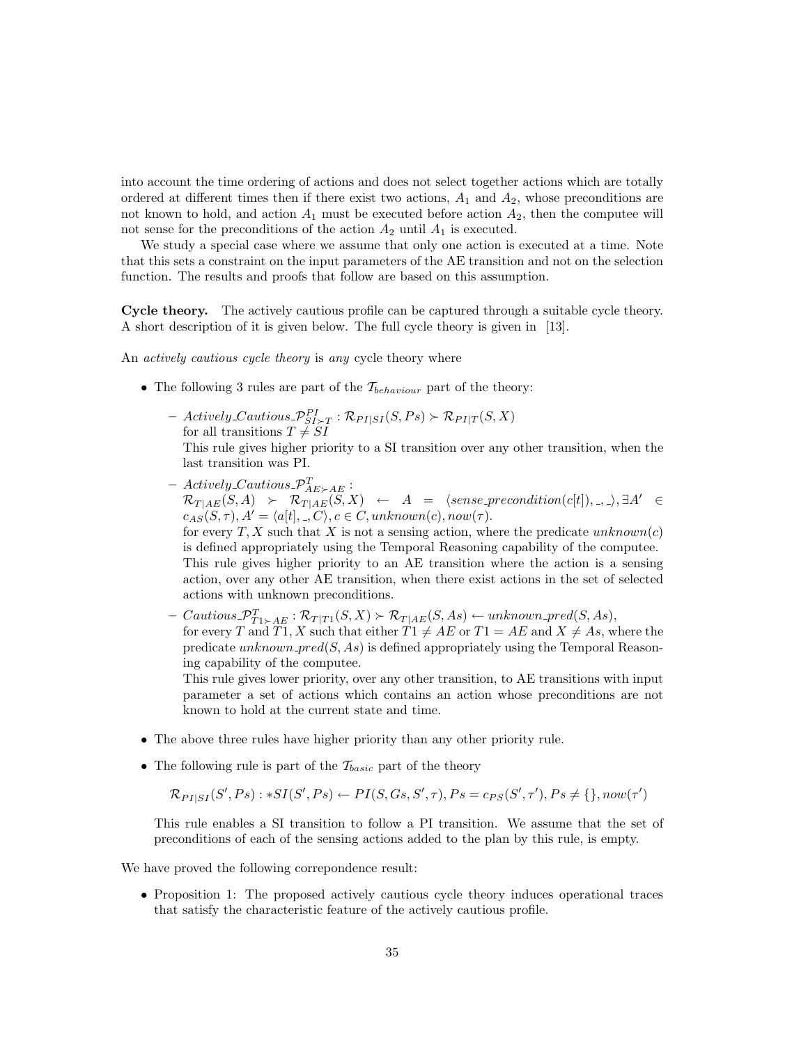into account the time ordering of actions and does not select together actions which are totally ordered at different times then if there exist two actions, $A_1$ and $A_2$, whose preconditions are not known to hold, and action $A_1$ must be executed before action $A_2$, then the computee will not sense for the preconditions of the action $A_2$ until $A_1$ is executed.

We study a special case where we assume that only one action is executed at a time. Note that this sets a constraint on the input parameters of the AE transition and not on the selection function. The results and proofs that follow are based on this assumption.

**Cycle theory.** The actively cautious profile can be captured through a suitable cycle theory. A short description of it is given below. The full cycle theory is given in [13].

An *actively cautious cycle theory* is *any* cycle theory where

- The following 3 rules are part of the $\mathcal{T}_{behaviour}$ part of the theory:
  - $Actively\_Cautious\_\mathcal{P}^{PI}_{SI \succ T} : \mathcal{R}_{PI|SI}(S, Ps) \succ \mathcal{R}_{PI|T}(S, X)$
    for all transitions $T \neq SI$
    This rule gives higher priority to a SI transition over any other transition, when the last transition was PI.
  - $Actively\_Cautious\_\mathcal{P}^{T}_{AE \succ AE}$ :
    $\mathcal{R}_{T|AE}(S, A) \succ \mathcal{R}_{T|AE}(S, X) \leftarrow A = \langle sense\_precondition(c[t]), \_, \_\rangle, \exists A' \in c_{AS}(S, \tau), A' = \langle a[t], \_, C\rangle, c \in C, unknown(c), now(\tau).$
    for every $T, X$ such that $X$ is not a sensing action, where the predicate $unknown(c)$ is defined appropriately using the Temporal Reasoning capability of the computee.
    This rule gives higher priority to an AE transition where the action is a sensing action, over any other AE transition, when there exist actions in the set of selected actions with unknown preconditions.
  - $Cautious\_\mathcal{P}^{T}_{T1 \succ AE} : \mathcal{R}_{T|T1}(S, X) \succ \mathcal{R}_{T|AE}(S, As) \leftarrow unknown\_pred(S, As),$
    for every $T$ and $T1, X$ such that either $T1 \neq AE$ or $T1 = AE$ and $X \neq As$, where the predicate $unknown\_pred(S, As)$ is defined appropriately using the Temporal Reasoning capability of the computee.
    This rule gives lower priority, over any other transition, to AE transitions with input parameter a set of actions which contains an action whose preconditions are not known to hold at the current state and time.
- The above three rules have higher priority than any other priority rule.
- The following rule is part of the $\mathcal{T}_{basic}$ part of the theory

  $$\mathcal{R}_{PI|SI}(S', Ps) : *SI(S', Ps) \leftarrow PI(S, Gs, S', \tau), Ps = c_{PS}(S', \tau'), Ps \neq \{\}, now(\tau')$$

  This rule enables a SI transition to follow a PI transition. We assume that the set of preconditions of each of the sensing actions added to the plan by this rule, is empty.

We have proved the following correpondence result:

- Proposition 1: The proposed actively cautious cycle theory induces operational traces that satisfy the characteristic feature of the actively cautious profile.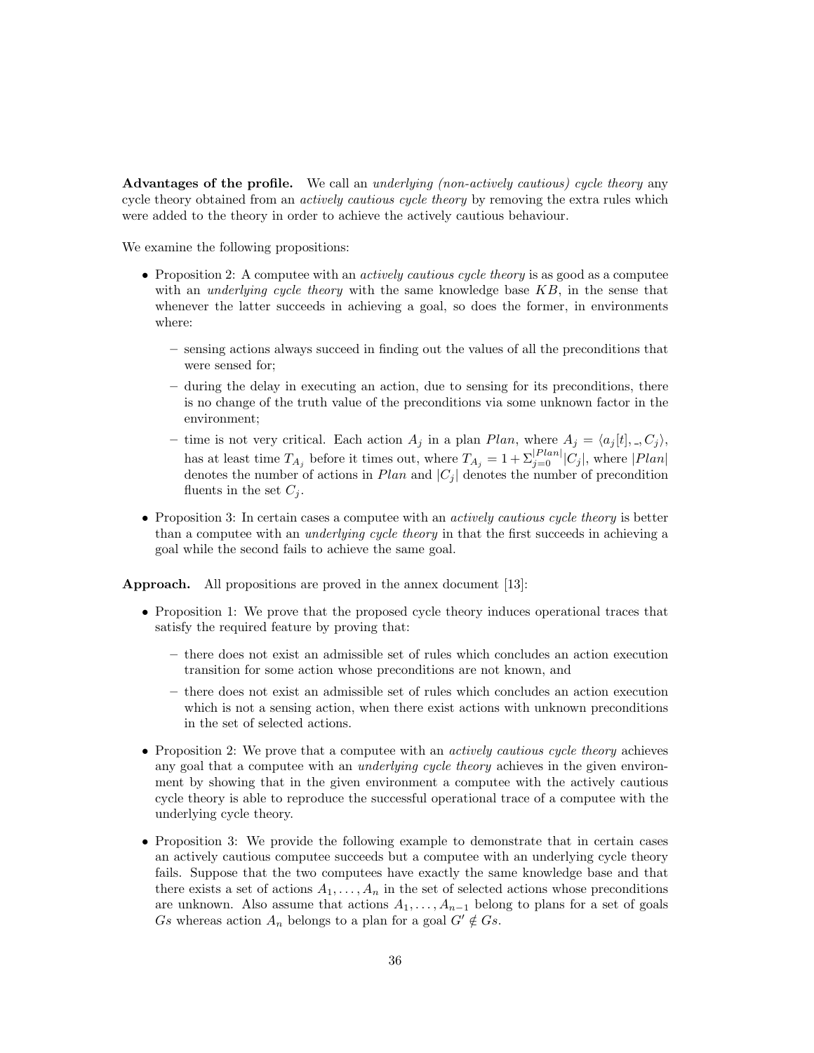**Advantages of the profile.** We call an *underlying (non-actively cautious) cycle theory* any cycle theory obtained from an *actively cautious cycle theory* by removing the extra rules which were added to the theory in order to achieve the actively cautious behaviour.

We examine the following propositions:

- Proposition 2: A computee with an *actively cautious cycle theory* is as good as a computee with an *underlying cycle theory* with the same knowledge base $KB$, in the sense that whenever the latter succeeds in achieving a goal, so does the former, in environments where:
  - sensing actions always succeed in finding out the values of all the preconditions that were sensed for;
  - during the delay in executing an action, due to sensing for its preconditions, there is no change of the truth value of the preconditions via some unknown factor in the environment;
  - time is not very critical. Each action $A_j$ in a plan $Plan$, where $A_j = \langle a_j[t], \_, C_j \rangle$, has at least time $T_{A_j}$ before it times out, where $T_{A_j} = 1 + \Sigma_{j=0}^{|Plan|} |C_j|$, where $|Plan|$ denotes the number of actions in $Plan$ and $|C_j|$ denotes the number of precondition fluents in the set $C_j$.
- Proposition 3: In certain cases a computee with an *actively cautious cycle theory* is better than a computee with an *underlying cycle theory* in that the first succeeds in achieving a goal while the second fails to achieve the same goal.

**Approach.** All propositions are proved in the annex document [13]:

- Proposition 1: We prove that the proposed cycle theory induces operational traces that satisfy the required feature by proving that:
  - there does not exist an admissible set of rules which concludes an action execution transition for some action whose preconditions are not known, and
  - there does not exist an admissible set of rules which concludes an action execution which is not a sensing action, when there exist actions with unknown preconditions in the set of selected actions.
- Proposition 2: We prove that a computee with an *actively cautious cycle theory* achieves any goal that a computee with an *underlying cycle theory* achieves in the given environment by showing that in the given environment a computee with the actively cautious cycle theory is able to reproduce the successful operational trace of a computee with the underlying cycle theory.
- Proposition 3: We provide the following example to demonstrate that in certain cases an actively cautious computee succeeds but a computee with an underlying cycle theory fails. Suppose that the two computees have exactly the same knowledge base and that there exists a set of actions $A_1, \ldots, A_n$ in the set of selected actions whose preconditions are unknown. Also assume that actions $A_1, \ldots, A_{n-1}$ belong to plans for a set of goals $Gs$ whereas action $A_n$ belongs to a plan for a goal $G' \notin Gs$.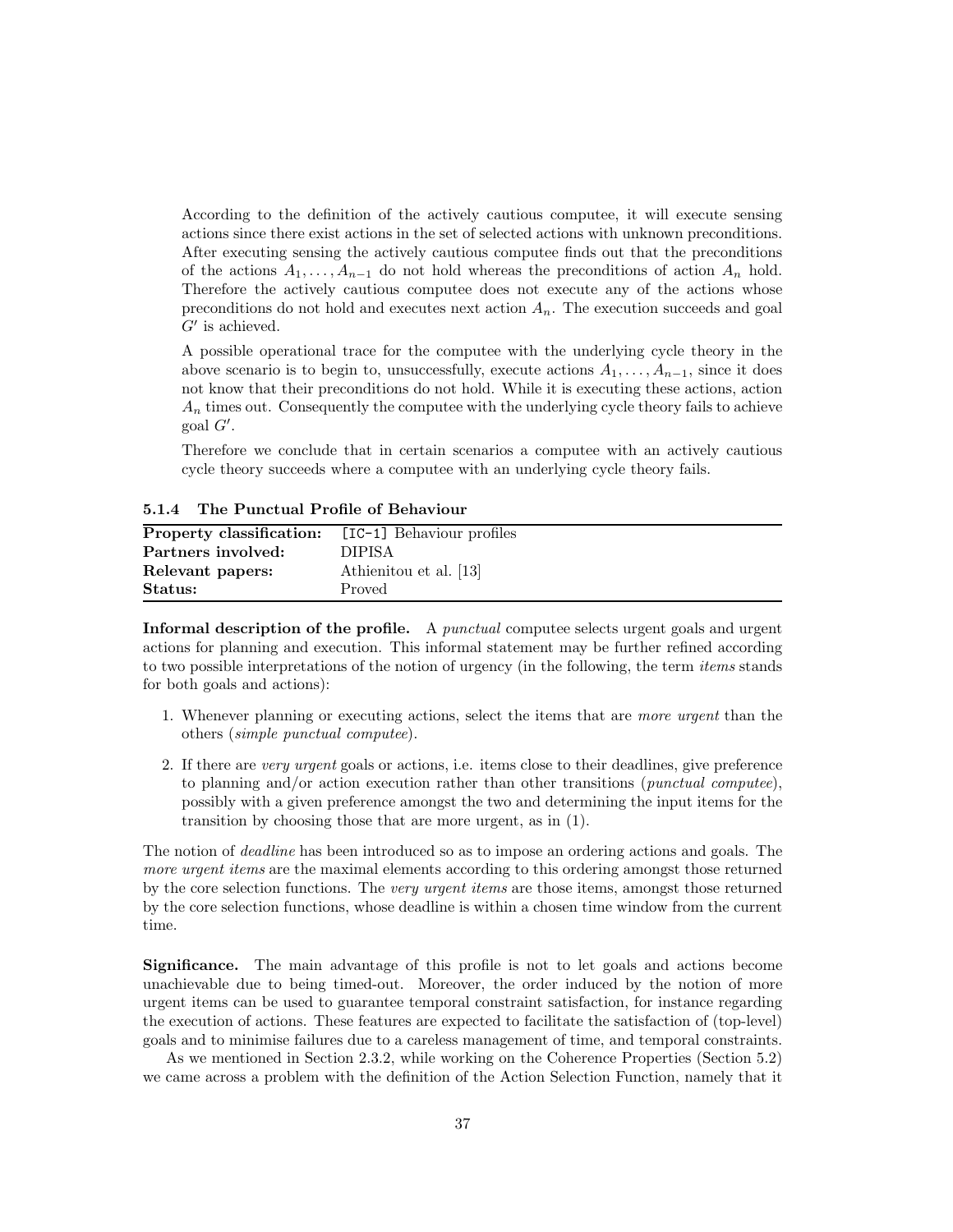According to the definition of the actively cautious computee, it will execute sensing actions since there exist actions in the set of selected actions with unknown preconditions. After executing sensing the actively cautious computee finds out that the preconditions of the actions $A_1, \ldots, A_{n-1}$ do not hold whereas the preconditions of action $A_n$ hold. Therefore the actively cautious computee does not execute any of the actions whose preconditions do not hold and executes next action $A_n$. The execution succeeds and goal $G'$ is achieved.

A possible operational trace for the computee with the underlying cycle theory in the above scenario is to begin to, unsuccessfully, execute actions $A_1, \ldots, A_{n-1}$, since it does not know that their preconditions do not hold. While it is executing these actions, action $A_n$ times out. Consequently the computee with the underlying cycle theory fails to achieve goal $G'$.

Therefore we conclude that in certain scenarios a computee with an actively cautious cycle theory succeeds where a computee with an underlying cycle theory fails.

#### 5.1.4 The Punctual Profile of Behaviour

| **Property classification:** | [IC-1] Behaviour profiles |
|---|---|
| **Partners involved:** | DIPISA |
| **Relevant papers:** | Athienitou et al. [13] |
| **Status:** | Proved |

**Informal description of the profile.** A *punctual* computee selects urgent goals and urgent actions for planning and execution. This informal statement may be further refined according to two possible interpretations of the notion of urgency (in the following, the term *items* stands for both goals and actions):

1. Whenever planning or executing actions, select the items that are *more urgent* than the others (*simple punctual computee*).
2. If there are *very urgent* goals or actions, i.e. items close to their deadlines, give preference to planning and/or action execution rather than other transitions (*punctual computee*), possibly with a given preference amongst the two and determining the input items for the transition by choosing those that are more urgent, as in (1).

The notion of *deadline* has been introduced so as to impose an ordering actions and goals. The *more urgent items* are the maximal elements according to this ordering amongst those returned by the core selection functions. The *very urgent items* are those items, amongst those returned by the core selection functions, whose deadline is within a chosen time window from the current time.

**Significance.** The main advantage of this profile is not to let goals and actions become unachievable due to being timed-out. Moreover, the order induced by the notion of more urgent items can be used to guarantee temporal constraint satisfaction, for instance regarding the execution of actions. These features are expected to facilitate the satisfaction of (top-level) goals and to minimise failures due to a careless management of time, and temporal constraints.

As we mentioned in Section 2.3.2, while working on the Coherence Properties (Section 5.2) we came across a problem with the definition of the Action Selection Function, namely that it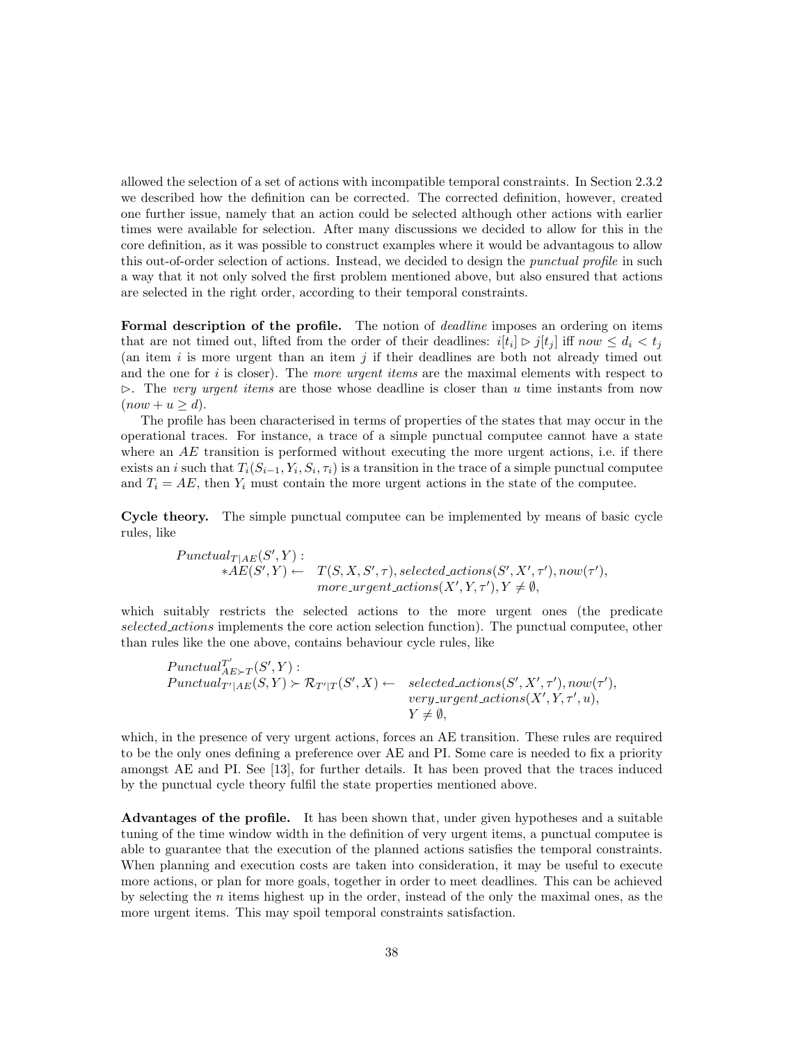allowed the selection of a set of actions with incompatible temporal constraints. In Section 2.3.2 we described how the definition can be corrected. The corrected definition, however, created one further issue, namely that an action could be selected although other actions with earlier times were available for selection. After many discussions we decided to allow for this in the core definition, as it was possible to construct examples where it would be advantagous to allow this out-of-order selection of actions. Instead, we decided to design the *punctual profile* in such a way that it not only solved the first problem mentioned above, but also ensured that actions are selected in the right order, according to their temporal constraints.

**Formal description of the profile.** The notion of *deadline* imposes an ordering on items that are not timed out, lifted from the order of their deadlines: $i[t_i] \rhd j[t_j]$ iff $now \leq d_i < t_j$ (an item $i$ is more urgent than an item $j$ if their deadlines are both not already timed out and the one for $i$ is closer). The *more urgent items* are the maximal elements with respect to $\rhd$. The *very urgent items* are those whose deadline is closer than $u$ time instants from now ($now + u \geq d$).

The profile has been characterised in terms of properties of the states that may occur in the operational traces. For instance, a trace of a simple punctual computee cannot have a state where an $AE$ transition is performed without executing the more urgent actions, i.e. if there exists an $i$ such that $T_i(S_{i-1}, Y_i, S_i, \tau_i)$ is a transition in the trace of a simple punctual computee and $T_i = AE$, then $Y_i$ must contain the more urgent actions in the state of the computee.

**Cycle theory.** The simple punctual computee can be implemented by means of basic cycle rules, like

$$
\begin{array}{ll}
Punctual_{T|AE}(S', Y): & \\
\quad *AE(S', Y) \leftarrow & T(S, X, S', \tau), selected\_actions(S', X', \tau'), now(\tau'), \\
 & more\_urgent\_actions(X', Y, \tau'), Y \neq \emptyset,
\end{array}
$$

which suitably restricts the selected actions to the more urgent ones (the predicate *selected_actions* implements the core action selection function). The punctual computee, other than rules like the one above, contains behaviour cycle rules, like

$$
\begin{array}{ll}
Punctual^{T'}_{AE \succ T}(S', Y): & \\
Punctual_{T'|AE}(S, Y) \succ \mathcal{R}_{T'|T}(S', X) \leftarrow & selected\_actions(S', X', \tau'), now(\tau'), \\
 & very\_urgent\_actions(X', Y, \tau', u), \\
 & Y \neq \emptyset,
\end{array}
$$

which, in the presence of very urgent actions, forces an AE transition. These rules are required to be the only ones defining a preference over AE and PI. Some care is needed to fix a priority amongst AE and PI. See [13], for further details. It has been proved that the traces induced by the punctual cycle theory fulfil the state properties mentioned above.

**Advantages of the profile.** It has been shown that, under given hypotheses and a suitable tuning of the time window width in the definition of very urgent items, a punctual computee is able to guarantee that the execution of the planned actions satisfies the temporal constraints. When planning and execution costs are taken into consideration, it may be useful to execute more actions, or plan for more goals, together in order to meet deadlines. This can be achieved by selecting the $n$ items highest up in the order, instead of the only the maximal ones, as the more urgent items. This may spoil temporal constraints satisfaction.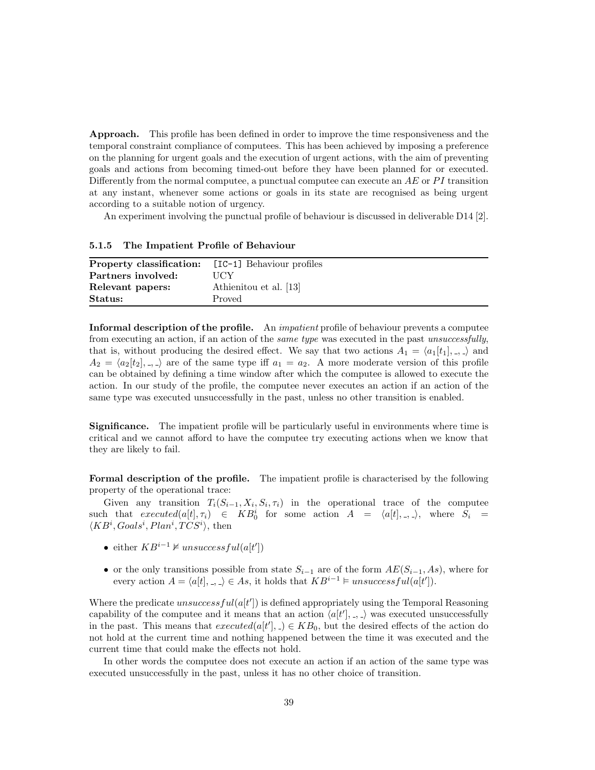**Approach.** This profile has been defined in order to improve the time responsiveness and the temporal constraint compliance of computees. This has been achieved by imposing a preference on the planning for urgent goals and the execution of urgent actions, with the aim of preventing goals and actions from becoming timed-out before they have been planned for or executed. Differently from the normal computee, a punctual computee can execute an $AE$ or $PI$ transition at any instant, whenever some actions or goals in its state are recognised as being urgent according to a suitable notion of urgency.

An experiment involving the punctual profile of behaviour is discussed in deliverable D14 [2].

### 5.1.5 The Impatient Profile of Behaviour

| | |
|---|---|
| **Property classification:** | `[IC-1]` Behaviour profiles |
| **Partners involved:** | UCY |
| **Relevant papers:** | Athienitou et al. [13] |
| **Status:** | Proved |

**Informal description of the profile.** An *impatient* profile of behaviour prevents a computee from executing an action, if an action of the *same type* was executed in the past *unsuccessfully*, that is, without producing the desired effect. We say that two actions $A_1 = \langle a_1[t_1], \_, \_\rangle$ and $A_2 = \langle a_2[t_2], \_, \_\rangle$ are of the same type iff $a_1 = a_2$. A more moderate version of this profile can be obtained by defining a time window after which the computee is allowed to execute the action. In our study of the profile, the computee never executes an action if an action of the same type was executed unsuccessfully in the past, unless no other transition is enabled.

**Significance.** The impatient profile will be particularly useful in environments where time is critical and we cannot afford to have the computee try executing actions when we know that they are likely to fail.

**Formal description of the profile.** The impatient profile is characterised by the following property of the operational trace:

Given any transition $T_i(S_{i-1}, X_i, S_i, \tau_i)$ in the operational trace of the computee such that $executed(a[t], \tau_i) \in KB_0^i$ for some action $A = \langle a[t], \_, \_\rangle$, where $S_i = \langle KB^i, Goals^i, Plan^i, TCS^i\rangle$, then

- either $KB^{i-1} \not\models unsuccessful(a[t'])$
- or the only transitions possible from state $S_{i-1}$ are of the form $AE(S_{i-1}, As)$, where for every action $A = \langle a[t], \_, \_\rangle \in As$, it holds that $KB^{i-1} \models unsuccessful(a[t'])$.

Where the predicate $unsuccessful(a[t'])$ is defined appropriately using the Temporal Reasoning capability of the computee and it means that an action $\langle a[t'], \_, \_\rangle$ was executed unsuccessfully in the past. This means that $executed(a[t'], \_) \in KB_0$, but the desired effects of the action do not hold at the current time and nothing happened between the time it was executed and the current time that could make the effects not hold.

In other words the computee does not execute an action if an action of the same type was executed unsuccessfully in the past, unless it has no other choice of transition.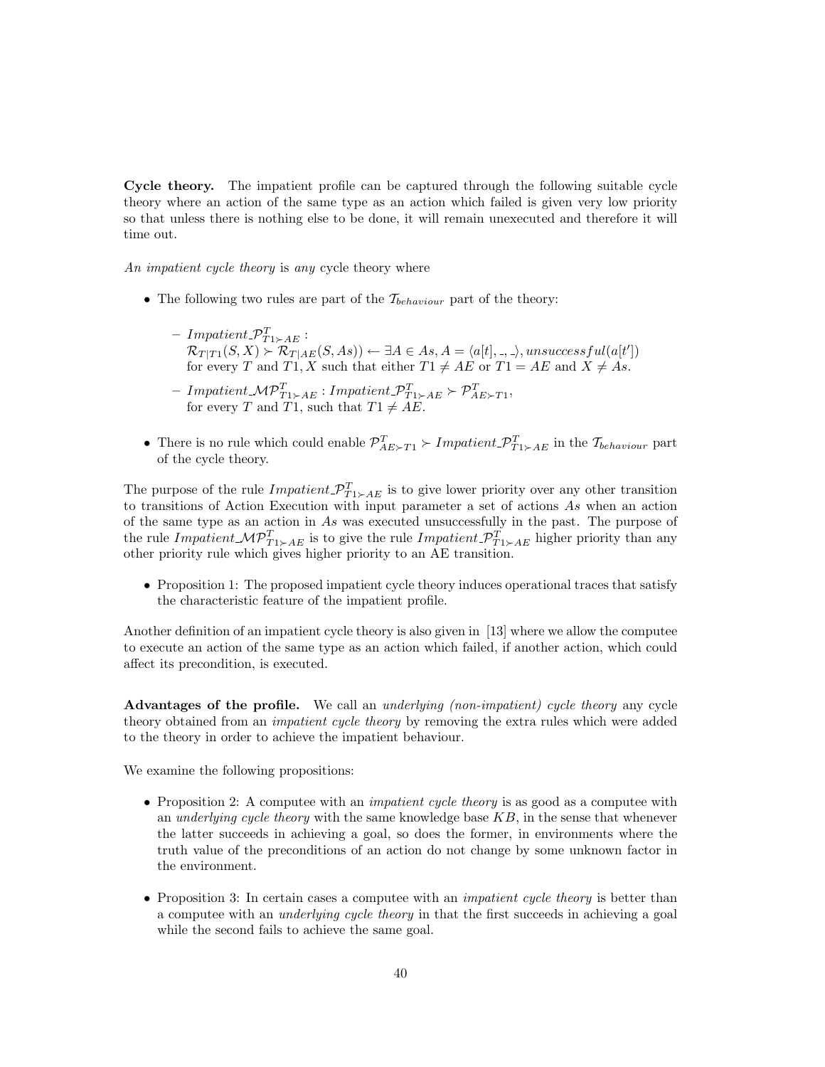**Cycle theory.** The impatient profile can be captured through the following suitable cycle theory where an action of the same type as an action which failed is given very low priority so that unless there is nothing else to be done, it will remain unexecuted and therefore it will time out.

*An impatient cycle theory* is *any* cycle theory where

- The following two rules are part of the $\mathcal{T}_{behaviour}$ part of the theory:
  - $Impatient\_\mathcal{P}^T_{T1 \succ AE}$ :
    $\mathcal{R}_{T|T1}(S, X) \succ \mathcal{R}_{T|AE}(S, As)) \leftarrow \exists A \in As, A = \langle a[t], \_, \_\rangle, unsuccessful(a[t'])$
    for every $T$ and $T1, X$ such that either $T1 \neq AE$ or $T1 = AE$ and $X \neq As$.
  - $Impatient\_\mathcal{MP}^T_{T1 \succ AE} : Impatient\_\mathcal{P}^T_{T1 \succ AE} \succ \mathcal{P}^T_{AE \succ T1}$,
    for every $T$ and $T1$, such that $T1 \neq AE$.
- There is no rule which could enable $\mathcal{P}^T_{AE \succ T1} \succ Impatient\_\mathcal{P}^T_{T1 \succ AE}$ in the $\mathcal{T}_{behaviour}$ part of the cycle theory.

The purpose of the rule $Impatient\_\mathcal{P}^T_{T1 \succ AE}$ is to give lower priority over any other transition to transitions of Action Execution with input parameter a set of actions $As$ when an action of the same type as an action in $As$ was executed unsuccessfully in the past. The purpose of the rule $Impatient\_\mathcal{MP}^T_{T1 \succ AE}$ is to give the rule $Impatient\_\mathcal{P}^T_{T1 \succ AE}$ higher priority than any other priority rule which gives higher priority to an AE transition.

- Proposition 1: The proposed impatient cycle theory induces operational traces that satisfy the characteristic feature of the impatient profile.

Another definition of an impatient cycle theory is also given in [13] where we allow the computee to execute an action of the same type as an action which failed, if another action, which could affect its precondition, is executed.

**Advantages of the profile.** We call an *underlying (non-impatient) cycle theory* any cycle theory obtained from an *impatient cycle theory* by removing the extra rules which were added to the theory in order to achieve the impatient behaviour.

We examine the following propositions:

- Proposition 2: A computee with an *impatient cycle theory* is as good as a computee with an *underlying cycle theory* with the same knowledge base $KB$, in the sense that whenever the latter succeeds in achieving a goal, so does the former, in environments where the truth value of the preconditions of an action do not change by some unknown factor in the environment.
- Proposition 3: In certain cases a computee with an *impatient cycle theory* is better than a computee with an *underlying cycle theory* in that the first succeeds in achieving a goal while the second fails to achieve the same goal.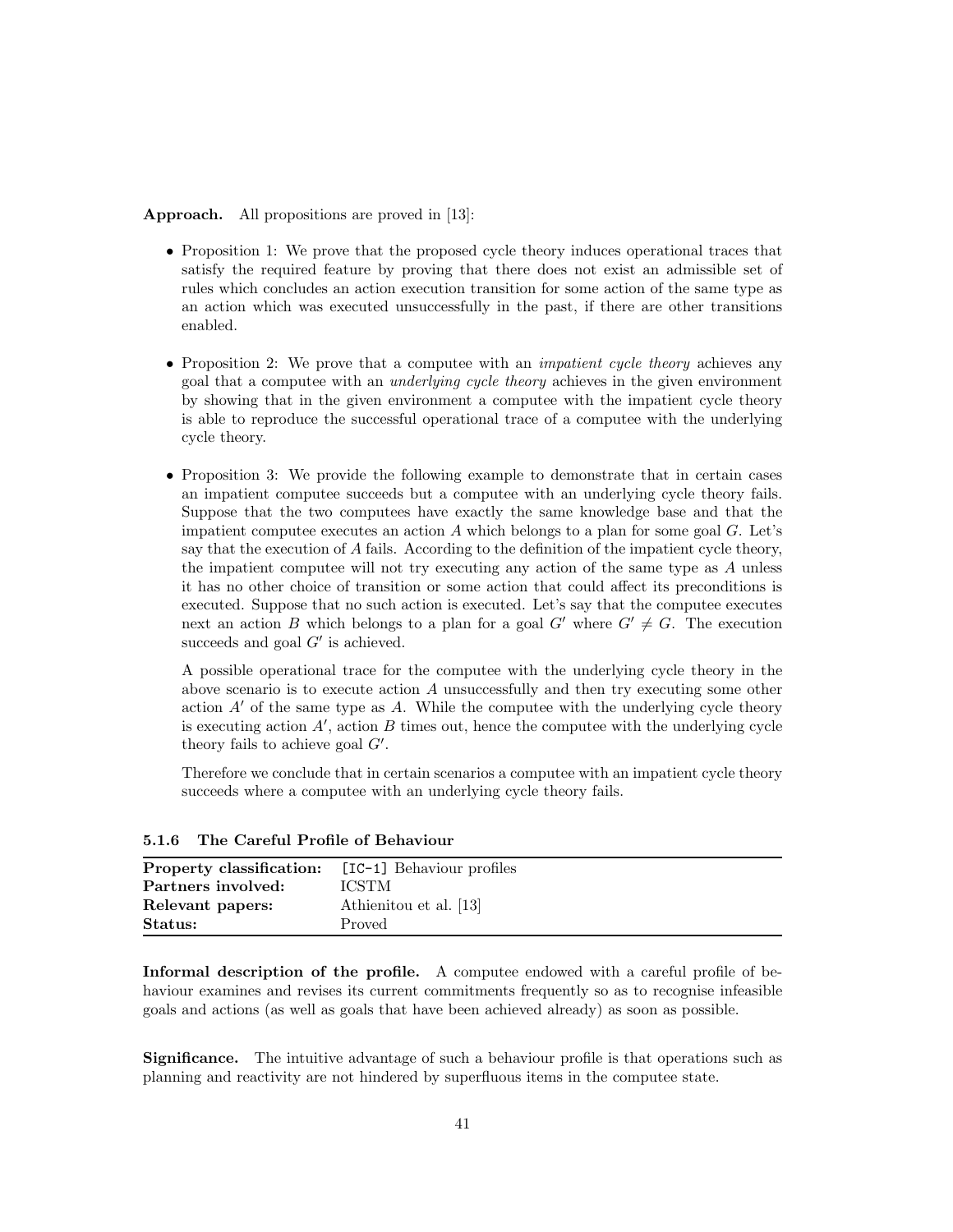**Approach.** All propositions are proved in [13]:

- Proposition 1: We prove that the proposed cycle theory induces operational traces that satisfy the required feature by proving that there does not exist an admissible set of rules which concludes an action execution transition for some action of the same type as an action which was executed unsuccessfully in the past, if there are other transitions enabled.

- Proposition 2: We prove that a computee with an *impatient cycle theory* achieves any goal that a computee with an *underlying cycle theory* achieves in the given environment by showing that in the given environment a computee with the impatient cycle theory is able to reproduce the successful operational trace of a computee with the underlying cycle theory.

- Proposition 3: We provide the following example to demonstrate that in certain cases an impatient computee succeeds but a computee with an underlying cycle theory fails. Suppose that the two computees have exactly the same knowledge base and that the impatient computee executes an action $A$ which belongs to a plan for some goal $G$. Let's say that the execution of $A$ fails. According to the definition of the impatient cycle theory, the impatient computee will not try executing any action of the same type as $A$ unless it has no other choice of transition or some action that could affect its preconditions is executed. Suppose that no such action is executed. Let's say that the computee executes next an action $B$ which belongs to a plan for a goal $G'$ where $G' \neq G$. The execution succeeds and goal $G'$ is achieved.

  A possible operational trace for the computee with the underlying cycle theory in the above scenario is to execute action $A$ unsuccessfully and then try executing some other action $A'$ of the same type as $A$. While the computee with the underlying cycle theory is executing action $A'$, action $B$ times out, hence the computee with the underlying cycle theory fails to achieve goal $G'$.

  Therefore we conclude that in certain scenarios a computee with an impatient cycle theory succeeds where a computee with an underlying cycle theory fails.

### 5.1.6 The Careful Profile of Behaviour

| | |
|---|---|
| **Property classification:** | [IC-1] Behaviour profiles |
| **Partners involved:** | ICSTM |
| **Relevant papers:** | Athienitou et al. [13] |
| **Status:** | Proved |

**Informal description of the profile.** A computee endowed with a careful profile of behaviour examines and revises its current commitments frequently so as to recognise infeasible goals and actions (as well as goals that have been achieved already) as soon as possible.

**Significance.** The intuitive advantage of such a behaviour profile is that operations such as planning and reactivity are not hindered by superfluous items in the computee state.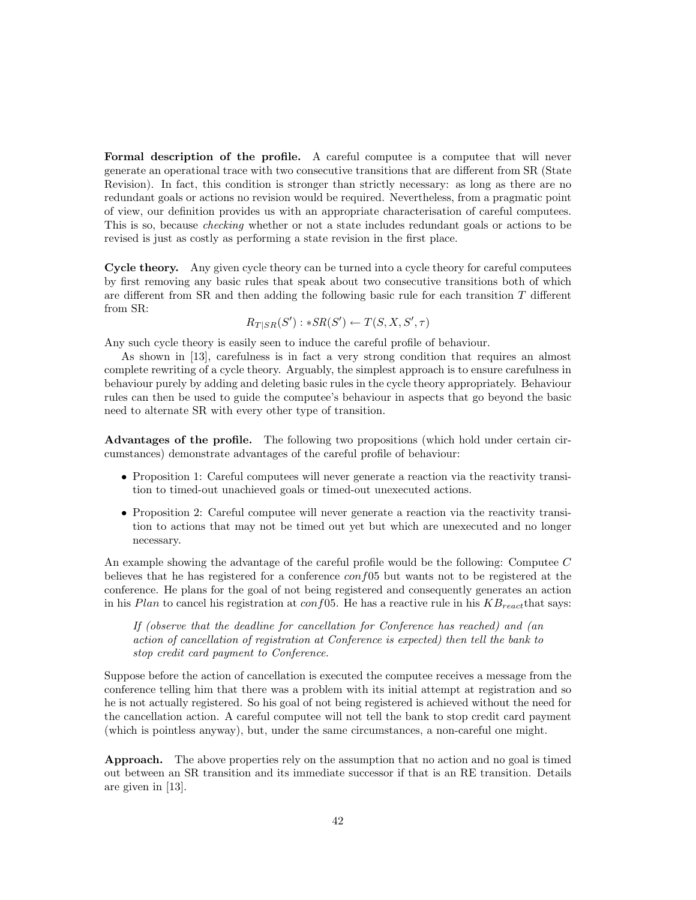**Formal description of the profile.** A careful computee is a computee that will never generate an operational trace with two consecutive transitions that are different from SR (State Revision). In fact, this condition is stronger than strictly necessary: as long as there are no redundant goals or actions no revision would be required. Nevertheless, from a pragmatic point of view, our definition provides us with an appropriate characterisation of careful computees. This is so, because *checking* whether or not a state includes redundant goals or actions to be revised is just as costly as performing a state revision in the first place.

**Cycle theory.** Any given cycle theory can be turned into a cycle theory for careful computees by first removing any basic rules that speak about two consecutive transitions both of which are different from SR and then adding the following basic rule for each transition $T$ different from SR:

$$R_{T|SR}(S') : *SR(S') \leftarrow T(S, X, S', \tau)$$

Any such cycle theory is easily seen to induce the careful profile of behaviour.

As shown in [13], carefulness is in fact a very strong condition that requires an almost complete rewriting of a cycle theory. Arguably, the simplest approach is to ensure carefulness in behaviour purely by adding and deleting basic rules in the cycle theory appropriately. Behaviour rules can then be used to guide the computee's behaviour in aspects that go beyond the basic need to alternate SR with every other type of transition.

**Advantages of the profile.** The following two propositions (which hold under certain circumstances) demonstrate advantages of the careful profile of behaviour:

- Proposition 1: Careful computees will never generate a reaction via the reactivity transition to timed-out unachieved goals or timed-out unexecuted actions.
- Proposition 2: Careful computee will never generate a reaction via the reactivity transition to actions that may not be timed out yet but which are unexecuted and no longer necessary.

An example showing the advantage of the careful profile would be the following: Computee $C$ believes that he has registered for a conference $conf05$ but wants not to be registered at the conference. He plans for the goal of not being registered and consequently generates an action in his $Plan$ to cancel his registration at $conf05$. He has a reactive rule in his $KB_{react}$ that says:

> *If (observe that the deadline for cancellation for Conference has reached) and (an action of cancellation of registration at Conference is expected) then tell the bank to stop credit card payment to Conference.*

Suppose before the action of cancellation is executed the computee receives a message from the conference telling him that there was a problem with its initial attempt at registration and so he is not actually registered. So his goal of not being registered is achieved without the need for the cancellation action. A careful computee will not tell the bank to stop credit card payment (which is pointless anyway), but, under the same circumstances, a non-careful one might.

**Approach.** The above properties rely on the assumption that no action and no goal is timed out between an SR transition and its immediate successor if that is an RE transition. Details are given in [13].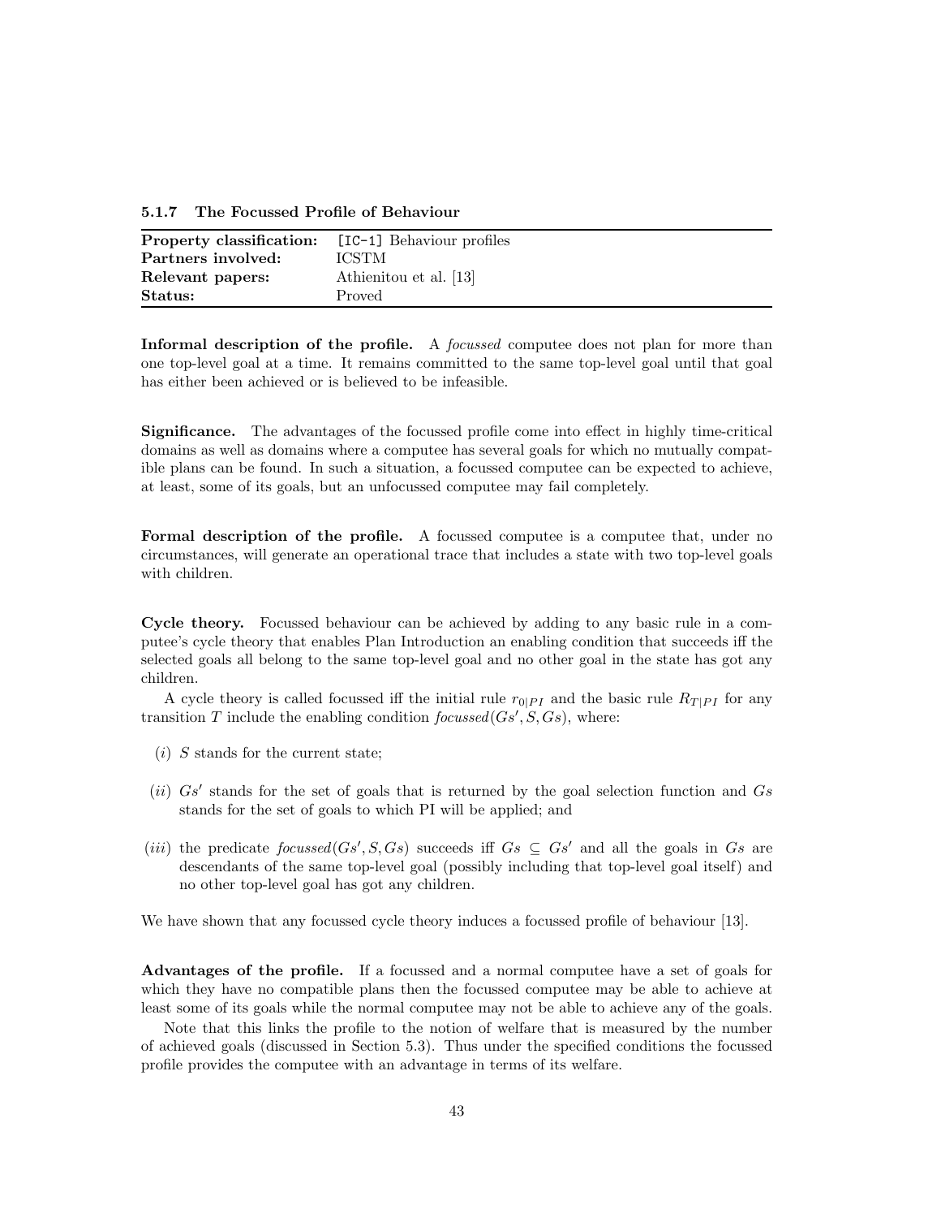### 5.1.7 The Focussed Profile of Behaviour

| | |
|---|---|
| **Property classification:** | `[IC-1]` Behaviour profiles |
| **Partners involved:** | ICSTM |
| **Relevant papers:** | Athienitou et al. [13] |
| **Status:** | Proved |

**Informal description of the profile.** A *focussed* computee does not plan for more than one top-level goal at a time. It remains committed to the same top-level goal until that goal has either been achieved or is believed to be infeasible.

**Significance.** The advantages of the focussed profile come into effect in highly time-critical domains as well as domains where a computee has several goals for which no mutually compatible plans can be found. In such a situation, a focussed computee can be expected to achieve, at least, some of its goals, but an unfocussed computee may fail completely.

**Formal description of the profile.** A focussed computee is a computee that, under no circumstances, will generate an operational trace that includes a state with two top-level goals with children.

**Cycle theory.** Focussed behaviour can be achieved by adding to any basic rule in a computee's cycle theory that enables Plan Introduction an enabling condition that succeeds iff the selected goals all belong to the same top-level goal and no other goal in the state has got any children.

A cycle theory is called focussed iff the initial rule $r_{0|PI}$ and the basic rule $R_{T|PI}$ for any transition $T$ include the enabling condition $focussed(Gs', S, Gs)$, where:

- $(i)$ $S$ stands for the current state;
- $(ii)$ $Gs'$ stands for the set of goals that is returned by the goal selection function and $Gs$ stands for the set of goals to which PI will be applied; and
- $(iii)$ the predicate $focussed(Gs', S, Gs)$ succeeds iff $Gs \subseteq Gs'$ and all the goals in $Gs$ are descendants of the same top-level goal (possibly including that top-level goal itself) and no other top-level goal has got any children.

We have shown that any focussed cycle theory induces a focussed profile of behaviour [13].

**Advantages of the profile.** If a focussed and a normal computee have a set of goals for which they have no compatible plans then the focussed computee may be able to achieve at least some of its goals while the normal computee may not be able to achieve any of the goals.

Note that this links the profile to the notion of welfare that is measured by the number of achieved goals (discussed in Section 5.3). Thus under the specified conditions the focussed profile provides the computee with an advantage in terms of its welfare.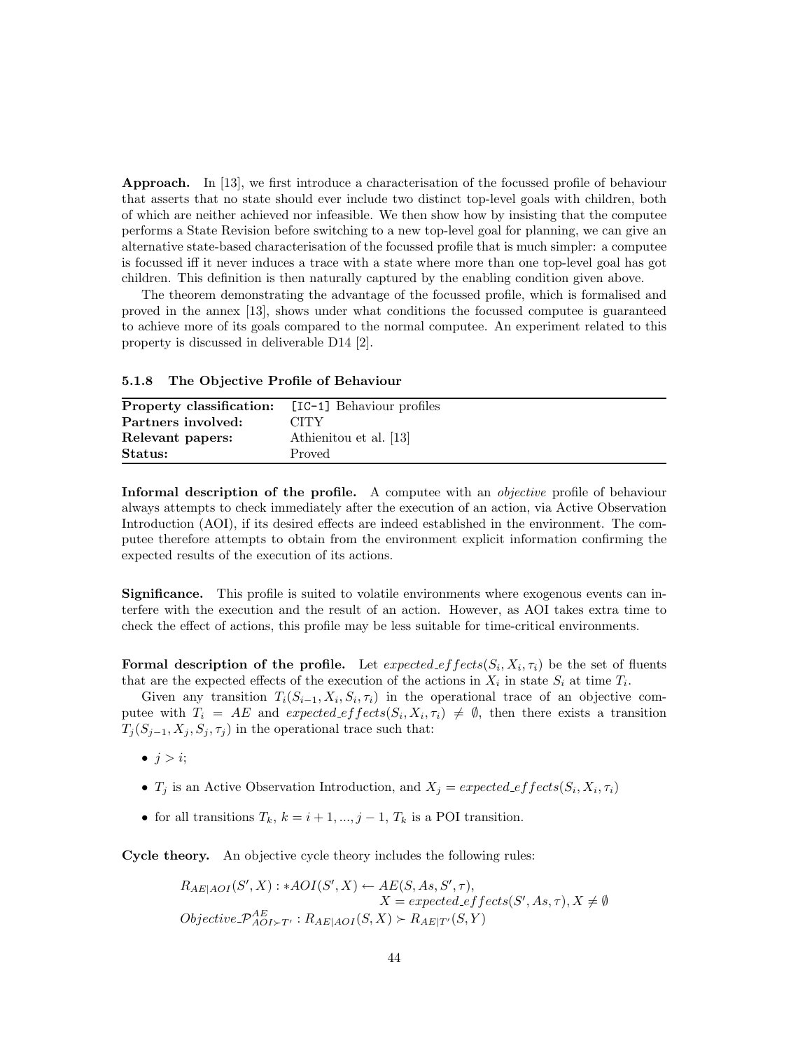**Approach.** In [13], we first introduce a characterisation of the focussed profile of behaviour that asserts that no state should ever include two distinct top-level goals with children, both of which are neither achieved nor infeasible. We then show how by insisting that the computee performs a State Revision before switching to a new top-level goal for planning, we can give an alternative state-based characterisation of the focussed profile that is much simpler: a computee is focussed iff it never induces a trace with a state where more than one top-level goal has got children. This definition is then naturally captured by the enabling condition given above.

The theorem demonstrating the advantage of the focussed profile, which is formalised and proved in the annex [13], shows under what conditions the focussed computee is guaranteed to achieve more of its goals compared to the normal computee. An experiment related to this property is discussed in deliverable D14 [2].

#### 5.1.8 The Objective Profile of Behaviour

| | |
|---|---|
| **Property classification:** | `[IC-1]` Behaviour profiles |
| **Partners involved:** | CITY |
| **Relevant papers:** | Athienitou et al. [13] |
| **Status:** | Proved |

**Informal description of the profile.** A computee with an *objective* profile of behaviour always attempts to check immediately after the execution of an action, via Active Observation Introduction (AOI), if its desired effects are indeed established in the environment. The computee therefore attempts to obtain from the environment explicit information confirming the expected results of the execution of its actions.

**Significance.** This profile is suited to volatile environments where exogenous events can interfere with the execution and the result of an action. However, as AOI takes extra time to check the effect of actions, this profile may be less suitable for time-critical environments.

**Formal description of the profile.** Let $expected\_effects(S_i, X_i, \tau_i)$ be the set of fluents that are the expected effects of the execution of the actions in $X_i$ in state $S_i$ at time $T_i$.

Given any transition $T_i(S_{i-1}, X_i, S_i, \tau_i)$ in the operational trace of an objective computee with $T_i = AE$ and $expected\_effects(S_i, X_i, \tau_i) \neq \emptyset$, then there exists a transition $T_j(S_{j-1}, X_j, S_j, \tau_j)$ in the operational trace such that:

- $j > i$;
- $T_j$ is an Active Observation Introduction, and $X_j = expected\_effects(S_i, X_i, \tau_i)$
- for all transitions $T_k$, $k = i+1, ..., j-1$, $T_k$ is a POI transition.

**Cycle theory.** An objective cycle theory includes the following rules:

$$
\begin{aligned}
R_{AE|AOI}(S', X) : *AOI(S', X) \leftarrow\ & AE(S, As, S', \tau), \\
& X = expected\_effects(S', As, \tau), X \neq \emptyset \\
Objective\_\mathcal{P}^{AE}_{AOI \succ T'} : R_{AE|AOI}(S, X) \succ\ & R_{AE|T'}(S, Y)
\end{aligned}
$$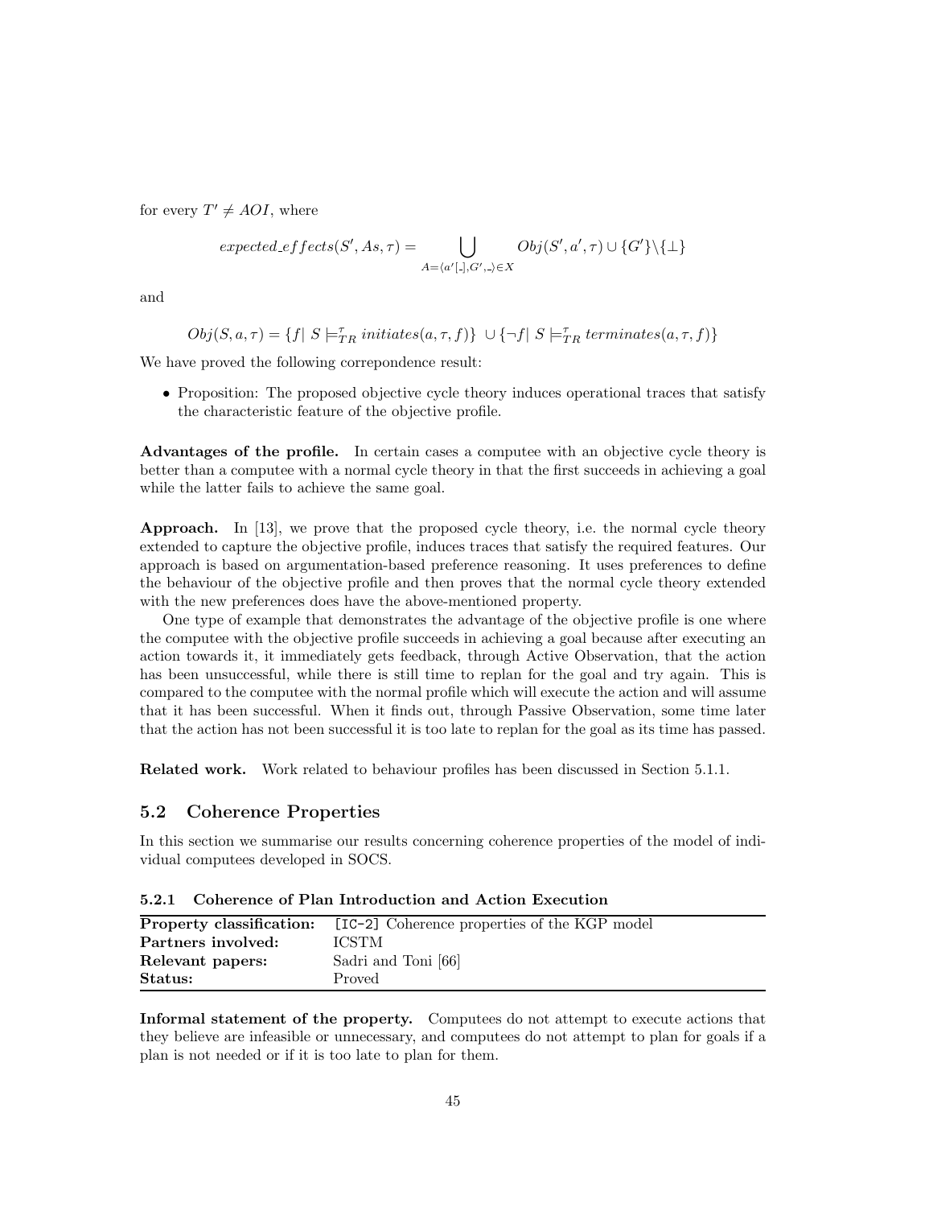for every $T' \neq AOI$, where

$$expected\_effects(S', As, \tau) = \bigcup_{A=\langle a'[\_], G', \_\rangle \in X} Obj(S', a', \tau) \cup \{G'\} \backslash \{\bot\}$$

and

$$Obj(S, a, \tau) = \{f | \ S \models^{\tau}_{TR} initiates(a, \tau, f)\} \ \cup \{\neg f | \ S \models^{\tau}_{TR} terminates(a, \tau, f)\}$$

We have proved the following correpondence result:

- Proposition: The proposed objective cycle theory induces operational traces that satisfy the characteristic feature of the objective profile.

**Advantages of the profile.** In certain cases a computee with an objective cycle theory is better than a computee with a normal cycle theory in that the first succeeds in achieving a goal while the latter fails to achieve the same goal.

**Approach.** In [13], we prove that the proposed cycle theory, i.e. the normal cycle theory extended to capture the objective profile, induces traces that satisfy the required features. Our approach is based on argumentation-based preference reasoning. It uses preferences to define the behaviour of the objective profile and then proves that the normal cycle theory extended with the new preferences does have the above-mentioned property.

One type of example that demonstrates the advantage of the objective profile is one where the computee with the objective profile succeeds in achieving a goal because after executing an action towards it, it immediately gets feedback, through Active Observation, that the action has been unsuccessful, while there is still time to replan for the goal and try again. This is compared to the computee with the normal profile which will execute the action and will assume that it has been successful. When it finds out, through Passive Observation, some time later that the action has not been successful it is too late to replan for the goal as its time has passed.

**Related work.** Work related to behaviour profiles has been discussed in Section 5.1.1.

## 5.2 Coherence Properties

In this section we summarise our results concerning coherence properties of the model of individual computees developed in SOCS.

### 5.2.1 Coherence of Plan Introduction and Action Execution

| **Property classification:** | `[IC-2]` Coherence properties of the KGP model |
|---|---|
| **Partners involved:** | ICSTM |
| **Relevant papers:** | Sadri and Toni [66] |
| **Status:** | Proved |

**Informal statement of the property.** Computees do not attempt to execute actions that they believe are infeasible or unnecessary, and computees do not attempt to plan for goals if a plan is not needed or if it is too late to plan for them.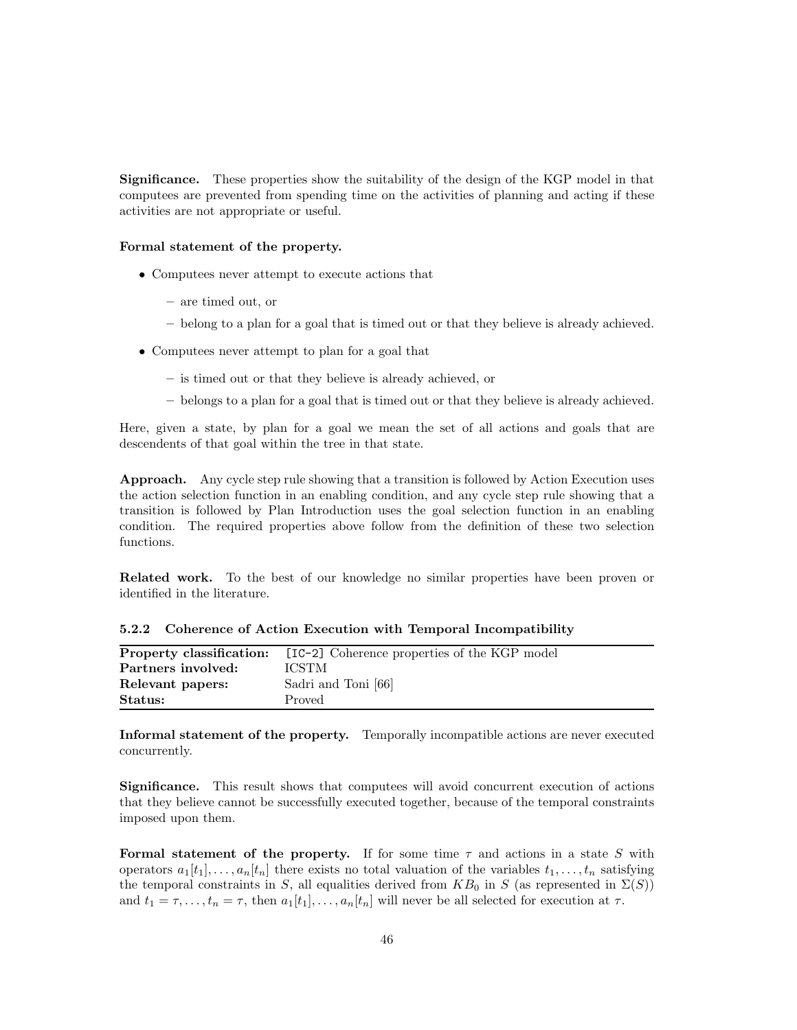**Significance.** These properties show the suitability of the design of the KGP model in that computees are prevented from spending time on the activities of planning and acting if these activities are not appropriate or useful.

**Formal statement of the property.**

- Computees never attempt to execute actions that
  - are timed out, or
  - belong to a plan for a goal that is timed out or that they believe is already achieved.
- Computees never attempt to plan for a goal that
  - is timed out or that they believe is already achieved, or
  - belongs to a plan for a goal that is timed out or that they believe is already achieved.

Here, given a state, by plan for a goal we mean the set of all actions and goals that are descendents of that goal within the tree in that state.

**Approach.** Any cycle step rule showing that a transition is followed by Action Execution uses the action selection function in an enabling condition, and any cycle step rule showing that a transition is followed by Plan Introduction uses the goal selection function in an enabling condition. The required properties above follow from the definition of these two selection functions.

**Related work.** To the best of our knowledge no similar properties have been proven or identified in the literature.

#### 5.2.2 Coherence of Action Execution with Temporal Incompatibility

| **Property classification:** | `[IC-2]` Coherence properties of the KGP model |
|---|---|
| **Partners involved:** | ICSTM |
| **Relevant papers:** | Sadri and Toni [66] |
| **Status:** | Proved |

**Informal statement of the property.** Temporally incompatible actions are never executed concurrently.

**Significance.** This result shows that computees will avoid concurrent execution of actions that they believe cannot be successfully executed together, because of the temporal constraints imposed upon them.

**Formal statement of the property.** If for some time $\tau$ and actions in a state $S$ with operators $a_1[t_1], \ldots, a_n[t_n]$ there exists no total valuation of the variables $t_1, \ldots, t_n$ satisfying the temporal constraints in $S$, all equalities derived from $KB_0$ in $S$ (as represented in $\Sigma(S)$) and $t_1 = \tau, \ldots, t_n = \tau$, then $a_1[t_1], \ldots, a_n[t_n]$ will never be all selected for execution at $\tau$.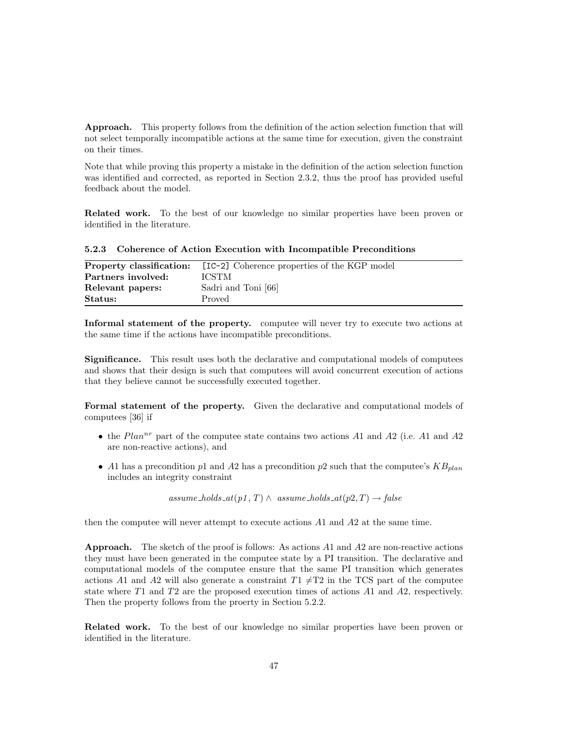**Approach.** This property follows from the definition of the action selection function that will not select temporally incompatible actions at the same time for execution, given the constraint on their times.

Note that while proving this property a mistake in the definition of the action selection function was identified and corrected, as reported in Section 2.3.2, thus the proof has provided useful feedback about the model.

**Related work.** To the best of our knowledge no similar properties have been proven or identified in the literature.

### 5.2.3 Coherence of Action Execution with Incompatible Preconditions

| **Property classification:** | `[IC-2]` Coherence properties of the KGP model |
|---|---|
| **Partners involved:** | ICSTM |
| **Relevant papers:** | Sadri and Toni [66] |
| **Status:** | Proved |

**Informal statement of the property.** computee will never try to execute two actions at the same time if the actions have incompatible preconditions.

**Significance.** This result uses both the declarative and computational models of computees and shows that their design is such that computees will avoid concurrent execution of actions that they believe cannot be successfully executed together.

**Formal statement of the property.** Given the declarative and computational models of computees [36] if

- the $Plan^{nr}$ part of the computee state contains two actions $A1$ and $A2$ (i.e. $A1$ and $A2$ are non-reactive actions), and
- $A1$ has a precondition $p1$ and $A2$ has a precondition $p2$ such that the computee's $KB_{plan}$ includes an integrity constraint

$$assume\_holds\_at(p1, T) \wedge \; assume\_holds\_at(p2, T) \rightarrow false$$

then the computee will never attempt to execute actions $A1$ and $A2$ at the same time.

**Approach.** The sketch of the proof is follows: As actions $A1$ and $A2$ are non-reactive actions they must have been generated in the computee state by a PI transition. The declarative and computational models of the computee ensure that the same PI transition which generates actions $A1$ and $A2$ will also generate a constraint $T1 \neq T2$ in the TCS part of the computee state where $T1$ and $T2$ are the proposed execution times of actions $A1$ and $A2$, respectively. Then the property follows from the proerty in Section 5.2.2.

**Related work.** To the best of our knowledge no similar properties have been proven or identified in the literature.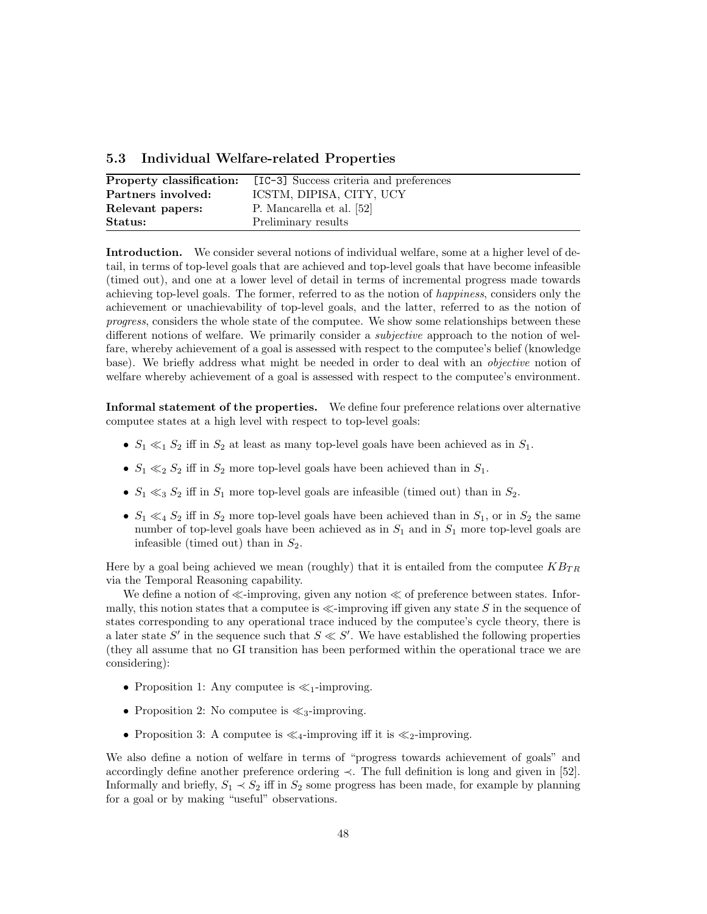### 5.3 Individual Welfare-related Properties

| | |
|---|---|
| **Property classification:** | [IC-3] Success criteria and preferences |
| **Partners involved:** | ICSTM, DIPISA, CITY, UCY |
| **Relevant papers:** | P. Mancarella et al. [52] |
| **Status:** | Preliminary results |

**Introduction.** We consider several notions of individual welfare, some at a higher level of detail, in terms of top-level goals that are achieved and top-level goals that have become infeasible (timed out), and one at a lower level of detail in terms of incremental progress made towards achieving top-level goals. The former, referred to as the notion of *happiness*, considers only the achievement or unachievability of top-level goals, and the latter, referred to as the notion of *progress*, considers the whole state of the computee. We show some relationships between these different notions of welfare. We primarily consider a *subjective* approach to the notion of welfare, whereby achievement of a goal is assessed with respect to the computee's belief (knowledge base). We briefly address what might be needed in order to deal with an *objective* notion of welfare whereby achievement of a goal is assessed with respect to the computee's environment.

**Informal statement of the properties.** We define four preference relations over alternative computee states at a high level with respect to top-level goals:

- $S_1 \ll_1 S_2$ iff in $S_2$ at least as many top-level goals have been achieved as in $S_1$.
- $S_1 \ll_2 S_2$ iff in $S_2$ more top-level goals have been achieved than in $S_1$.
- $S_1 \ll_3 S_2$ iff in $S_1$ more top-level goals are infeasible (timed out) than in $S_2$.
- $S_1 \ll_4 S_2$ iff in $S_2$ more top-level goals have been achieved than in $S_1$, or in $S_2$ the same number of top-level goals have been achieved as in $S_1$ and in $S_1$ more top-level goals are infeasible (timed out) than in $S_2$.

Here by a goal being achieved we mean (roughly) that it is entailed from the computee $KB_{TR}$ via the Temporal Reasoning capability.

We define a notion of $\ll$-improving, given any notion $\ll$ of preference between states. Informally, this notion states that a computee is $\ll$-improving iff given any state $S$ in the sequence of states corresponding to any operational trace induced by the computee's cycle theory, there is a later state $S'$ in the sequence such that $S \ll S'$. We have established the following properties (they all assume that no GI transition has been performed within the operational trace we are considering):

- Proposition 1: Any computee is $\ll_1$-improving.
- Proposition 2: No computee is $\ll_3$-improving.
- Proposition 3: A computee is $\ll_4$-improving iff it is $\ll_2$-improving.

We also define a notion of welfare in terms of "progress towards achievement of goals" and accordingly define another preference ordering $\prec$. The full definition is long and given in [52]. Informally and briefly, $S_1 \prec S_2$ iff in $S_2$ some progress has been made, for example by planning for a goal or by making "useful" observations.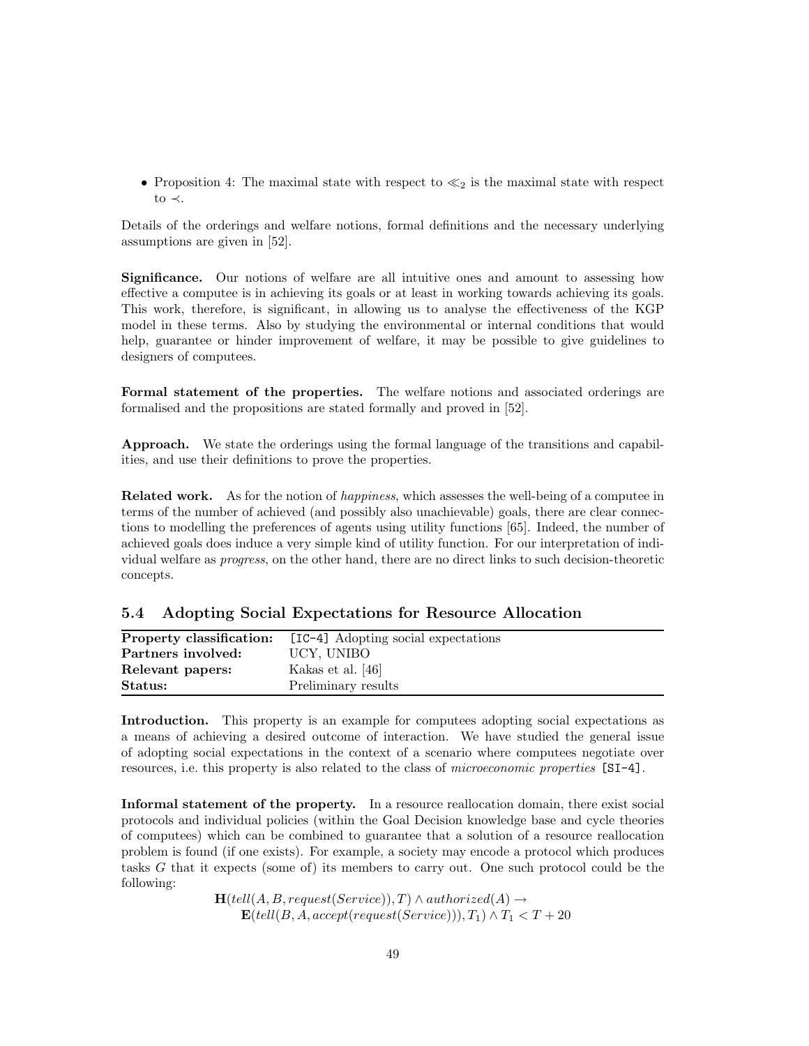- Proposition 4: The maximal state with respect to $\ll_2$ is the maximal state with respect to $\prec$.

Details of the orderings and welfare notions, formal definitions and the necessary underlying assumptions are given in [52].

**Significance.** Our notions of welfare are all intuitive ones and amount to assessing how effective a computee is in achieving its goals or at least in working towards achieving its goals. This work, therefore, is significant, in allowing us to analyse the effectiveness of the KGP model in these terms. Also by studying the environmental or internal conditions that would help, guarantee or hinder improvement of welfare, it may be possible to give guidelines to designers of computees.

**Formal statement of the properties.** The welfare notions and associated orderings are formalised and the propositions are stated formally and proved in [52].

**Approach.** We state the orderings using the formal language of the transitions and capabilities, and use their definitions to prove the properties.

**Related work.** As for the notion of *happiness*, which assesses the well-being of a computee in terms of the number of achieved (and possibly also unachievable) goals, there are clear connections to modelling the preferences of agents using utility functions [65]. Indeed, the number of achieved goals does induce a very simple kind of utility function. For our interpretation of individual welfare as *progress*, on the other hand, there are no direct links to such decision-theoretic concepts.

## 5.4 Adopting Social Expectations for Resource Allocation

| | |
|---|---|
| **Property classification:** | `[IC-4]` Adopting social expectations |
| **Partners involved:** | UCY, UNIBO |
| **Relevant papers:** | Kakas et al. [46] |
| **Status:** | Preliminary results |

**Introduction.** This property is an example for computees adopting social expectations as a means of achieving a desired outcome of interaction. We have studied the general issue of adopting social expectations in the context of a scenario where computees negotiate over resources, i.e. this property is also related to the class of *microeconomic properties* `[SI-4]`.

**Informal statement of the property.** In a resource reallocation domain, there exist social protocols and individual policies (within the Goal Decision knowledge base and cycle theories of computees) which can be combined to guarantee that a solution of a resource reallocation problem is found (if one exists). For example, a society may encode a protocol which produces tasks $G$ that it expects (some of) its members to carry out. One such protocol could be the following:

$$\begin{array}{l}\mathbf{H}(tell(A, B, request(Service)), T) \wedge authorized(A) \rightarrow \\ \quad \mathbf{E}(tell(B, A, accept(request(Service))), T_1) \wedge T_1 < T + 20\end{array}$$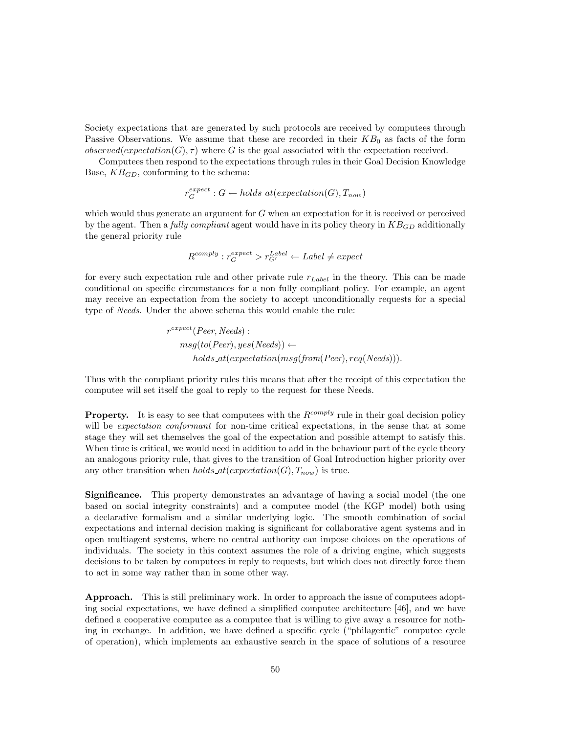Society expectations that are generated by such protocols are received by computees through Passive Observations. We assume that these are recorded in their $KB_0$ as facts of the form $observed(expectation(G), \tau)$ where $G$ is the goal associated with the expectation received.

Computees then respond to the expectations through rules in their Goal Decision Knowledge Base, $KB_{GD}$, conforming to the schema:

$$r_G^{expect} : G \leftarrow holds\_at(expectation(G), T_{now})$$

which would thus generate an argument for $G$ when an expectation for it is received or perceived by the agent. Then a *fully compliant* agent would have in its policy theory in $KB_{GD}$ additionally the general priority rule

$$R^{comply} : r_G^{expect} > r_{G'}^{Label} \leftarrow Label \neq expect$$

for every such expectation rule and other private rule $r_{Label}$ in the theory. This can be made conditional on specific circumstances for a non fully compliant policy. For example, an agent may receive an expectation from the society to accept unconditionally requests for a special type of *Needs*. Under the above schema this would enable the rule:

$$\begin{array}{l} r^{expect}(Peer, Needs) : \\ \quad msg(to(Peer), yes(Needs)) \leftarrow \\ \quad\quad holds\_at(expectation(msg(from(Peer), req(Needs)))). \end{array}$$

Thus with the compliant priority rules this means that after the receipt of this expectation the computee will set itself the goal to reply to the request for these Needs.

**Property.** It is easy to see that computees with the $R^{comply}$ rule in their goal decision policy will be *expectation conformant* for non-time critical expectations, in the sense that at some stage they will set themselves the goal of the expectation and possible attempt to satisfy this. When time is critical, we would need in addition to add in the behaviour part of the cycle theory an analogous priority rule, that gives to the transition of Goal Introduction higher priority over any other transition when $holds\_at(expectation(G), T_{now})$ is true.

**Significance.** This property demonstrates an advantage of having a social model (the one based on social integrity constraints) and a computee model (the KGP model) both using a declarative formalism and a similar underlying logic. The smooth combination of social expectations and internal decision making is significant for collaborative agent systems and in open multiagent systems, where no central authority can impose choices on the operations of individuals. The society in this context assumes the role of a driving engine, which suggests decisions to be taken by computees in reply to requests, but which does not directly force them to act in some way rather than in some other way.

**Approach.** This is still preliminary work. In order to approach the issue of computees adopting social expectations, we have defined a simplified computee architecture [46], and we have defined a cooperative computee as a computee that is willing to give away a resource for nothing in exchange. In addition, we have defined a specific cycle ("philagentic" computee cycle of operation), which implements an exhaustive search in the space of solutions of a resource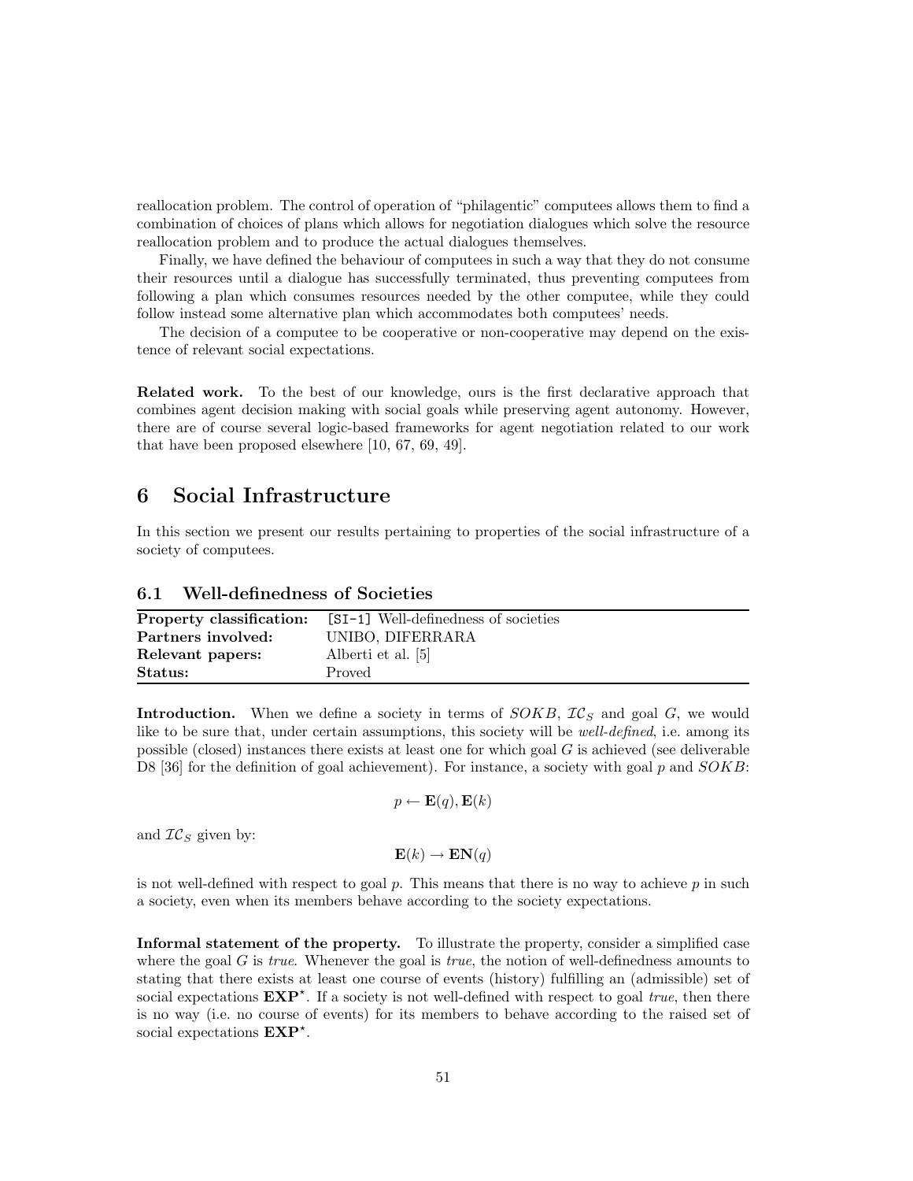reallocation problem. The control of operation of "philagentic" computees allows them to find a combination of choices of plans which allows for negotiation dialogues which solve the resource reallocation problem and to produce the actual dialogues themselves.

Finally, we have defined the behaviour of computees in such a way that they do not consume their resources until a dialogue has successfully terminated, thus preventing computees from following a plan which consumes resources needed by the other computee, while they could follow instead some alternative plan which accommodates both computees' needs.

The decision of a computee to be cooperative or non-cooperative may depend on the existence of relevant social expectations.

**Related work.** To the best of our knowledge, ours is the first declarative approach that combines agent decision making with social goals while preserving agent autonomy. However, there are of course several logic-based frameworks for agent negotiation related to our work that have been proposed elsewhere [10, 67, 69, 49].

# 6 Social Infrastructure

In this section we present our results pertaining to properties of the social infrastructure of a society of computees.

## 6.1 Well-definedness of Societies

| | |
|---|---|
| **Property classification:** | `[SI-1]` Well-definedness of societies |
| **Partners involved:** | UNIBO, DIFERRARA |
| **Relevant papers:** | Alberti et al. [5] |
| **Status:** | Proved |

**Introduction.** When we define a society in terms of $SOKB$, $\mathcal{IC}_S$ and goal $G$, we would like to be sure that, under certain assumptions, this society will be *well-defined*, i.e. among its possible (closed) instances there exists at least one for which goal $G$ is achieved (see deliverable D8 [36] for the definition of goal achievement). For instance, a society with goal $p$ and $SOKB$:

$$p \leftarrow \mathbf{E}(q), \mathbf{E}(k)$$

and $\mathcal{IC}_S$ given by:

$$\mathbf{E}(k) \rightarrow \mathbf{EN}(q)$$

is not well-defined with respect to goal $p$. This means that there is no way to achieve $p$ in such a society, even when its members behave according to the society expectations.

**Informal statement of the property.** To illustrate the property, consider a simplified case where the goal $G$ is *true*. Whenever the goal is *true*, the notion of well-definedness amounts to stating that there exists at least one course of events (history) fulfilling an (admissible) set of social expectations $\mathbf{EXP}^{\star}$. If a society is not well-defined with respect to goal *true*, then there is no way (i.e. no course of events) for its members to behave according to the raised set of social expectations $\mathbf{EXP}^{\star}$.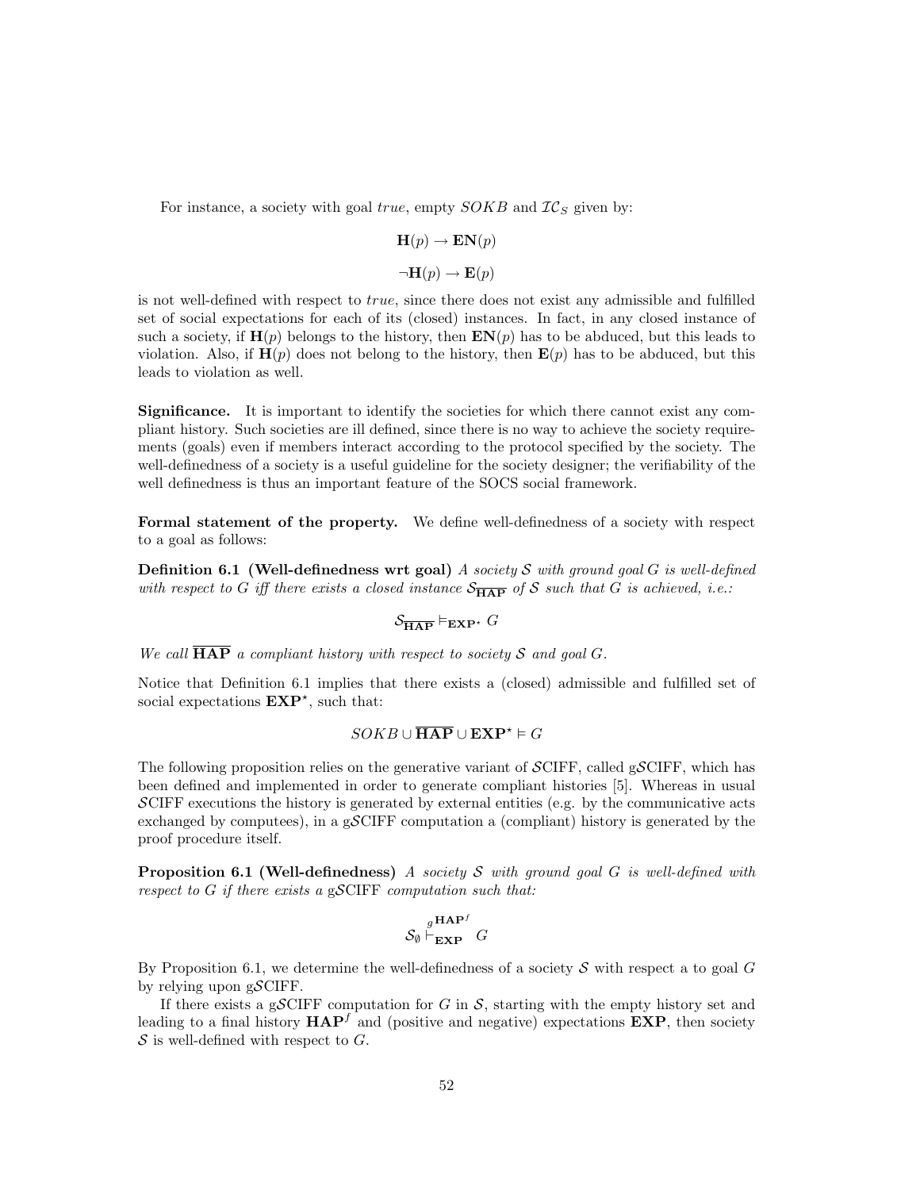For instance, a society with goal *true*, empty $SOKB$ and $\mathcal{IC}_S$ given by:

$$\mathbf{H}(p) \rightarrow \mathbf{EN}(p)$$

$$\neg\mathbf{H}(p) \rightarrow \mathbf{E}(p)$$

is not well-defined with respect to *true*, since there does not exist any admissible and fulfilled set of social expectations for each of its (closed) instances. In fact, in any closed instance of such a society, if $\mathbf{H}(p)$ belongs to the history, then $\mathbf{EN}(p)$ has to be abduced, but this leads to violation. Also, if $\mathbf{H}(p)$ does not belong to the history, then $\mathbf{E}(p)$ has to be abduced, but this leads to violation as well.

**Significance.** It is important to identify the societies for which there cannot exist any compliant history. Such societies are ill defined, since there is no way to achieve the society requirements (goals) even if members interact according to the protocol specified by the society. The well-definedness of a society is a useful guideline for the society designer; the verifiability of the well definedness is thus an important feature of the SOCS social framework.

**Formal statement of the property.** We define well-definedness of a society with respect to a goal as follows:

**Definition 6.1 (Well-definedness wrt goal)** *A society $\mathcal{S}$ with ground goal $G$ is well-defined with respect to $G$ iff there exists a closed instance $\mathcal{S}_{\overline{\mathbf{HAP}}}$ of $\mathcal{S}$ such that $G$ is achieved, i.e.:*

$$\mathcal{S}_{\overline{\mathbf{HAP}}} \models_{\mathbf{EXP}^\star} G$$

*We call $\overline{\mathbf{HAP}}$ a compliant history with respect to society $\mathcal{S}$ and goal $G$.*

Notice that Definition 6.1 implies that there exists a (closed) admissible and fulfilled set of social expectations $\mathbf{EXP}^\star$, such that:

$$SOKB \cup \overline{\mathbf{HAP}} \cup \mathbf{EXP}^\star \models G$$

The following proposition relies on the generative variant of $\mathcal{S}$CIFF, called g$\mathcal{S}$CIFF, which has been defined and implemented in order to generate compliant histories [5]. Whereas in usual $\mathcal{S}$CIFF executions the history is generated by external entities (e.g. by the communicative acts exchanged by computees), in a g$\mathcal{S}$CIFF computation a (compliant) history is generated by the proof procedure itself.

**Proposition 6.1 (Well-definedness)** *A society $\mathcal{S}$ with ground goal $G$ is well-defined with respect to $G$ if there exists a* g$\mathcal{S}$CIFF *computation such that:*

$$\mathcal{S}_\emptyset \overset{g}{\vdash}{}^{\mathbf{HAP}^f}_{\mathbf{EXP}} \; G$$

By Proposition 6.1, we determine the well-definedness of a society $\mathcal{S}$ with respect a to goal $G$ by relying upon g$\mathcal{S}$CIFF.

If there exists a g$\mathcal{S}$CIFF computation for $G$ in $\mathcal{S}$, starting with the empty history set and leading to a final history $\mathbf{HAP}^f$ and (positive and negative) expectations $\mathbf{EXP}$, then society $\mathcal{S}$ is well-defined with respect to $G$.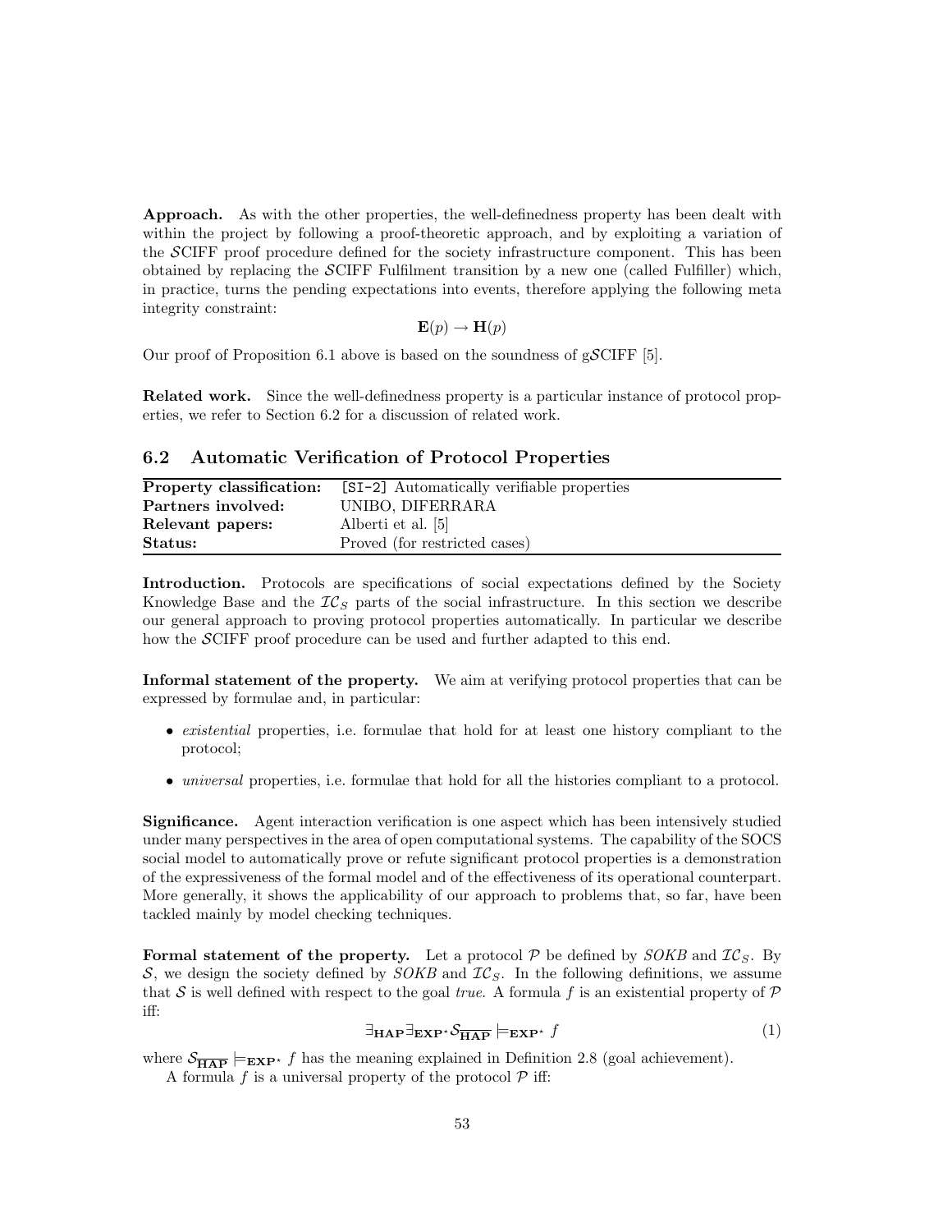**Approach.** As with the other properties, the well-definedness property has been dealt with within the project by following a proof-theoretic approach, and by exploiting a variation of the $\mathcal{S}$CIFF proof procedure defined for the society infrastructure component. This has been obtained by replacing the $\mathcal{S}$CIFF Fulfilment transition by a new one (called Fulfiller) which, in practice, turns the pending expectations into events, therefore applying the following meta integrity constraint:

$$\mathbf{E}(p) \rightarrow \mathbf{H}(p)$$

Our proof of Proposition 6.1 above is based on the soundness of g$\mathcal{S}$CIFF [5].

**Related work.** Since the well-definedness property is a particular instance of protocol properties, we refer to Section 6.2 for a discussion of related work.

## 6.2 Automatic Verification of Protocol Properties

| **Property classification:** | [SI-2] Automatically verifiable properties |
|---|---|
| **Partners involved:** | UNIBO, DIFERRARA |
| **Relevant papers:** | Alberti et al. [5] |
| **Status:** | Proved (for restricted cases) |

**Introduction.** Protocols are specifications of social expectations defined by the Society Knowledge Base and the $\mathcal{IC}_S$ parts of the social infrastructure. In this section we describe our general approach to proving protocol properties automatically. In particular we describe how the $\mathcal{S}$CIFF proof procedure can be used and further adapted to this end.

**Informal statement of the property.** We aim at verifying protocol properties that can be expressed by formulae and, in particular:

- *existential* properties, i.e. formulae that hold for at least one history compliant to the protocol;
- *universal* properties, i.e. formulae that hold for all the histories compliant to a protocol.

**Significance.** Agent interaction verification is one aspect which has been intensively studied under many perspectives in the area of open computational systems. The capability of the SOCS social model to automatically prove or refute significant protocol properties is a demonstration of the expressiveness of the formal model and of the effectiveness of its operational counterpart. More generally, it shows the applicability of our approach to problems that, so far, have been tackled mainly by model checking techniques.

**Formal statement of the property.** Let a protocol $\mathcal{P}$ be defined by *SOKB* and $\mathcal{IC}_S$. By $\mathcal{S}$, we design the society defined by *SOKB* and $\mathcal{IC}_S$. In the following definitions, we assume that $\mathcal{S}$ is well defined with respect to the goal *true*. A formula $f$ is an existential property of $\mathcal{P}$ iff:

$$\exists_{\mathbf{HAP}} \exists_{\mathbf{EXP}^\star} \mathcal{S}_{\overline{\mathbf{HAP}}} \models_{\mathbf{EXP}^\star} f \tag{1}$$

where $\mathcal{S}_{\overline{\mathbf{HAP}}} \models_{\mathbf{EXP}^\star} f$ has the meaning explained in Definition 2.8 (goal achievement).

A formula $f$ is a universal property of the protocol $\mathcal{P}$ iff: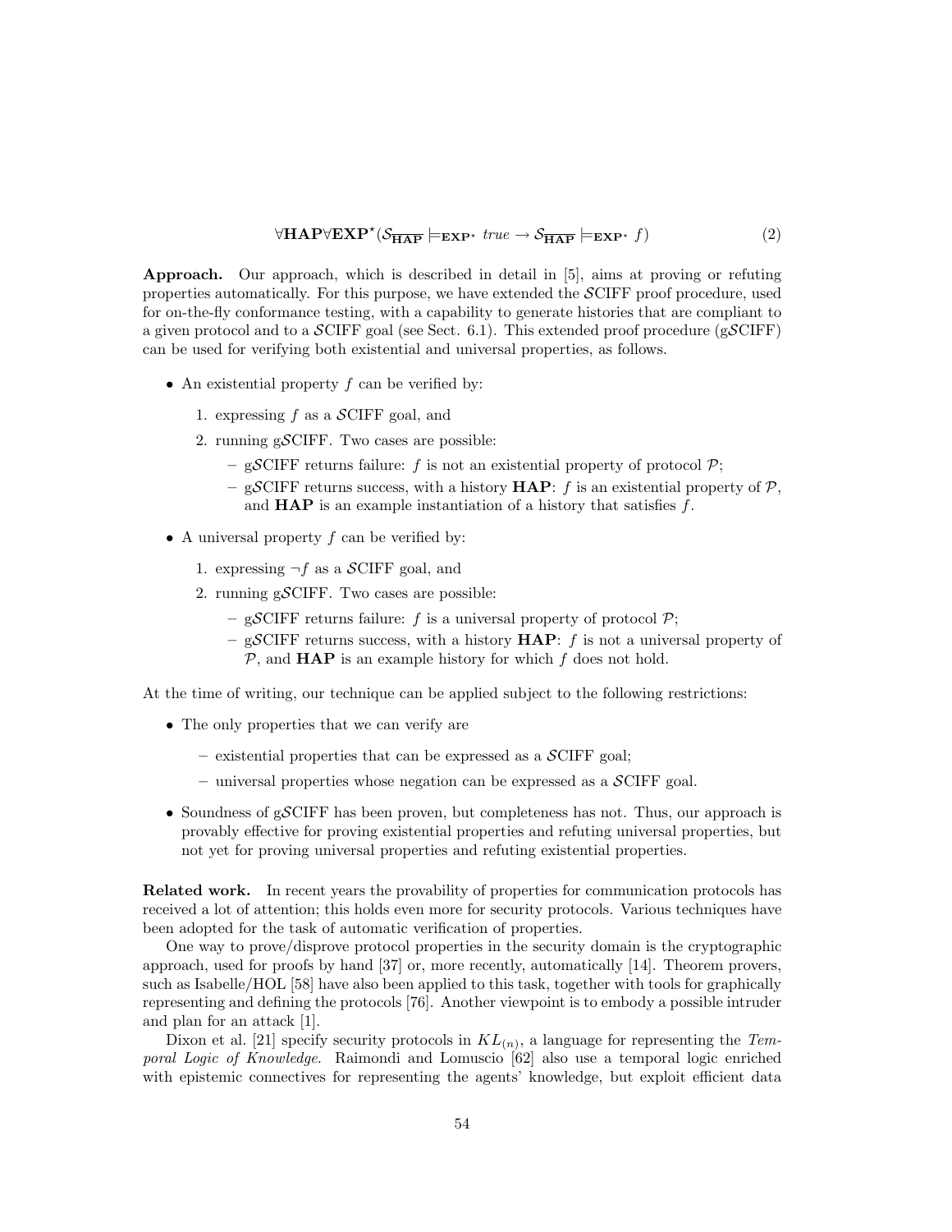$$\forall \mathbf{HAP} \forall \mathbf{EXP}^{\star} (\mathcal{S}_{\overline{\mathbf{HAP}}} \models_{\mathbf{EXP}^{\star}} true \rightarrow \mathcal{S}_{\overline{\mathbf{HAP}}} \models_{\mathbf{EXP}^{\star}} f) \tag{2}$$

**Approach.** Our approach, which is described in detail in [5], aims at proving or refuting properties automatically. For this purpose, we have extended the $\mathcal{S}$CIFF proof procedure, used for on-the-fly conformance testing, with a capability to generate histories that are compliant to a given protocol and to a $\mathcal{S}$CIFF goal (see Sect. 6.1). This extended proof procedure (g$\mathcal{S}$CIFF) can be used for verifying both existential and universal properties, as follows.

- An existential property $f$ can be verified by:
  1. expressing $f$ as a $\mathcal{S}$CIFF goal, and
  2. running g$\mathcal{S}$CIFF. Two cases are possible:
     - g$\mathcal{S}$CIFF returns failure: $f$ is not an existential property of protocol $\mathcal{P}$;
     - g$\mathcal{S}$CIFF returns success, with a history $\mathbf{HAP}$: $f$ is an existential property of $\mathcal{P}$, and $\mathbf{HAP}$ is an example instantiation of a history that satisfies $f$.
- A universal property $f$ can be verified by:
  1. expressing $\neg f$ as a $\mathcal{S}$CIFF goal, and
  2. running g$\mathcal{S}$CIFF. Two cases are possible:
     - g$\mathcal{S}$CIFF returns failure: $f$ is a universal property of protocol $\mathcal{P}$;
     - g$\mathcal{S}$CIFF returns success, with a history $\mathbf{HAP}$: $f$ is not a universal property of $\mathcal{P}$, and $\mathbf{HAP}$ is an example history for which $f$ does not hold.

At the time of writing, our technique can be applied subject to the following restrictions:

- The only properties that we can verify are
  - existential properties that can be expressed as a $\mathcal{S}$CIFF goal;
  - universal properties whose negation can be expressed as a $\mathcal{S}$CIFF goal.
- Soundness of g$\mathcal{S}$CIFF has been proven, but completeness has not. Thus, our approach is provably effective for proving existential properties and refuting universal properties, but not yet for proving universal properties and refuting existential properties.

**Related work.** In recent years the provability of properties for communication protocols has received a lot of attention; this holds even more for security protocols. Various techniques have been adopted for the task of automatic verification of properties.

One way to prove/disprove protocol properties in the security domain is the cryptographic approach, used for proofs by hand [37] or, more recently, automatically [14]. Theorem provers, such as Isabelle/HOL [58] have also been applied to this task, together with tools for graphically representing and defining the protocols [76]. Another viewpoint is to embody a possible intruder and plan for an attack [1].

Dixon et al. [21] specify security protocols in $KL_{(n)}$, a language for representing the *Temporal Logic of Knowledge*. Raimondi and Lomuscio [62] also use a temporal logic enriched with epistemic connectives for representing the agents' knowledge, but exploit efficient data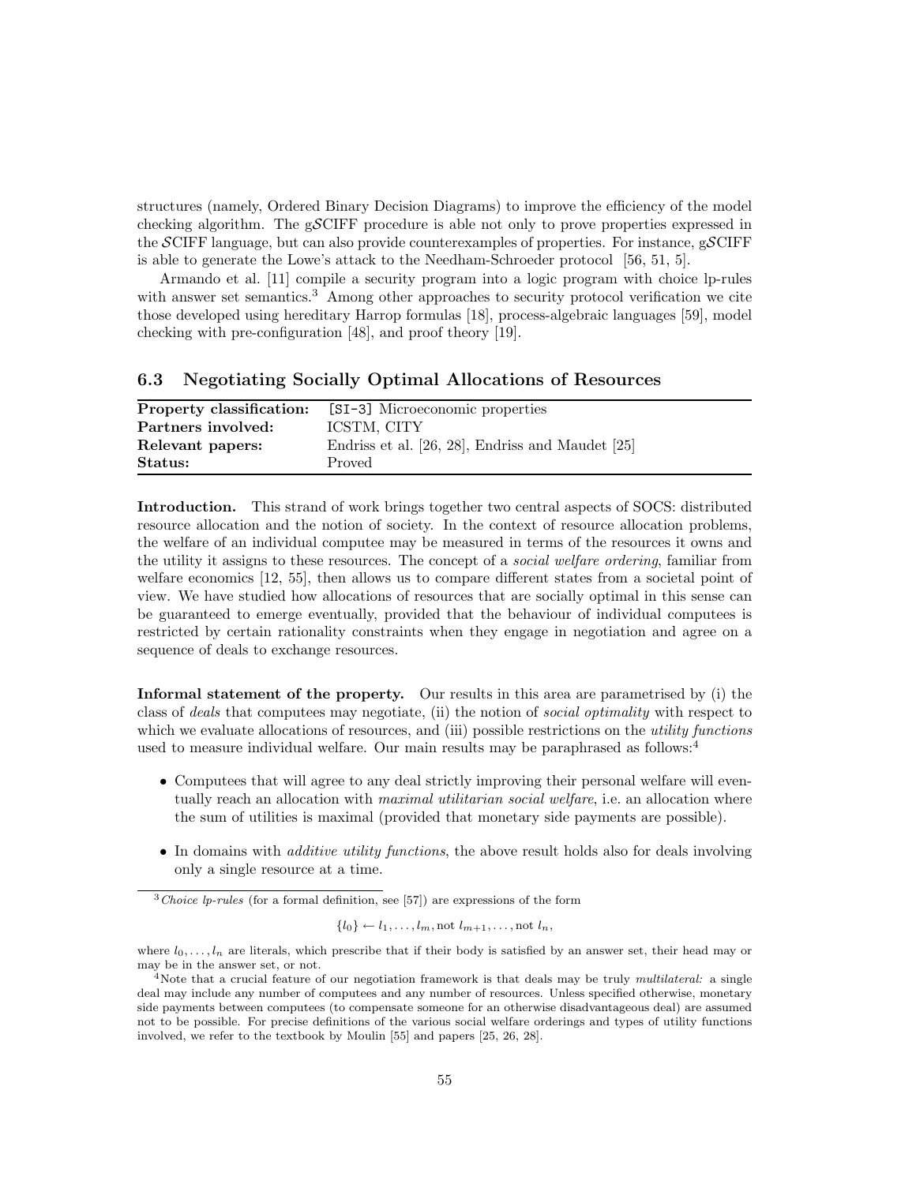structures (namely, Ordered Binary Decision Diagrams) to improve the efficiency of the model checking algorithm. The g$\mathcal{S}$CIFF procedure is able not only to prove properties expressed in the $\mathcal{S}$CIFF language, but can also provide counterexamples of properties. For instance, g$\mathcal{S}$CIFF is able to generate the Lowe's attack to the Needham-Schroeder protocol [56, 51, 5].

Armando et al. [11] compile a security program into a logic program with choice lp-rules with answer set semantics.[3] Among other approaches to security protocol verification we cite those developed using hereditary Harrop formulas [18], process-algebraic languages [59], model checking with pre-configuration [48], and proof theory [19].

### 6.3 Negotiating Socially Optimal Allocations of Resources

| | |
|---|---|
| **Property classification:** | `[SI-3]` Microeconomic properties |
| **Partners involved:** | ICSTM, CITY |
| **Relevant papers:** | Endriss et al. [26, 28], Endriss and Maudet [25] |
| **Status:** | Proved |

**Introduction.** This strand of work brings together two central aspects of SOCS: distributed resource allocation and the notion of society. In the context of resource allocation problems, the welfare of an individual computee may be measured in terms of the resources it owns and the utility it assigns to these resources. The concept of a *social welfare ordering*, familiar from welfare economics [12, 55], then allows us to compare different states from a societal point of view. We have studied how allocations of resources that are socially optimal in this sense can be guaranteed to emerge eventually, provided that the behaviour of individual computees is restricted by certain rationality constraints when they engage in negotiation and agree on a sequence of deals to exchange resources.

**Informal statement of the property.** Our results in this area are parametrised by (i) the class of *deals* that computees may negotiate, (ii) the notion of *social optimality* with respect to which we evaluate allocations of resources, and (iii) possible restrictions on the *utility functions* used to measure individual welfare. Our main results may be paraphrased as follows:[4]

- Computees that will agree to any deal strictly improving their personal welfare will eventually reach an allocation with *maximal utilitarian social welfare*, i.e. an allocation where the sum of utilities is maximal (provided that monetary side payments are possible).
- In domains with *additive utility functions*, the above result holds also for deals involving only a single resource at a time.

---

[3] *Choice lp-rules* (for a formal definition, see [57]) are expressions of the form

$$\{l_0\} \leftarrow l_1, \ldots, l_m, \text{not } l_{m+1}, \ldots, \text{not } l_n,$$

where $l_0, \ldots, l_n$ are literals, which prescribe that if their body is satisfied by an answer set, their head may or may be in the answer set, or not.

[4] Note that a crucial feature of our negotiation framework is that deals may be truly *multilateral:* a single deal may include any number of computees and any number of resources. Unless specified otherwise, monetary side payments between computees (to compensate someone for an otherwise disadvantageous deal) are assumed not to be possible. For precise definitions of the various social welfare orderings and types of utility functions involved, we refer to the textbook by Moulin [55] and papers [25, 26, 28].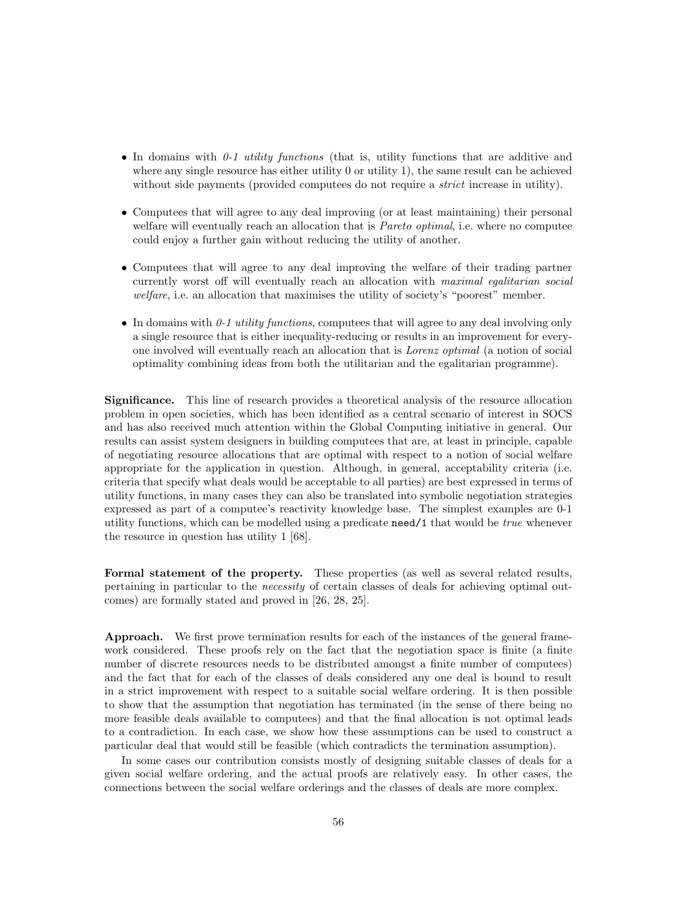- In domains with *0-1 utility functions* (that is, utility functions that are additive and where any single resource has either utility 0 or utility 1), the same result can be achieved without side payments (provided computees do not require a *strict* increase in utility).

- Computees that will agree to any deal improving (or at least maintaining) their personal welfare will eventually reach an allocation that is *Pareto optimal*, i.e. where no computee could enjoy a further gain without reducing the utility of another.

- Computees that will agree to any deal improving the welfare of their trading partner currently worst off will eventually reach an allocation with *maximal egalitarian social welfare*, i.e. an allocation that maximises the utility of society's "poorest" member.

- In domains with *0-1 utility functions*, computees that will agree to any deal involving only a single resource that is either inequality-reducing or results in an improvement for everyone involved will eventually reach an allocation that is *Lorenz optimal* (a notion of social optimality combining ideas from both the utilitarian and the egalitarian programme).

**Significance.** This line of research provides a theoretical analysis of the resource allocation problem in open societies, which has been identified as a central scenario of interest in SOCS and has also received much attention within the Global Computing initiative in general. Our results can assist system designers in building computees that are, at least in principle, capable of negotiating resource allocations that are optimal with respect to a notion of social welfare appropriate for the application in question. Although, in general, acceptability criteria (i.e. criteria that specify what deals would be acceptable to all parties) are best expressed in terms of utility functions, in many cases they can also be translated into symbolic negotiation strategies expressed as part of a computee's reactivity knowledge base. The simplest examples are 0-1 utility functions, which can be modelled using a predicate `need/1` that would be *true* whenever the resource in question has utility 1 [68].

**Formal statement of the property.** These properties (as well as several related results, pertaining in particular to the *necessity* of certain classes of deals for achieving optimal outcomes) are formally stated and proved in [26, 28, 25].

**Approach.** We first prove termination results for each of the instances of the general framework considered. These proofs rely on the fact that the negotiation space is finite (a finite number of discrete resources needs to be distributed amongst a finite number of computees) and the fact that for each of the classes of deals considered any one deal is bound to result in a strict improvement with respect to a suitable social welfare ordering. It is then possible to show that the assumption that negotiation has terminated (in the sense of there being no more feasible deals available to computees) and that the final allocation is not optimal leads to a contradiction. In each case, we show how these assumptions can be used to construct a particular deal that would still be feasible (which contradicts the termination assumption).

In some cases our contribution consists mostly of designing suitable classes of deals for a given social welfare ordering, and the actual proofs are relatively easy. In other cases, the connections between the social welfare orderings and the classes of deals are more complex.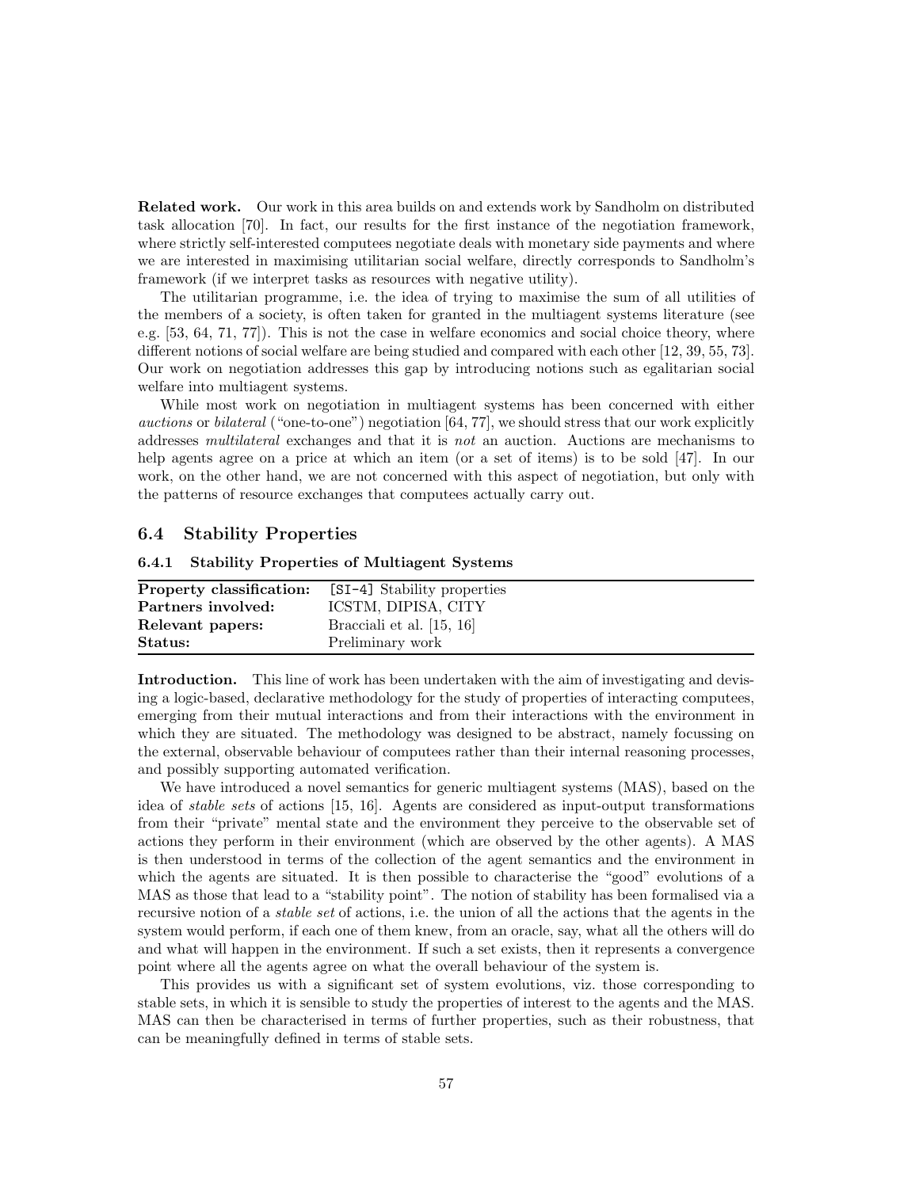**Related work.** Our work in this area builds on and extends work by Sandholm on distributed task allocation [70]. In fact, our results for the first instance of the negotiation framework, where strictly self-interested computees negotiate deals with monetary side payments and where we are interested in maximising utilitarian social welfare, directly corresponds to Sandholm's framework (if we interpret tasks as resources with negative utility).

The utilitarian programme, i.e. the idea of trying to maximise the sum of all utilities of the members of a society, is often taken for granted in the multiagent systems literature (see e.g. [53, 64, 71, 77]). This is not the case in welfare economics and social choice theory, where different notions of social welfare are being studied and compared with each other [12, 39, 55, 73]. Our work on negotiation addresses this gap by introducing notions such as egalitarian social welfare into multiagent systems.

While most work on negotiation in multiagent systems has been concerned with either *auctions* or *bilateral* ("one-to-one") negotiation [64, 77], we should stress that our work explicitly addresses *multilateral* exchanges and that it is *not* an auction. Auctions are mechanisms to help agents agree on a price at which an item (or a set of items) is to be sold [47]. In our work, on the other hand, we are not concerned with this aspect of negotiation, but only with the patterns of resource exchanges that computees actually carry out.

## 6.4 Stability Properties

### 6.4.1 Stability Properties of Multiagent Systems

| | |
|---|---|
| **Property classification:** | `[SI-4]` Stability properties |
| **Partners involved:** | ICSTM, DIPISA, CITY |
| **Relevant papers:** | Bracciali et al. [15, 16] |
| **Status:** | Preliminary work |

**Introduction.** This line of work has been undertaken with the aim of investigating and devising a logic-based, declarative methodology for the study of properties of interacting computees, emerging from their mutual interactions and from their interactions with the environment in which they are situated. The methodology was designed to be abstract, namely focussing on the external, observable behaviour of computees rather than their internal reasoning processes, and possibly supporting automated verification.

We have introduced a novel semantics for generic multiagent systems (MAS), based on the idea of *stable sets* of actions [15, 16]. Agents are considered as input-output transformations from their "private" mental state and the environment they perceive to the observable set of actions they perform in their environment (which are observed by the other agents). A MAS is then understood in terms of the collection of the agent semantics and the environment in which the agents are situated. It is then possible to characterise the "good" evolutions of a MAS as those that lead to a "stability point". The notion of stability has been formalised via a recursive notion of a *stable set* of actions, i.e. the union of all the actions that the agents in the system would perform, if each one of them knew, from an oracle, say, what all the others will do and what will happen in the environment. If such a set exists, then it represents a convergence point where all the agents agree on what the overall behaviour of the system is.

This provides us with a significant set of system evolutions, viz. those corresponding to stable sets, in which it is sensible to study the properties of interest to the agents and the MAS. MAS can then be characterised in terms of further properties, such as their robustness, that can be meaningfully defined in terms of stable sets.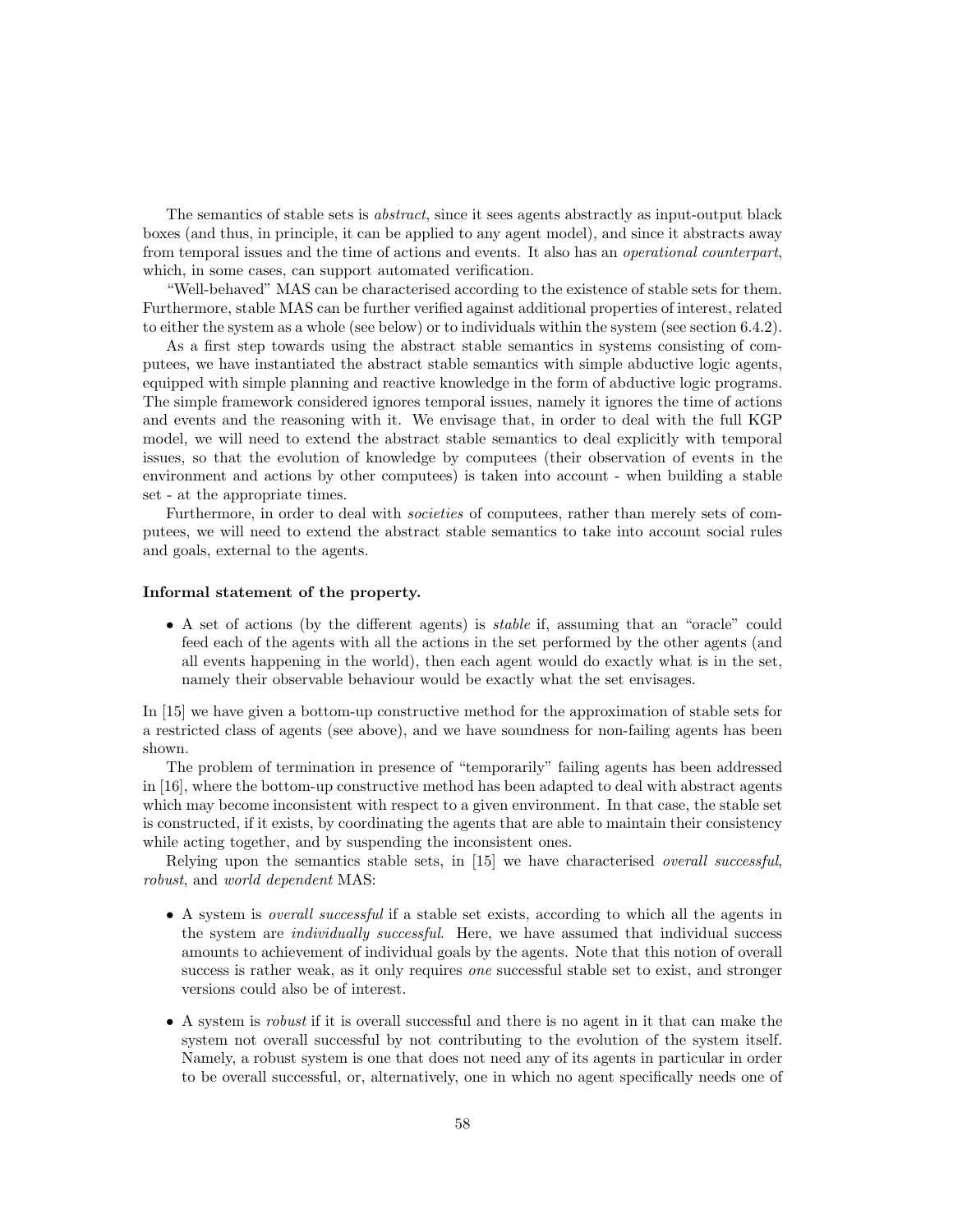The semantics of stable sets is *abstract*, since it sees agents abstractly as input-output black boxes (and thus, in principle, it can be applied to any agent model), and since it abstracts away from temporal issues and the time of actions and events. It also has an *operational counterpart*, which, in some cases, can support automated verification.

"Well-behaved" MAS can be characterised according to the existence of stable sets for them. Furthermore, stable MAS can be further verified against additional properties of interest, related to either the system as a whole (see below) or to individuals within the system (see section 6.4.2).

As a first step towards using the abstract stable semantics in systems consisting of computees, we have instantiated the abstract stable semantics with simple abductive logic agents, equipped with simple planning and reactive knowledge in the form of abductive logic programs. The simple framework considered ignores temporal issues, namely it ignores the time of actions and events and the reasoning with it. We envisage that, in order to deal with the full KGP model, we will need to extend the abstract stable semantics to deal explicitly with temporal issues, so that the evolution of knowledge by computees (their observation of events in the environment and actions by other computees) is taken into account - when building a stable set - at the appropriate times.

Furthermore, in order to deal with *societies* of computees, rather than merely sets of computees, we will need to extend the abstract stable semantics to take into account social rules and goals, external to the agents.

**Informal statement of the property.**

- A set of actions (by the different agents) is *stable* if, assuming that an "oracle" could feed each of the agents with all the actions in the set performed by the other agents (and all events happening in the world), then each agent would do exactly what is in the set, namely their observable behaviour would be exactly what the set envisages.

In [15] we have given a bottom-up constructive method for the approximation of stable sets for a restricted class of agents (see above), and we have soundness for non-failing agents has been shown.

The problem of termination in presence of "temporarily" failing agents has been addressed in [16], where the bottom-up constructive method has been adapted to deal with abstract agents which may become inconsistent with respect to a given environment. In that case, the stable set is constructed, if it exists, by coordinating the agents that are able to maintain their consistency while acting together, and by suspending the inconsistent ones.

Relying upon the semantics stable sets, in [15] we have characterised *overall successful*, *robust*, and *world dependent* MAS:

- A system is *overall successful* if a stable set exists, according to which all the agents in the system are *individually successful*. Here, we have assumed that individual success amounts to achievement of individual goals by the agents. Note that this notion of overall success is rather weak, as it only requires *one* successful stable set to exist, and stronger versions could also be of interest.
- A system is *robust* if it is overall successful and there is no agent in it that can make the system not overall successful by not contributing to the evolution of the system itself. Namely, a robust system is one that does not need any of its agents in particular in order to be overall successful, or, alternatively, one in which no agent specifically needs one of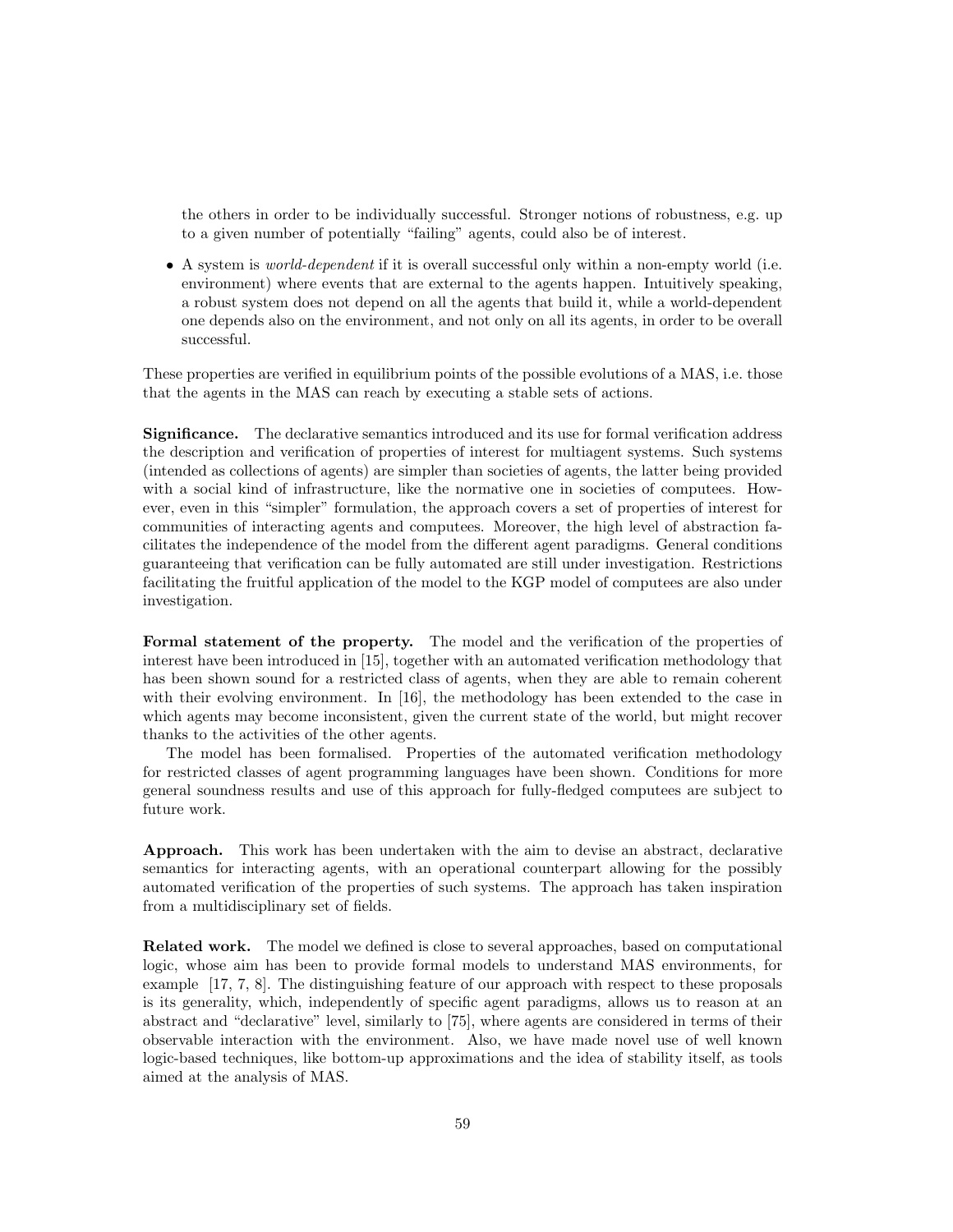the others in order to be individually successful. Stronger notions of robustness, e.g. up to a given number of potentially "failing" agents, could also be of interest.

- A system is *world-dependent* if it is overall successful only within a non-empty world (i.e. environment) where events that are external to the agents happen. Intuitively speaking, a robust system does not depend on all the agents that build it, while a world-dependent one depends also on the environment, and not only on all its agents, in order to be overall successful.

These properties are verified in equilibrium points of the possible evolutions of a MAS, i.e. those that the agents in the MAS can reach by executing a stable sets of actions.

**Significance.** The declarative semantics introduced and its use for formal verification address the description and verification of properties of interest for multiagent systems. Such systems (intended as collections of agents) are simpler than societies of agents, the latter being provided with a social kind of infrastructure, like the normative one in societies of computees. However, even in this "simpler" formulation, the approach covers a set of properties of interest for communities of interacting agents and computees. Moreover, the high level of abstraction facilitates the independence of the model from the different agent paradigms. General conditions guaranteeing that verification can be fully automated are still under investigation. Restrictions facilitating the fruitful application of the model to the KGP model of computees are also under investigation.

**Formal statement of the property.** The model and the verification of the properties of interest have been introduced in [15], together with an automated verification methodology that has been shown sound for a restricted class of agents, when they are able to remain coherent with their evolving environment. In [16], the methodology has been extended to the case in which agents may become inconsistent, given the current state of the world, but might recover thanks to the activities of the other agents.

The model has been formalised. Properties of the automated verification methodology for restricted classes of agent programming languages have been shown. Conditions for more general soundness results and use of this approach for fully-fledged computees are subject to future work.

**Approach.** This work has been undertaken with the aim to devise an abstract, declarative semantics for interacting agents, with an operational counterpart allowing for the possibly automated verification of the properties of such systems. The approach has taken inspiration from a multidisciplinary set of fields.

**Related work.** The model we defined is close to several approaches, based on computational logic, whose aim has been to provide formal models to understand MAS environments, for example [17, 7, 8]. The distinguishing feature of our approach with respect to these proposals is its generality, which, independently of specific agent paradigms, allows us to reason at an abstract and "declarative" level, similarly to [75], where agents are considered in terms of their observable interaction with the environment. Also, we have made novel use of well known logic-based techniques, like bottom-up approximations and the idea of stability itself, as tools aimed at the analysis of MAS.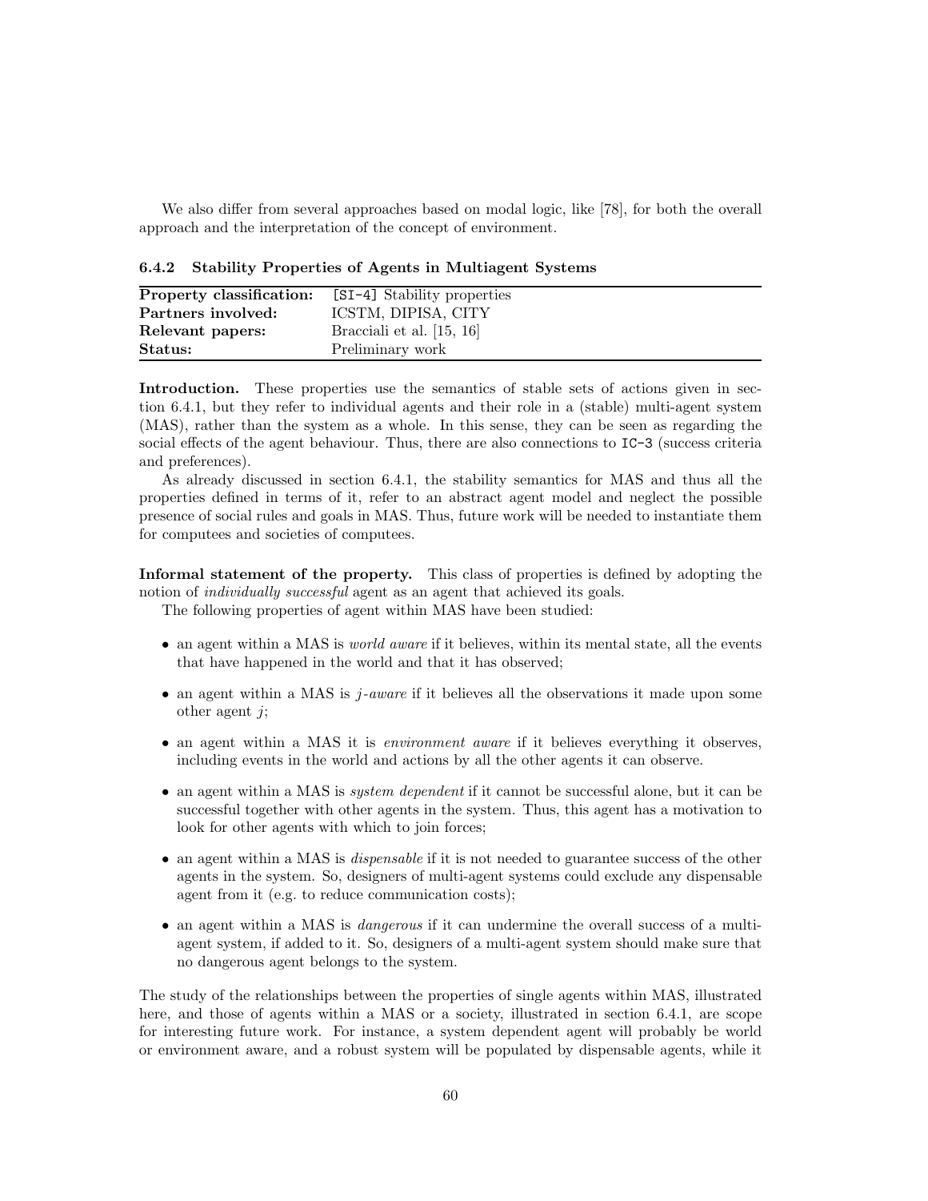We also differ from several approaches based on modal logic, like [78], for both the overall approach and the interpretation of the concept of environment.

### 6.4.2 Stability Properties of Agents in Multiagent Systems

| | |
|---|---|
| **Property classification:** | `[SI-4]` Stability properties |
| **Partners involved:** | ICSTM, DIPISA, CITY |
| **Relevant papers:** | Bracciali et al. [15, 16] |
| **Status:** | Preliminary work |

**Introduction.** These properties use the semantics of stable sets of actions given in section 6.4.1, but they refer to individual agents and their role in a (stable) multi-agent system (MAS), rather than the system as a whole. In this sense, they can be seen as regarding the social effects of the agent behaviour. Thus, there are also connections to `IC-3` (success criteria and preferences).

As already discussed in section 6.4.1, the stability semantics for MAS and thus all the properties defined in terms of it, refer to an abstract agent model and neglect the possible presence of social rules and goals in MAS. Thus, future work will be needed to instantiate them for computees and societies of computees.

**Informal statement of the property.** This class of properties is defined by adopting the notion of *individually successful* agent as an agent that achieved its goals.

The following properties of agent within MAS have been studied:

- an agent within a MAS is *world aware* if it believes, within its mental state, all the events that have happened in the world and that it has observed;
- an agent within a MAS is *j-aware* if it believes all the observations it made upon some other agent $j$;
- an agent within a MAS it is *environment aware* if it believes everything it observes, including events in the world and actions by all the other agents it can observe.
- an agent within a MAS is *system dependent* if it cannot be successful alone, but it can be successful together with other agents in the system. Thus, this agent has a motivation to look for other agents with which to join forces;
- an agent within a MAS is *dispensable* if it is not needed to guarantee success of the other agents in the system. So, designers of multi-agent systems could exclude any dispensable agent from it (e.g. to reduce communication costs);
- an agent within a MAS is *dangerous* if it can undermine the overall success of a multi-agent system, if added to it. So, designers of a multi-agent system should make sure that no dangerous agent belongs to the system.

The study of the relationships between the properties of single agents within MAS, illustrated here, and those of agents within a MAS or a society, illustrated in section 6.4.1, are scope for interesting future work. For instance, a system dependent agent will probably be world or environment aware, and a robust system will be populated by dispensable agents, while it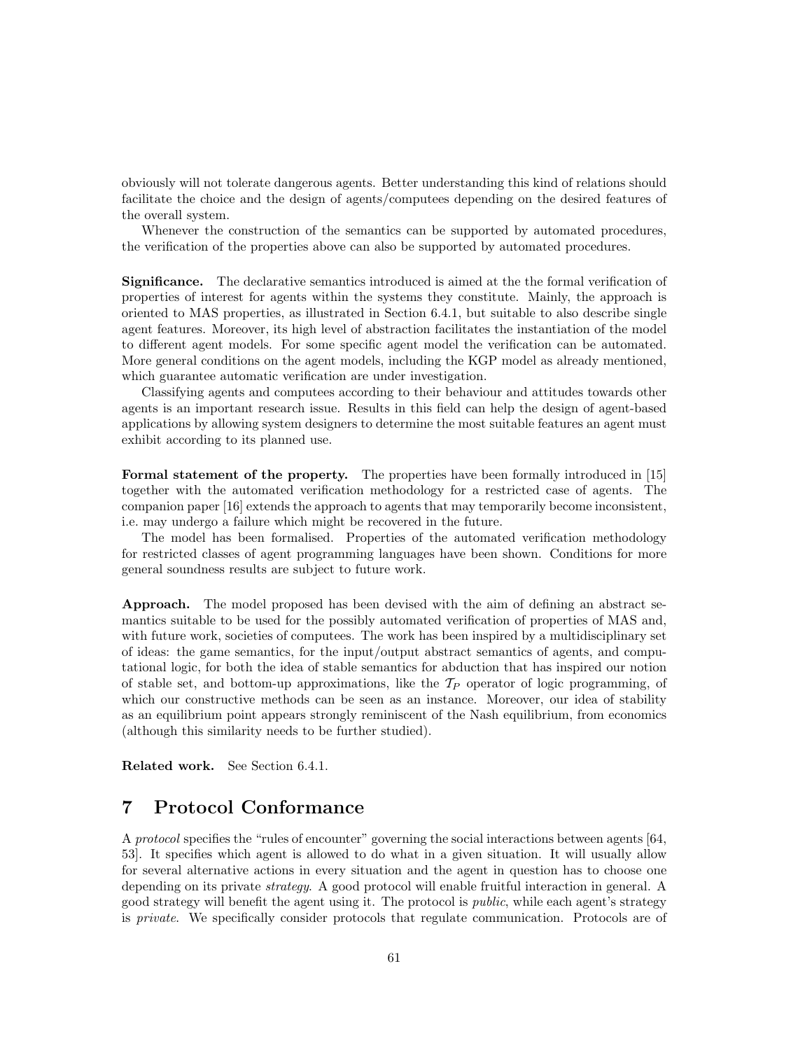obviously will not tolerate dangerous agents. Better understanding this kind of relations should facilitate the choice and the design of agents/computees depending on the desired features of the overall system.

Whenever the construction of the semantics can be supported by automated procedures, the verification of the properties above can also be supported by automated procedures.

**Significance.** The declarative semantics introduced is aimed at the the formal verification of properties of interest for agents within the systems they constitute. Mainly, the approach is oriented to MAS properties, as illustrated in Section 6.4.1, but suitable to also describe single agent features. Moreover, its high level of abstraction facilitates the instantiation of the model to different agent models. For some specific agent model the verification can be automated. More general conditions on the agent models, including the KGP model as already mentioned, which guarantee automatic verification are under investigation.

Classifying agents and computees according to their behaviour and attitudes towards other agents is an important research issue. Results in this field can help the design of agent-based applications by allowing system designers to determine the most suitable features an agent must exhibit according to its planned use.

**Formal statement of the property.** The properties have been formally introduced in [15] together with the automated verification methodology for a restricted case of agents. The companion paper [16] extends the approach to agents that may temporarily become inconsistent, i.e. may undergo a failure which might be recovered in the future.

The model has been formalised. Properties of the automated verification methodology for restricted classes of agent programming languages have been shown. Conditions for more general soundness results are subject to future work.

**Approach.** The model proposed has been devised with the aim of defining an abstract semantics suitable to be used for the possibly automated verification of properties of MAS and, with future work, societies of computees. The work has been inspired by a multidisciplinary set of ideas: the game semantics, for the input/output abstract semantics of agents, and computational logic, for both the idea of stable semantics for abduction that has inspired our notion of stable set, and bottom-up approximations, like the $\mathcal{T}_P$ operator of logic programming, of which our constructive methods can be seen as an instance. Moreover, our idea of stability as an equilibrium point appears strongly reminiscent of the Nash equilibrium, from economics (although this similarity needs to be further studied).

**Related work.** See Section 6.4.1.

# 7 Protocol Conformance

A *protocol* specifies the "rules of encounter" governing the social interactions between agents [64, 53]. It specifies which agent is allowed to do what in a given situation. It will usually allow for several alternative actions in every situation and the agent in question has to choose one depending on its private *strategy*. A good protocol will enable fruitful interaction in general. A good strategy will benefit the agent using it. The protocol is *public*, while each agent's strategy is *private*. We specifically consider protocols that regulate communication. Protocols are of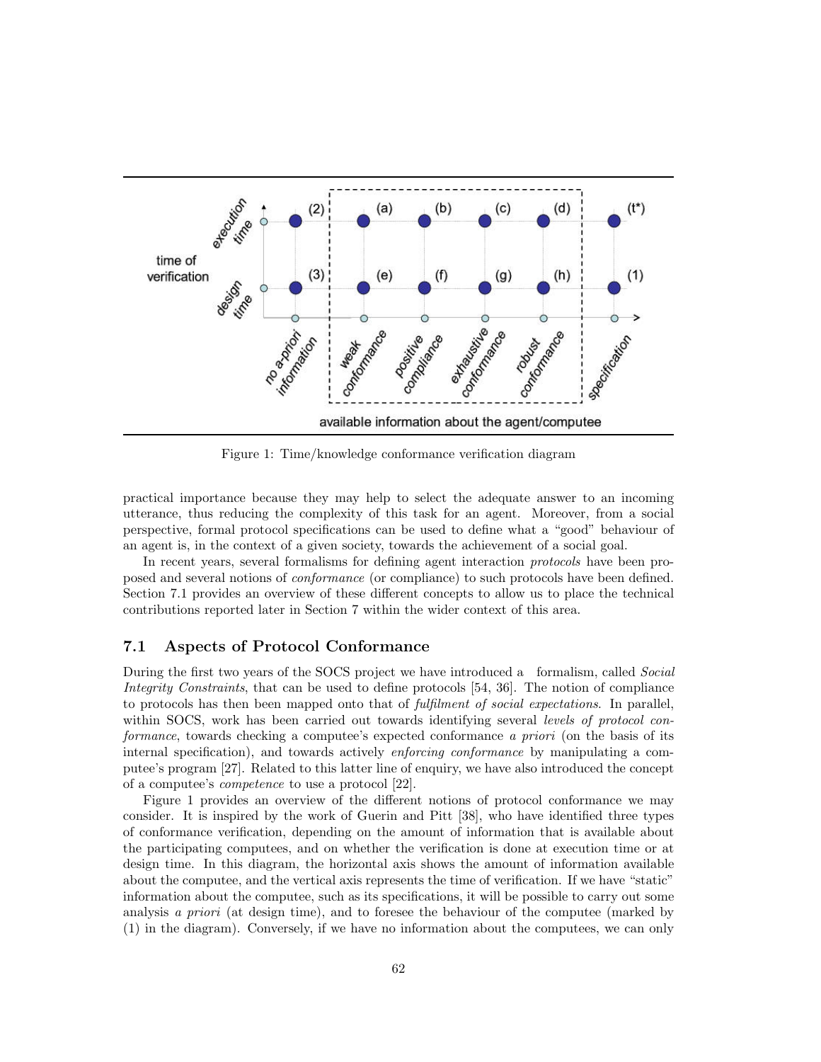Figure 1: Time/knowledge conformance verification diagram

practical importance because they may help to select the adequate answer to an incoming utterance, thus reducing the complexity of this task for an agent. Moreover, from a social perspective, formal protocol specifications can be used to define what a "good" behaviour of an agent is, in the context of a given society, towards the achievement of a social goal.

In recent years, several formalisms for defining agent interaction *protocols* have been proposed and several notions of *conformance* (or compliance) to such protocols have been defined. Section 7.1 provides an overview of these different concepts to allow us to place the technical contributions reported later in Section 7 within the wider context of this area.

### 7.1 Aspects of Protocol Conformance

During the first two years of the SOCS project we have introduced a formalism, called *Social Integrity Constraints*, that can be used to define protocols [54, 36]. The notion of compliance to protocols has then been mapped onto that of *fulfilment of social expectations*. In parallel, within SOCS, work has been carried out towards identifying several *levels of protocol conformance*, towards checking a computee's expected conformance *a priori* (on the basis of its internal specification), and towards actively *enforcing conformance* by manipulating a computee's program [27]. Related to this latter line of enquiry, we have also introduced the concept of a computee's *competence* to use a protocol [22].

Figure 1 provides an overview of the different notions of protocol conformance we may consider. It is inspired by the work of Guerin and Pitt [38], who have identified three types of conformance verification, depending on the amount of information that is available about the participating computees, and on whether the verification is done at execution time or at design time. In this diagram, the horizontal axis shows the amount of information available about the computee, and the vertical axis represents the time of verification. If we have "static" information about the computee, such as its specifications, it will be possible to carry out some analysis *a priori* (at design time), and to foresee the behaviour of the computee (marked by (1) in the diagram). Conversely, if we have no information about the computees, we can only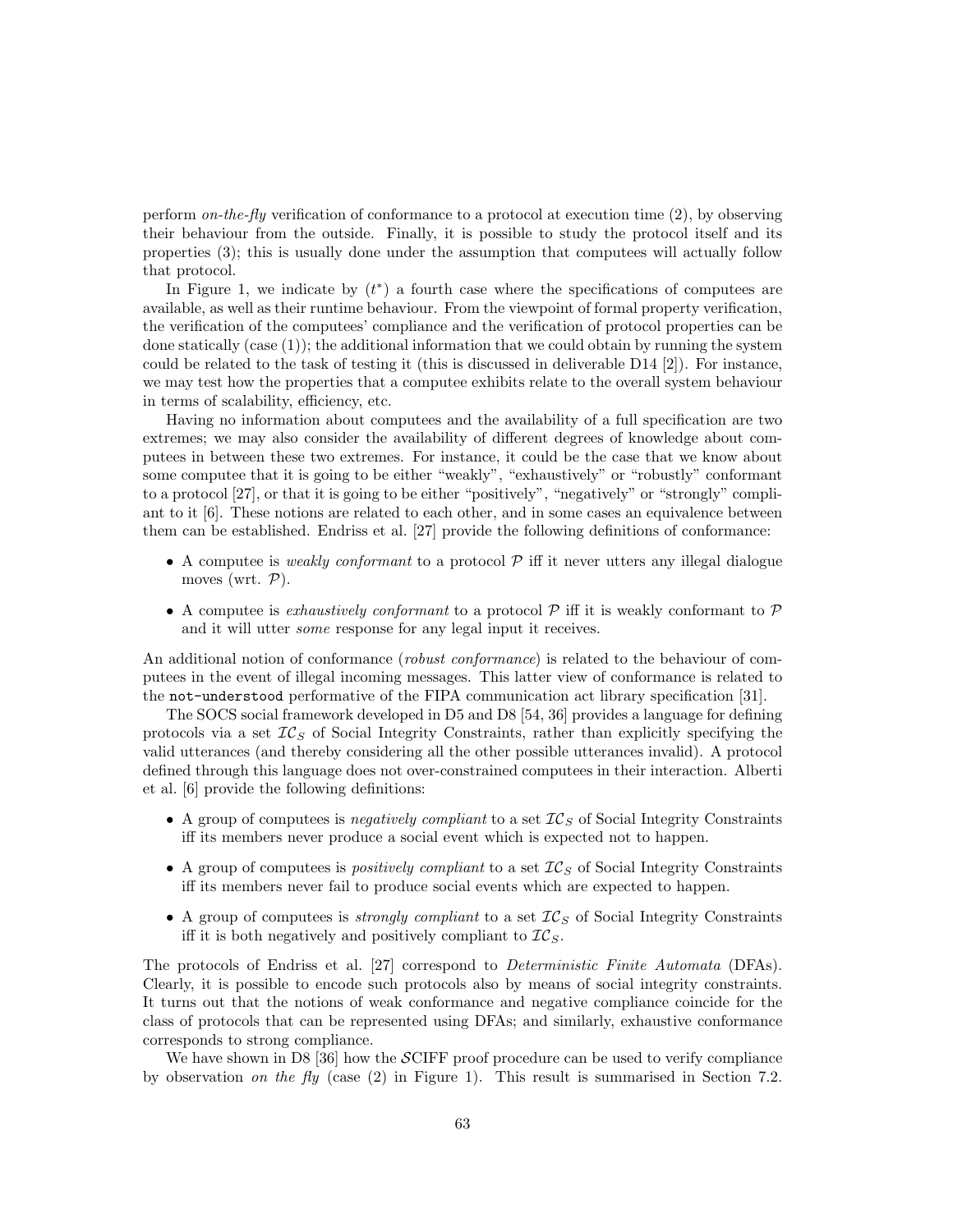perform *on-the-fly* verification of conformance to a protocol at execution time (2), by observing their behaviour from the outside. Finally, it is possible to study the protocol itself and its properties (3); this is usually done under the assumption that computees will actually follow that protocol.

In Figure 1, we indicate by ($t^*$) a fourth case where the specifications of computees are available, as well as their runtime behaviour. From the viewpoint of formal property verification, the verification of the computees' compliance and the verification of protocol properties can be done statically (case (1)); the additional information that we could obtain by running the system could be related to the task of testing it (this is discussed in deliverable D14 [2]). For instance, we may test how the properties that a computee exhibits relate to the overall system behaviour in terms of scalability, efficiency, etc.

Having no information about computees and the availability of a full specification are two extremes; we may also consider the availability of different degrees of knowledge about computees in between these two extremes. For instance, it could be the case that we know about some computee that it is going to be either "weakly", "exhaustively" or "robustly" conformant to a protocol [27], or that it is going to be either "positively", "negatively" or "strongly" compliant to it [6]. These notions are related to each other, and in some cases an equivalence between them can be established. Endriss et al. [27] provide the following definitions of conformance:

- A computee is *weakly conformant* to a protocol $\mathcal{P}$ iff it never utters any illegal dialogue moves (wrt. $\mathcal{P}$).
- A computee is *exhaustively conformant* to a protocol $\mathcal{P}$ iff it is weakly conformant to $\mathcal{P}$ and it will utter *some* response for any legal input it receives.

An additional notion of conformance (*robust conformance*) is related to the behaviour of computees in the event of illegal incoming messages. This latter view of conformance is related to the `not-understood` performative of the FIPA communication act library specification [31].

The SOCS social framework developed in D5 and D8 [54, 36] provides a language for defining protocols via a set $\mathcal{IC}_S$ of Social Integrity Constraints, rather than explicitly specifying the valid utterances (and thereby considering all the other possible utterances invalid). A protocol defined through this language does not over-constrained computees in their interaction. Alberti et al. [6] provide the following definitions:

- A group of computees is *negatively compliant* to a set $\mathcal{IC}_S$ of Social Integrity Constraints iff its members never produce a social event which is expected not to happen.
- A group of computees is *positively compliant* to a set $\mathcal{IC}_S$ of Social Integrity Constraints iff its members never fail to produce social events which are expected to happen.
- A group of computees is *strongly compliant* to a set $\mathcal{IC}_S$ of Social Integrity Constraints iff it is both negatively and positively compliant to $\mathcal{IC}_S$.

The protocols of Endriss et al. [27] correspond to *Deterministic Finite Automata* (DFAs). Clearly, it is possible to encode such protocols also by means of social integrity constraints. It turns out that the notions of weak conformance and negative compliance coincide for the class of protocols that can be represented using DFAs; and similarly, exhaustive conformance corresponds to strong compliance.

We have shown in D8 [36] how the $\mathcal{S}$CIFF proof procedure can be used to verify compliance by observation *on the fly* (case (2) in Figure 1). This result is summarised in Section 7.2.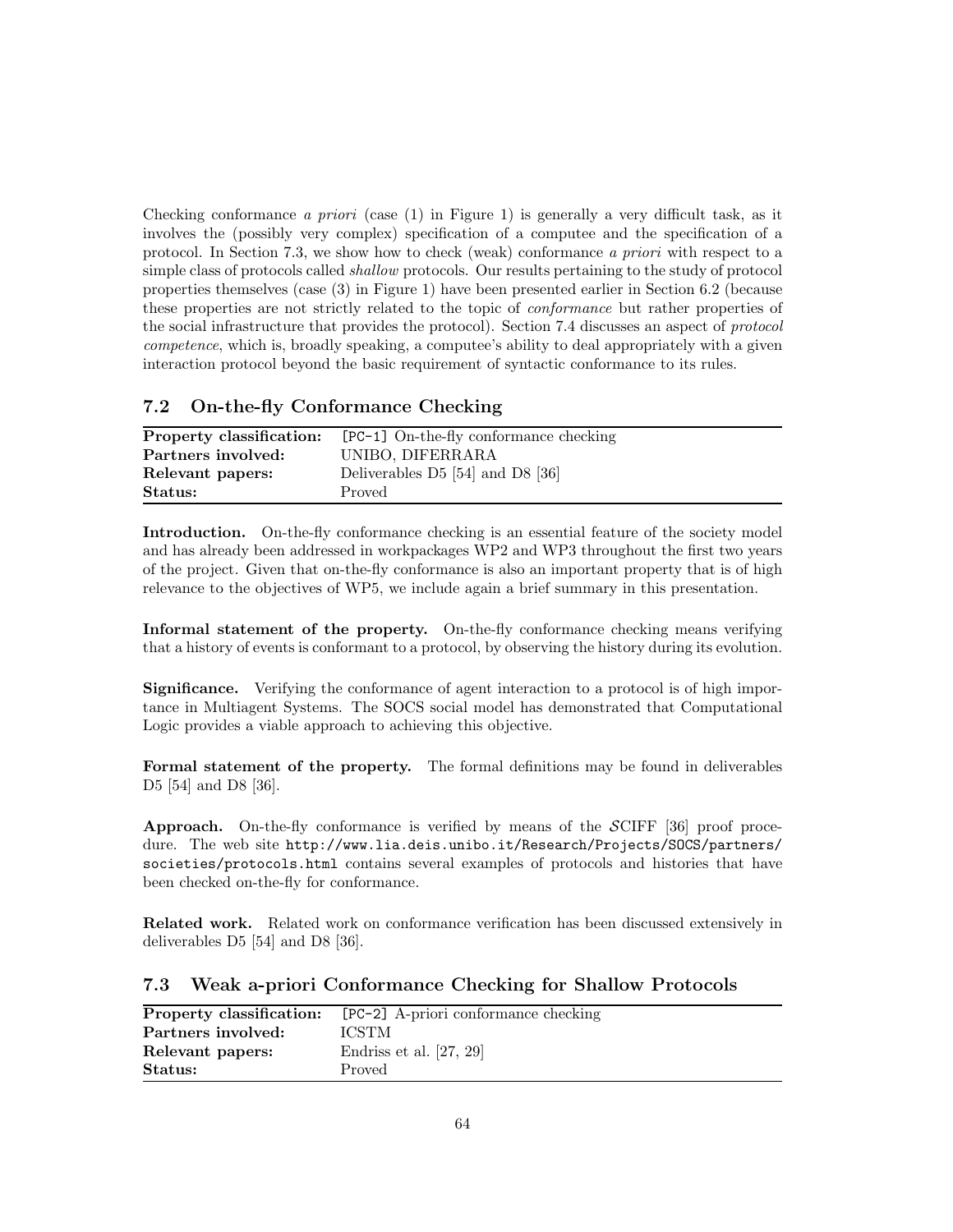Checking conformance *a priori* (case (1) in Figure 1) is generally a very difficult task, as it involves the (possibly very complex) specification of a computee and the specification of a protocol. In Section 7.3, we show how to check (weak) conformance *a priori* with respect to a simple class of protocols called *shallow* protocols. Our results pertaining to the study of protocol properties themselves (case (3) in Figure 1) have been presented earlier in Section 6.2 (because these properties are not strictly related to the topic of *conformance* but rather properties of the social infrastructure that provides the protocol). Section 7.4 discusses an aspect of *protocol competence*, which is, broadly speaking, a computee's ability to deal appropriately with a given interaction protocol beyond the basic requirement of syntactic conformance to its rules.

## 7.2 On-the-fly Conformance Checking

| **Property classification:** | `[PC-1]` On-the-fly conformance checking |
|---|---|
| **Partners involved:** | UNIBO, DIFERRARA |
| **Relevant papers:** | Deliverables D5 [54] and D8 [36] |
| **Status:** | Proved |

**Introduction.** On-the-fly conformance checking is an essential feature of the society model and has already been addressed in workpackages WP2 and WP3 throughout the first two years of the project. Given that on-the-fly conformance is also an important property that is of high relevance to the objectives of WP5, we include again a brief summary in this presentation.

**Informal statement of the property.** On-the-fly conformance checking means verifying that a history of events is conformant to a protocol, by observing the history during its evolution.

**Significance.** Verifying the conformance of agent interaction to a protocol is of high importance in Multiagent Systems. The SOCS social model has demonstrated that Computational Logic provides a viable approach to achieving this objective.

**Formal statement of the property.** The formal definitions may be found in deliverables D5 [54] and D8 [36].

**Approach.** On-the-fly conformance is verified by means of the $\mathcal{S}$CIFF [36] proof procedure. The web site `http://www.lia.deis.unibo.it/Research/Projects/SOCS/partners/societies/protocols.html` contains several examples of protocols and histories that have been checked on-the-fly for conformance.

**Related work.** Related work on conformance verification has been discussed extensively in deliverables D5 [54] and D8 [36].

## 7.3 Weak a-priori Conformance Checking for Shallow Protocols

| **Property classification:** | `[PC-2]` A-priori conformance checking |
|---|---|
| **Partners involved:** | ICSTM |
| **Relevant papers:** | Endriss et al. [27, 29] |
| **Status:** | Proved |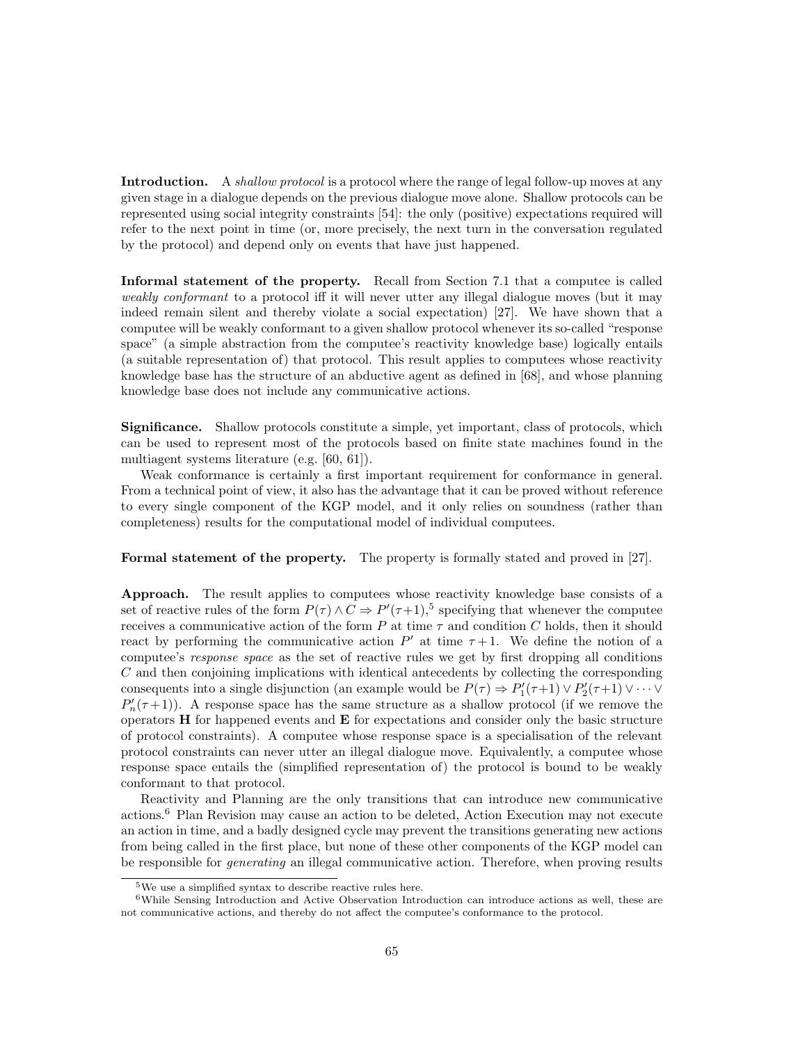**Introduction.** A *shallow protocol* is a protocol where the range of legal follow-up moves at any given stage in a dialogue depends on the previous dialogue move alone. Shallow protocols can be represented using social integrity constraints [54]: the only (positive) expectations required will refer to the next point in time (or, more precisely, the next turn in the conversation regulated by the protocol) and depend only on events that have just happened.

**Informal statement of the property.** Recall from Section 7.1 that a computee is called *weakly conformant* to a protocol iff it will never utter any illegal dialogue moves (but it may indeed remain silent and thereby violate a social expectation) [27]. We have shown that a computee will be weakly conformant to a given shallow protocol whenever its so-called "response space" (a simple abstraction from the computee's reactivity knowledge base) logically entails (a suitable representation of) that protocol. This result applies to computees whose reactivity knowledge base has the structure of an abductive agent as defined in [68], and whose planning knowledge base does not include any communicative actions.

**Significance.** Shallow protocols constitute a simple, yet important, class of protocols, which can be used to represent most of the protocols based on finite state machines found in the multiagent systems literature (e.g. [60, 61]).

Weak conformance is certainly a first important requirement for conformance in general. From a technical point of view, it also has the advantage that it can be proved without reference to every single component of the KGP model, and it only relies on soundness (rather than completeness) results for the computational model of individual computees.

**Formal statement of the property.** The property is formally stated and proved in [27].

**Approach.** The result applies to computees whose reactivity knowledge base consists of a set of reactive rules of the form $P(\tau) \wedge C \Rightarrow P'(\tau{+}1)$,[5] specifying that whenever the computee receives a communicative action of the form $P$ at time $\tau$ and condition $C$ holds, then it should react by performing the communicative action $P'$ at time $\tau+1$. We define the notion of a computee's *response space* as the set of reactive rules we get by first dropping all conditions $C$ and then conjoining implications with identical antecedents by collecting the corresponding consequents into a single disjunction (an example would be $P(\tau) \Rightarrow P'_1(\tau{+}1) \vee P'_2(\tau{+}1) \vee \cdots \vee P'_n(\tau{+}1)$). A response space has the same structure as a shallow protocol (if we remove the operators **H** for happened events and **E** for expectations and consider only the basic structure of protocol constraints). A computee whose response space is a specialisation of the relevant protocol constraints can never utter an illegal dialogue move. Equivalently, a computee whose response space entails the (simplified representation of) the protocol is bound to be weakly conformant to that protocol.

Reactivity and Planning are the only transitions that can introduce new communicative actions.[6] Plan Revision may cause an action to be deleted, Action Execution may not execute an action in time, and a badly designed cycle may prevent the transitions generating new actions from being called in the first place, but none of these other components of the KGP model can be responsible for *generating* an illegal communicative action. Therefore, when proving results

[5] We use a simplified syntax to describe reactive rules here.

[6] While Sensing Introduction and Active Observation Introduction can introduce actions as well, these are not communicative actions, and thereby do not affect the computee's conformance to the protocol.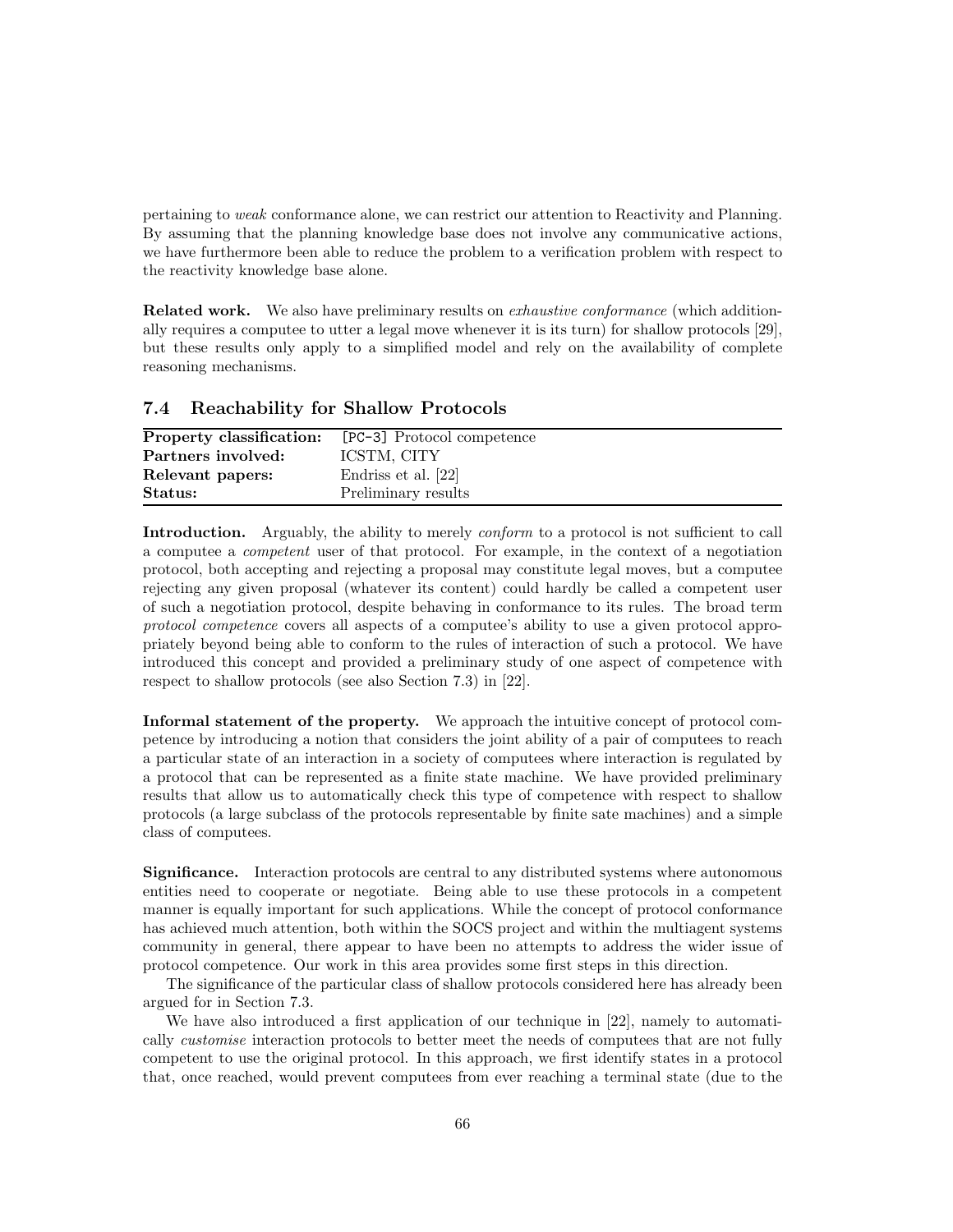pertaining to *weak* conformance alone, we can restrict our attention to Reactivity and Planning. By assuming that the planning knowledge base does not involve any communicative actions, we have furthermore been able to reduce the problem to a verification problem with respect to the reactivity knowledge base alone.

**Related work.** We also have preliminary results on *exhaustive conformance* (which additionally requires a computee to utter a legal move whenever it is its turn) for shallow protocols [29], but these results only apply to a simplified model and rely on the availability of complete reasoning mechanisms.

### 7.4 Reachability for Shallow Protocols

| | |
|---|---|
| **Property classification:** | `[PC-3]` Protocol competence |
| **Partners involved:** | ICSTM, CITY |
| **Relevant papers:** | Endriss et al. [22] |
| **Status:** | Preliminary results |

**Introduction.** Arguably, the ability to merely *conform* to a protocol is not sufficient to call a computee a *competent* user of that protocol. For example, in the context of a negotiation protocol, both accepting and rejecting a proposal may constitute legal moves, but a computee rejecting any given proposal (whatever its content) could hardly be called a competent user of such a negotiation protocol, despite behaving in conformance to its rules. The broad term *protocol competence* covers all aspects of a computee's ability to use a given protocol appropriately beyond being able to conform to the rules of interaction of such a protocol. We have introduced this concept and provided a preliminary study of one aspect of competence with respect to shallow protocols (see also Section 7.3) in [22].

**Informal statement of the property.** We approach the intuitive concept of protocol competence by introducing a notion that considers the joint ability of a pair of computees to reach a particular state of an interaction in a society of computees where interaction is regulated by a protocol that can be represented as a finite state machine. We have provided preliminary results that allow us to automatically check this type of competence with respect to shallow protocols (a large subclass of the protocols representable by finite sate machines) and a simple class of computees.

**Significance.** Interaction protocols are central to any distributed systems where autonomous entities need to cooperate or negotiate. Being able to use these protocols in a competent manner is equally important for such applications. While the concept of protocol conformance has achieved much attention, both within the SOCS project and within the multiagent systems community in general, there appear to have been no attempts to address the wider issue of protocol competence. Our work in this area provides some first steps in this direction.

The significance of the particular class of shallow protocols considered here has already been argued for in Section 7.3.

We have also introduced a first application of our technique in [22], namely to automatically *customise* interaction protocols to better meet the needs of computees that are not fully competent to use the original protocol. In this approach, we first identify states in a protocol that, once reached, would prevent computees from ever reaching a terminal state (due to the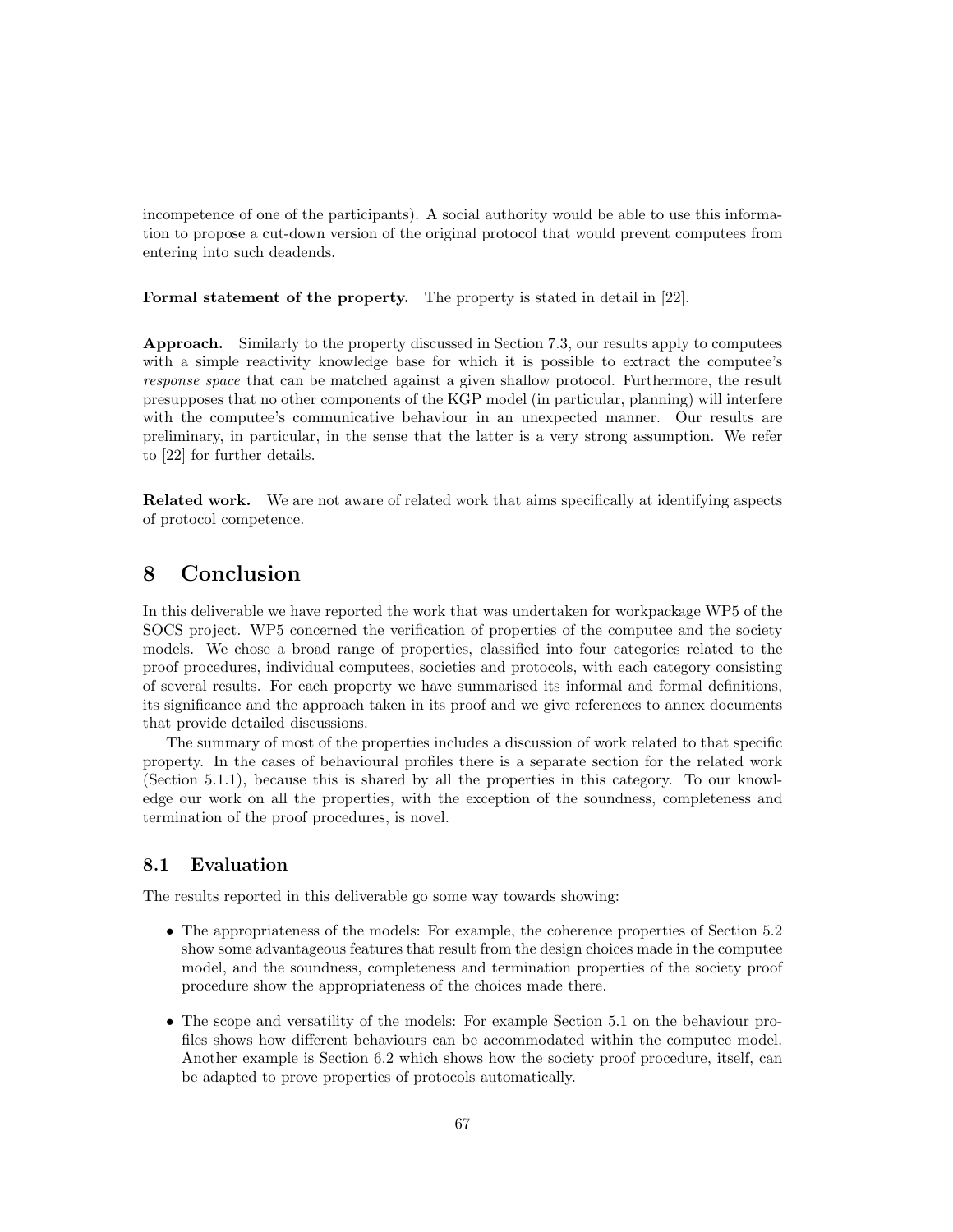incompetence of one of the participants). A social authority would be able to use this information to propose a cut-down version of the original protocol that would prevent computees from entering into such deadends.

**Formal statement of the property.** The property is stated in detail in [22].

**Approach.** Similarly to the property discussed in Section 7.3, our results apply to computees with a simple reactivity knowledge base for which it is possible to extract the computee's *response space* that can be matched against a given shallow protocol. Furthermore, the result presupposes that no other components of the KGP model (in particular, planning) will interfere with the computee's communicative behaviour in an unexpected manner. Our results are preliminary, in particular, in the sense that the latter is a very strong assumption. We refer to [22] for further details.

**Related work.** We are not aware of related work that aims specifically at identifying aspects of protocol competence.

# 8 Conclusion

In this deliverable we have reported the work that was undertaken for workpackage WP5 of the SOCS project. WP5 concerned the verification of properties of the computee and the society models. We chose a broad range of properties, classified into four categories related to the proof procedures, individual computees, societies and protocols, with each category consisting of several results. For each property we have summarised its informal and formal definitions, its significance and the approach taken in its proof and we give references to annex documents that provide detailed discussions.

The summary of most of the properties includes a discussion of work related to that specific property. In the cases of behavioural profiles there is a separate section for the related work (Section 5.1.1), because this is shared by all the properties in this category. To our knowledge our work on all the properties, with the exception of the soundness, completeness and termination of the proof procedures, is novel.

## 8.1 Evaluation

The results reported in this deliverable go some way towards showing:

- The appropriateness of the models: For example, the coherence properties of Section 5.2 show some advantageous features that result from the design choices made in the computee model, and the soundness, completeness and termination properties of the society proof procedure show the appropriateness of the choices made there.
- The scope and versatility of the models: For example Section 5.1 on the behaviour profiles shows how different behaviours can be accommodated within the computee model. Another example is Section 6.2 which shows how the society proof procedure, itself, can be adapted to prove properties of protocols automatically.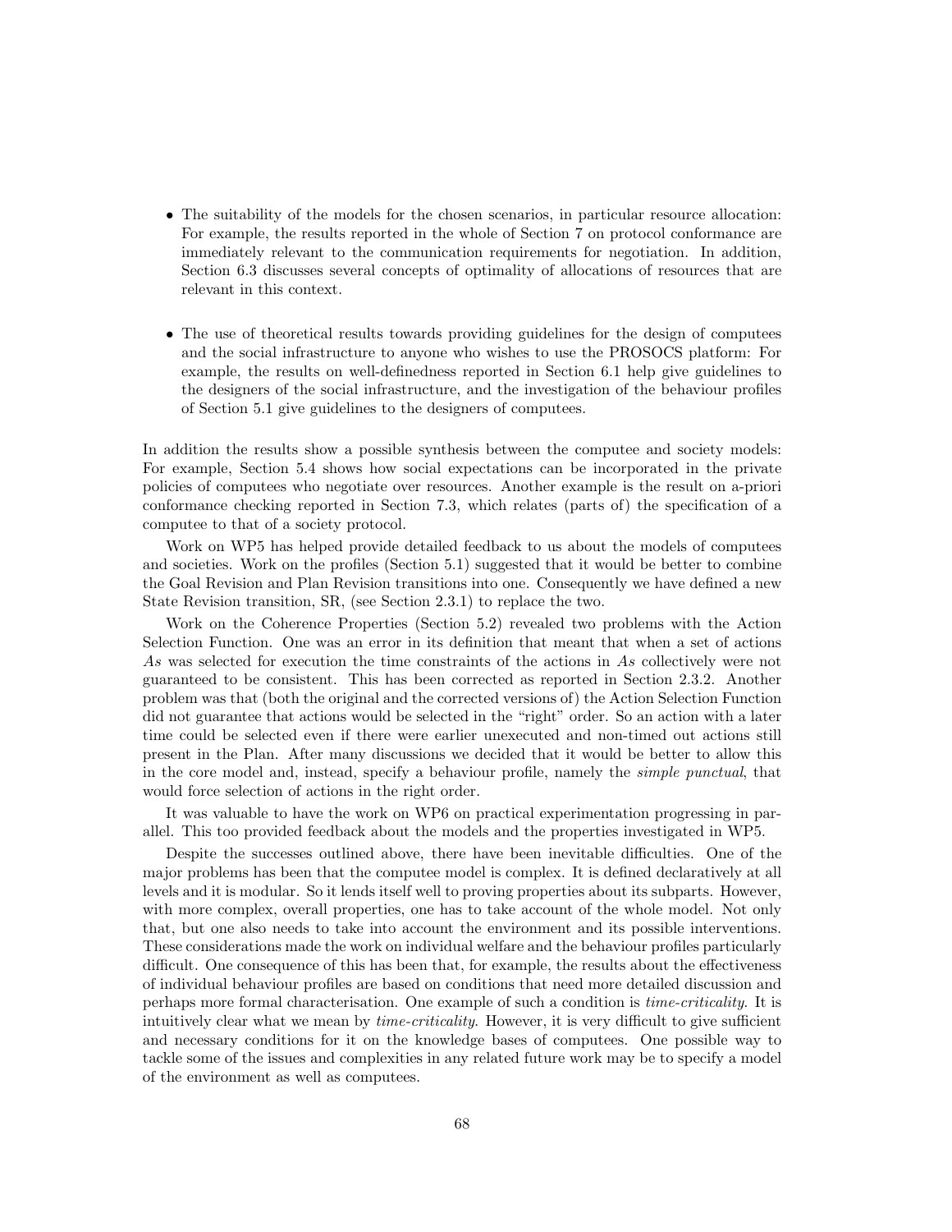- The suitability of the models for the chosen scenarios, in particular resource allocation: For example, the results reported in the whole of Section 7 on protocol conformance are immediately relevant to the communication requirements for negotiation. In addition, Section 6.3 discusses several concepts of optimality of allocations of resources that are relevant in this context.

- The use of theoretical results towards providing guidelines for the design of computees and the social infrastructure to anyone who wishes to use the PROSOCS platform: For example, the results on well-definedness reported in Section 6.1 help give guidelines to the designers of the social infrastructure, and the investigation of the behaviour profiles of Section 5.1 give guidelines to the designers of computees.

In addition the results show a possible synthesis between the computee and society models: For example, Section 5.4 shows how social expectations can be incorporated in the private policies of computees who negotiate over resources. Another example is the result on a-priori conformance checking reported in Section 7.3, which relates (parts of) the specification of a computee to that of a society protocol.

Work on WP5 has helped provide detailed feedback to us about the models of computees and societies. Work on the profiles (Section 5.1) suggested that it would be better to combine the Goal Revision and Plan Revision transitions into one. Consequently we have defined a new State Revision transition, SR, (see Section 2.3.1) to replace the two.

Work on the Coherence Properties (Section 5.2) revealed two problems with the Action Selection Function. One was an error in its definition that meant that when a set of actions $As$ was selected for execution the time constraints of the actions in $As$ collectively were not guaranteed to be consistent. This has been corrected as reported in Section 2.3.2. Another problem was that (both the original and the corrected versions of) the Action Selection Function did not guarantee that actions would be selected in the "right" order. So an action with a later time could be selected even if there were earlier unexecuted and non-timed out actions still present in the Plan. After many discussions we decided that it would be better to allow this in the core model and, instead, specify a behaviour profile, namely the *simple punctual*, that would force selection of actions in the right order.

It was valuable to have the work on WP6 on practical experimentation progressing in parallel. This too provided feedback about the models and the properties investigated in WP5.

Despite the successes outlined above, there have been inevitable difficulties. One of the major problems has been that the computee model is complex. It is defined declaratively at all levels and it is modular. So it lends itself well to proving properties about its subparts. However, with more complex, overall properties, one has to take account of the whole model. Not only that, but one also needs to take into account the environment and its possible interventions. These considerations made the work on individual welfare and the behaviour profiles particularly difficult. One consequence of this has been that, for example, the results about the effectiveness of individual behaviour profiles are based on conditions that need more detailed discussion and perhaps more formal characterisation. One example of such a condition is *time-criticality*. It is intuitively clear what we mean by *time-criticality*. However, it is very difficult to give sufficient and necessary conditions for it on the knowledge bases of computees. One possible way to tackle some of the issues and complexities in any related future work may be to specify a model of the environment as well as computees.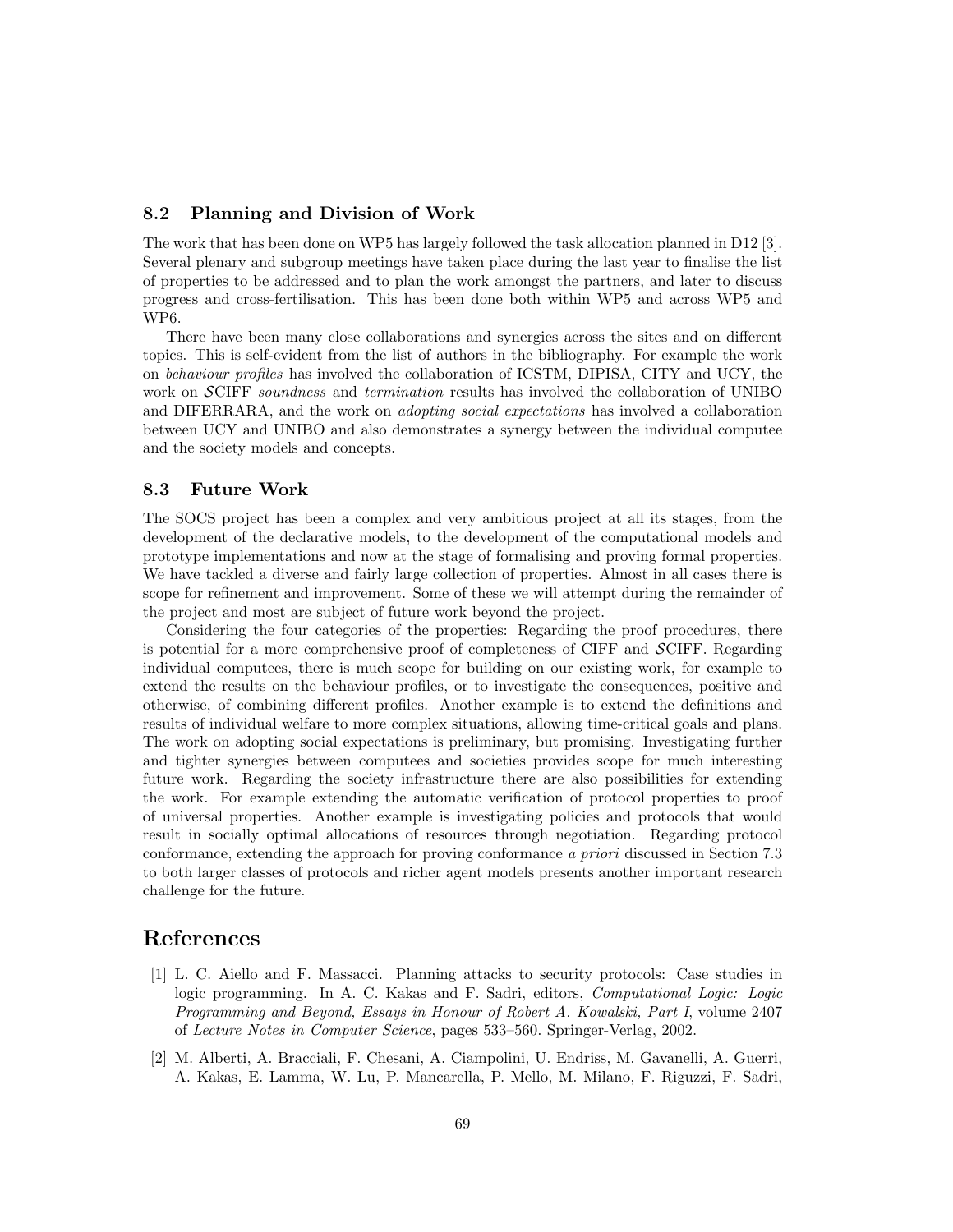### 8.2 Planning and Division of Work

The work that has been done on WP5 has largely followed the task allocation planned in D12 [3]. Several plenary and subgroup meetings have taken place during the last year to finalise the list of properties to be addressed and to plan the work amongst the partners, and later to discuss progress and cross-fertilisation. This has been done both within WP5 and across WP5 and WP6.

There have been many close collaborations and synergies across the sites and on different topics. This is self-evident from the list of authors in the bibliography. For example the work on *behaviour profiles* has involved the collaboration of ICSTM, DIPISA, CITY and UCY, the work on $\mathcal{S}$CIFF *soundness* and *termination* results has involved the collaboration of UNIBO and DIFERRARA, and the work on *adopting social expectations* has involved a collaboration between UCY and UNIBO and also demonstrates a synergy between the individual computee and the society models and concepts.

### 8.3 Future Work

The SOCS project has been a complex and very ambitious project at all its stages, from the development of the declarative models, to the development of the computational models and prototype implementations and now at the stage of formalising and proving formal properties. We have tackled a diverse and fairly large collection of properties. Almost in all cases there is scope for refinement and improvement. Some of these we will attempt during the remainder of the project and most are subject of future work beyond the project.

Considering the four categories of the properties: Regarding the proof procedures, there is potential for a more comprehensive proof of completeness of CIFF and $\mathcal{S}$CIFF. Regarding individual computees, there is much scope for building on our existing work, for example to extend the results on the behaviour profiles, or to investigate the consequences, positive and otherwise, of combining different profiles. Another example is to extend the definitions and results of individual welfare to more complex situations, allowing time-critical goals and plans. The work on adopting social expectations is preliminary, but promising. Investigating further and tighter synergies between computees and societies provides scope for much interesting future work. Regarding the society infrastructure there are also possibilities for extending the work. For example extending the automatic verification of protocol properties to proof of universal properties. Another example is investigating policies and protocols that would result in socially optimal allocations of resources through negotiation. Regarding protocol conformance, extending the approach for proving conformance *a priori* discussed in Section 7.3 to both larger classes of protocols and richer agent models presents another important research challenge for the future.

## References

[1] L. C. Aiello and F. Massacci. Planning attacks to security protocols: Case studies in logic programming. In A. C. Kakas and F. Sadri, editors, *Computational Logic: Logic Programming and Beyond, Essays in Honour of Robert A. Kowalski, Part I*, volume 2407 of *Lecture Notes in Computer Science*, pages 533–560. Springer-Verlag, 2002.

[2] M. Alberti, A. Bracciali, F. Chesani, A. Ciampolini, U. Endriss, M. Gavanelli, A. Guerri, A. Kakas, E. Lamma, W. Lu, P. Mancarella, P. Mello, M. Milano, F. Riguzzi, F. Sadri,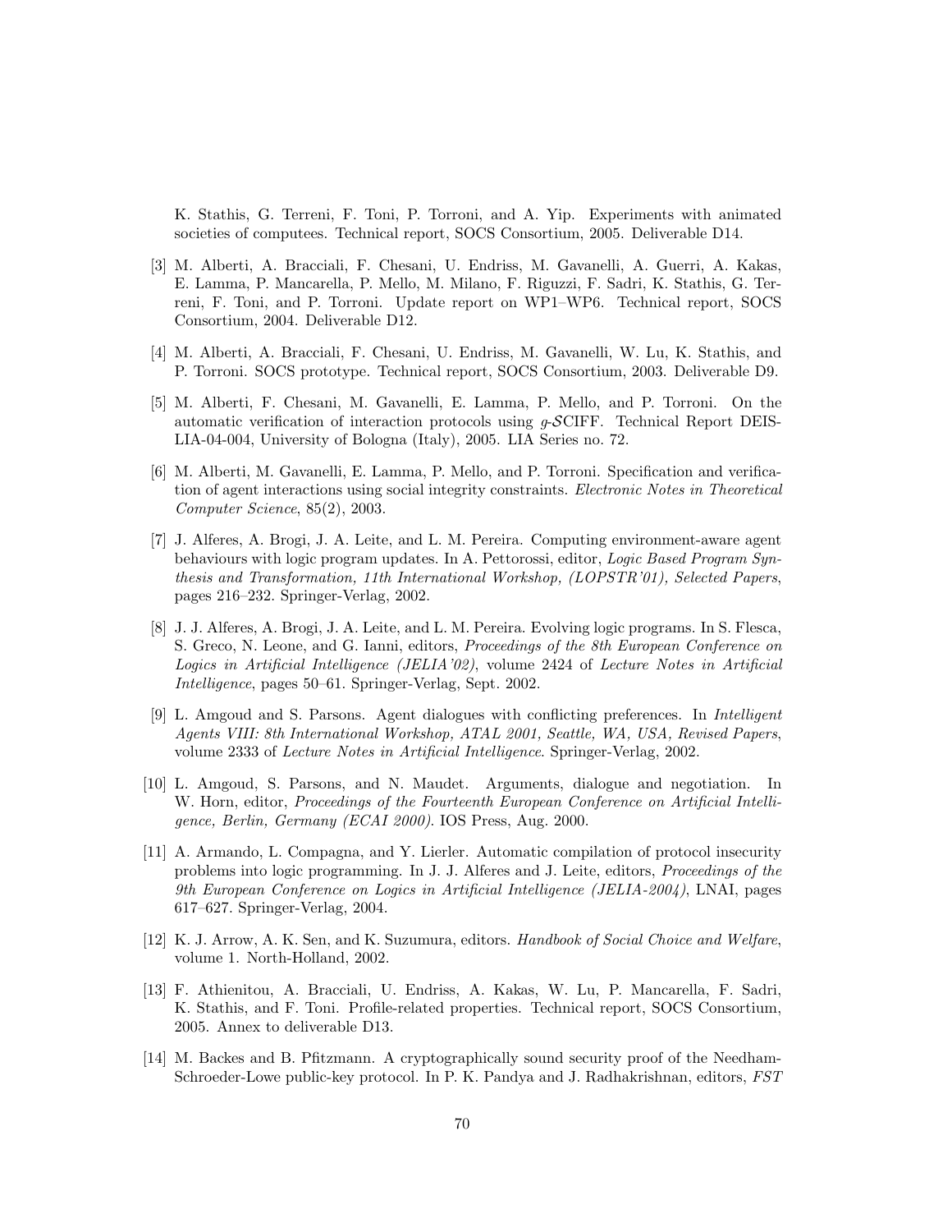K. Stathis, G. Terreni, F. Toni, P. Torroni, and A. Yip. Experiments with animated societies of computees. Technical report, SOCS Consortium, 2005. Deliverable D14.

[3] M. Alberti, A. Bracciali, F. Chesani, U. Endriss, M. Gavanelli, A. Guerri, A. Kakas, E. Lamma, P. Mancarella, P. Mello, M. Milano, F. Riguzzi, F. Sadri, K. Stathis, G. Terreni, F. Toni, and P. Torroni. Update report on WP1–WP6. Technical report, SOCS Consortium, 2004. Deliverable D12.

[4] M. Alberti, A. Bracciali, F. Chesani, U. Endriss, M. Gavanelli, W. Lu, K. Stathis, and P. Torroni. SOCS prototype. Technical report, SOCS Consortium, 2003. Deliverable D9.

[5] M. Alberti, F. Chesani, M. Gavanelli, E. Lamma, P. Mello, and P. Torroni. On the automatic verification of interaction protocols using $g$-$\mathcal{S}$CIFF. Technical Report DEIS-LIA-04-004, University of Bologna (Italy), 2005. LIA Series no. 72.

[6] M. Alberti, M. Gavanelli, E. Lamma, P. Mello, and P. Torroni. Specification and verification of agent interactions using social integrity constraints. *Electronic Notes in Theoretical Computer Science*, 85(2), 2003.

[7] J. Alferes, A. Brogi, J. A. Leite, and L. M. Pereira. Computing environment-aware agent behaviours with logic program updates. In A. Pettorossi, editor, *Logic Based Program Synthesis and Transformation, 11th International Workshop, (LOPSTR'01), Selected Papers*, pages 216–232. Springer-Verlag, 2002.

[8] J. J. Alferes, A. Brogi, J. A. Leite, and L. M. Pereira. Evolving logic programs. In S. Flesca, S. Greco, N. Leone, and G. Ianni, editors, *Proceedings of the 8th European Conference on Logics in Artificial Intelligence (JELIA'02)*, volume 2424 of *Lecture Notes in Artificial Intelligence*, pages 50–61. Springer-Verlag, Sept. 2002.

[9] L. Amgoud and S. Parsons. Agent dialogues with conflicting preferences. In *Intelligent Agents VIII: 8th International Workshop, ATAL 2001, Seattle, WA, USA, Revised Papers*, volume 2333 of *Lecture Notes in Artificial Intelligence*. Springer-Verlag, 2002.

[10] L. Amgoud, S. Parsons, and N. Maudet. Arguments, dialogue and negotiation. In W. Horn, editor, *Proceedings of the Fourteenth European Conference on Artificial Intelligence, Berlin, Germany (ECAI 2000)*. IOS Press, Aug. 2000.

[11] A. Armando, L. Compagna, and Y. Lierler. Automatic compilation of protocol insecurity problems into logic programming. In J. J. Alferes and J. Leite, editors, *Proceedings of the 9th European Conference on Logics in Artificial Intelligence (JELIA-2004)*, LNAI, pages 617–627. Springer-Verlag, 2004.

[12] K. J. Arrow, A. K. Sen, and K. Suzumura, editors. *Handbook of Social Choice and Welfare*, volume 1. North-Holland, 2002.

[13] F. Athienitou, A. Bracciali, U. Endriss, A. Kakas, W. Lu, P. Mancarella, F. Sadri, K. Stathis, and F. Toni. Profile-related properties. Technical report, SOCS Consortium, 2005. Annex to deliverable D13.

[14] M. Backes and B. Pfitzmann. A cryptographically sound security proof of the Needham-Schroeder-Lowe public-key protocol. In P. K. Pandya and J. Radhakrishnan, editors, *FST*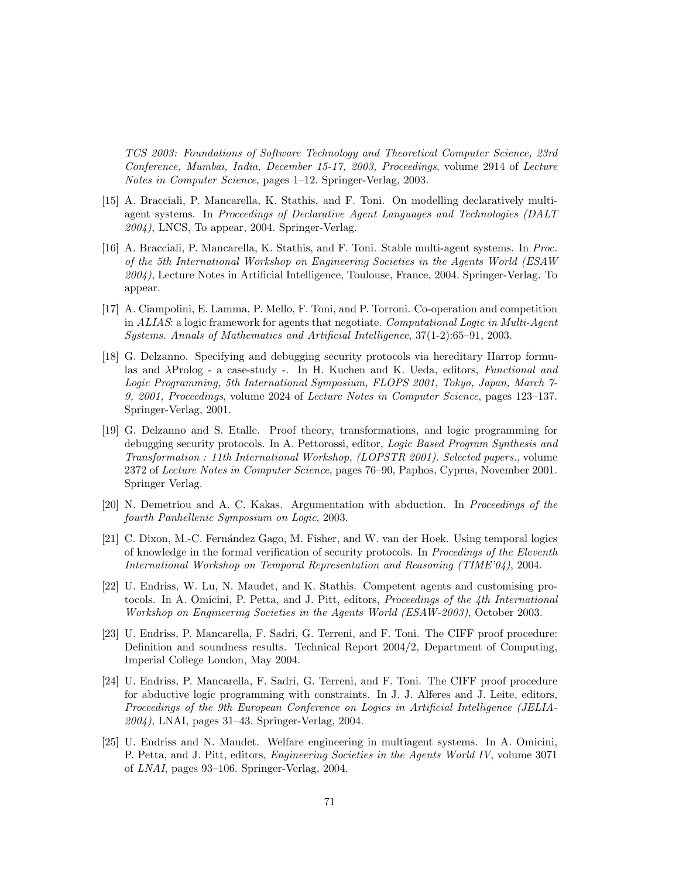*TCS 2003: Foundations of Software Technology and Theoretical Computer Science, 23rd Conference, Mumbai, India, December 15-17, 2003, Proceedings*, volume 2914 of *Lecture Notes in Computer Science*, pages 1–12. Springer-Verlag, 2003.

[15] A. Bracciali, P. Mancarella, K. Stathis, and F. Toni. On modelling declaratively multi-agent systems. In *Proceedings of Declarative Agent Languages and Technologies (DALT 2004)*, LNCS, To appear, 2004. Springer-Verlag.

[16] A. Bracciali, P. Mancarella, K. Stathis, and F. Toni. Stable multi-agent systems. In *Proc. of the 5th International Workshop on Engineering Societies in the Agents World (ESAW 2004)*, Lecture Notes in Artificial Intelligence, Toulouse, France, 2004. Springer-Verlag. To appear.

[17] A. Ciampolini, E. Lamma, P. Mello, F. Toni, and P. Torroni. Co-operation and competition in *ALIAS*: a logic framework for agents that negotiate. *Computational Logic in Multi-Agent Systems. Annals of Mathematics and Artificial Intelligence*, 37(1-2):65–91, 2003.

[18] G. Delzanno. Specifying and debugging security protocols via hereditary Harrop formulas and λProlog - a case-study -. In H. Kuchen and K. Ueda, editors, *Functional and Logic Programming, 5th International Symposium, FLOPS 2001, Tokyo, Japan, March 7-9, 2001, Proceedings*, volume 2024 of *Lecture Notes in Computer Science*, pages 123–137. Springer-Verlag, 2001.

[19] G. Delzanno and S. Etalle. Proof theory, transformations, and logic programming for debugging security protocols. In A. Pettorossi, editor, *Logic Based Program Synthesis and Transformation : 11th International Workshop, (LOPSTR 2001). Selected papers.*, volume 2372 of *Lecture Notes in Computer Science*, pages 76–90, Paphos, Cyprus, November 2001. Springer Verlag.

[20] N. Demetriou and A. C. Kakas. Argumentation with abduction. In *Proceedings of the fourth Panhellenic Symposium on Logic*, 2003.

[21] C. Dixon, M.-C. Fernández Gago, M. Fisher, and W. van der Hoek. Using temporal logics of knowledge in the formal verification of security protocols. In *Procedings of the Eleventh International Workshop on Temporal Representation and Reasoning (TIME'04)*, 2004.

[22] U. Endriss, W. Lu, N. Maudet, and K. Stathis. Competent agents and customising protocols. In A. Omicini, P. Petta, and J. Pitt, editors, *Proceedings of the 4th International Workshop on Engineering Societies in the Agents World (ESAW-2003)*, October 2003.

[23] U. Endriss, P. Mancarella, F. Sadri, G. Terreni, and F. Toni. The CIFF proof procedure: Definition and soundness results. Technical Report 2004/2, Department of Computing, Imperial College London, May 2004.

[24] U. Endriss, P. Mancarella, F. Sadri, G. Terreni, and F. Toni. The CIFF proof procedure for abductive logic programming with constraints. In J. J. Alferes and J. Leite, editors, *Proceedings of the 9th European Conference on Logics in Artificial Intelligence (JELIA-2004)*, LNAI, pages 31–43. Springer-Verlag, 2004.

[25] U. Endriss and N. Maudet. Welfare engineering in multiagent systems. In A. Omicini, P. Petta, and J. Pitt, editors, *Engineering Societies in the Agents World IV*, volume 3071 of *LNAI*, pages 93–106. Springer-Verlag, 2004.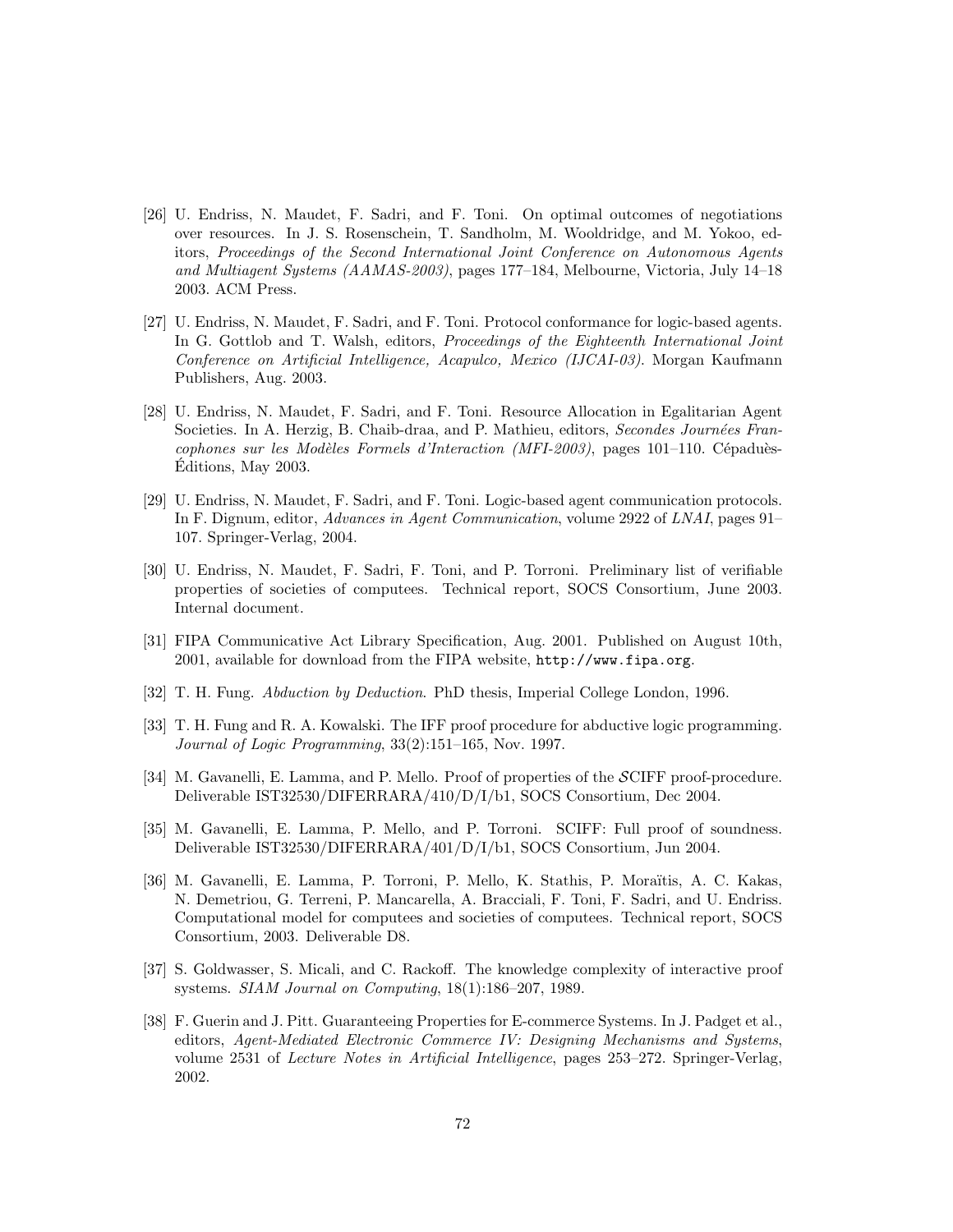[26] U. Endriss, N. Maudet, F. Sadri, and F. Toni. On optimal outcomes of negotiations over resources. In J. S. Rosenschein, T. Sandholm, M. Wooldridge, and M. Yokoo, editors, *Proceedings of the Second International Joint Conference on Autonomous Agents and Multiagent Systems (AAMAS-2003)*, pages 177–184, Melbourne, Victoria, July 14–18 2003. ACM Press.

[27] U. Endriss, N. Maudet, F. Sadri, and F. Toni. Protocol conformance for logic-based agents. In G. Gottlob and T. Walsh, editors, *Proceedings of the Eighteenth International Joint Conference on Artificial Intelligence, Acapulco, Mexico (IJCAI-03)*. Morgan Kaufmann Publishers, Aug. 2003.

[28] U. Endriss, N. Maudet, F. Sadri, and F. Toni. Resource Allocation in Egalitarian Agent Societies. In A. Herzig, B. Chaib-draa, and P. Mathieu, editors, *Secondes Journées Francophones sur les Modèles Formels d'Interaction (MFI-2003)*, pages 101–110. Cépaduès-Éditions, May 2003.

[29] U. Endriss, N. Maudet, F. Sadri, and F. Toni. Logic-based agent communication protocols. In F. Dignum, editor, *Advances in Agent Communication*, volume 2922 of *LNAI*, pages 91–107. Springer-Verlag, 2004.

[30] U. Endriss, N. Maudet, F. Sadri, F. Toni, and P. Torroni. Preliminary list of verifiable properties of societies of computees. Technical report, SOCS Consortium, June 2003. Internal document.

[31] FIPA Communicative Act Library Specification, Aug. 2001. Published on August 10th, 2001, available for download from the FIPA website, `http://www.fipa.org`.

[32] T. H. Fung. *Abduction by Deduction*. PhD thesis, Imperial College London, 1996.

[33] T. H. Fung and R. A. Kowalski. The IFF proof procedure for abductive logic programming. *Journal of Logic Programming*, 33(2):151–165, Nov. 1997.

[34] M. Gavanelli, E. Lamma, and P. Mello. Proof of properties of the $\mathcal{S}$CIFF proof-procedure. Deliverable IST32530/DIFERRARA/410/D/I/b1, SOCS Consortium, Dec 2004.

[35] M. Gavanelli, E. Lamma, P. Mello, and P. Torroni. SCIFF: Full proof of soundness. Deliverable IST32530/DIFERRARA/401/D/I/b1, SOCS Consortium, Jun 2004.

[36] M. Gavanelli, E. Lamma, P. Torroni, P. Mello, K. Stathis, P. Moraïtis, A. C. Kakas, N. Demetriou, G. Terreni, P. Mancarella, A. Bracciali, F. Toni, F. Sadri, and U. Endriss. Computational model for computees and societies of computees. Technical report, SOCS Consortium, 2003. Deliverable D8.

[37] S. Goldwasser, S. Micali, and C. Rackoff. The knowledge complexity of interactive proof systems. *SIAM Journal on Computing*, 18(1):186–207, 1989.

[38] F. Guerin and J. Pitt. Guaranteeing Properties for E-commerce Systems. In J. Padget et al., editors, *Agent-Mediated Electronic Commerce IV: Designing Mechanisms and Systems*, volume 2531 of *Lecture Notes in Artificial Intelligence*, pages 253–272. Springer-Verlag, 2002.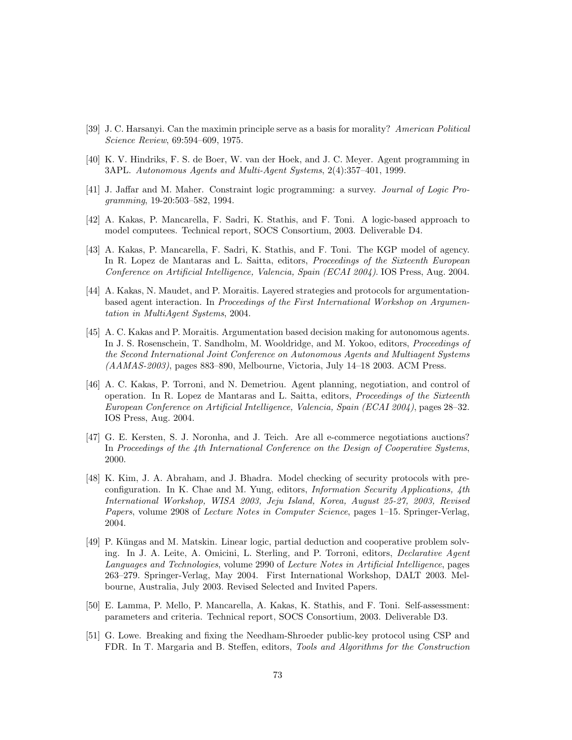[39] J. C. Harsanyi. Can the maximin principle serve as a basis for morality? *American Political Science Review*, 69:594–609, 1975.

[40] K. V. Hindriks, F. S. de Boer, W. van der Hoek, and J. C. Meyer. Agent programming in 3APL. *Autonomous Agents and Multi-Agent Systems*, 2(4):357–401, 1999.

[41] J. Jaffar and M. Maher. Constraint logic programming: a survey. *Journal of Logic Programming*, 19-20:503–582, 1994.

[42] A. Kakas, P. Mancarella, F. Sadri, K. Stathis, and F. Toni. A logic-based approach to model computees. Technical report, SOCS Consortium, 2003. Deliverable D4.

[43] A. Kakas, P. Mancarella, F. Sadri, K. Stathis, and F. Toni. The KGP model of agency. In R. Lopez de Mantaras and L. Saitta, editors, *Proceedings of the Sixteenth European Conference on Artificial Intelligence, Valencia, Spain (ECAI 2004)*. IOS Press, Aug. 2004.

[44] A. Kakas, N. Maudet, and P. Moraitis. Layered strategies and protocols for argumentation-based agent interaction. In *Proceedings of the First International Workshop on Argumentation in MultiAgent Systems*, 2004.

[45] A. C. Kakas and P. Moraitis. Argumentation based decision making for autonomous agents. In J. S. Rosenschein, T. Sandholm, M. Wooldridge, and M. Yokoo, editors, *Proceedings of the Second International Joint Conference on Autonomous Agents and Multiagent Systems (AAMAS-2003)*, pages 883–890, Melbourne, Victoria, July 14–18 2003. ACM Press.

[46] A. C. Kakas, P. Torroni, and N. Demetriou. Agent planning, negotiation, and control of operation. In R. Lopez de Mantaras and L. Saitta, editors, *Proceedings of the Sixteenth European Conference on Artificial Intelligence, Valencia, Spain (ECAI 2004)*, pages 28–32. IOS Press, Aug. 2004.

[47] G. E. Kersten, S. J. Noronha, and J. Teich. Are all e-commerce negotiations auctions? In *Proceedings of the 4th International Conference on the Design of Cooperative Systems*, 2000.

[48] K. Kim, J. A. Abraham, and J. Bhadra. Model checking of security protocols with pre-configuration. In K. Chae and M. Yung, editors, *Information Security Applications, 4th International Workshop, WISA 2003, Jeju Island, Korea, August 25-27, 2003, Revised Papers*, volume 2908 of *Lecture Notes in Computer Science*, pages 1–15. Springer-Verlag, 2004.

[49] P. Küngas and M. Matskin. Linear logic, partial deduction and cooperative problem solving. In J. A. Leite, A. Omicini, L. Sterling, and P. Torroni, editors, *Declarative Agent Languages and Technologies*, volume 2990 of *Lecture Notes in Artificial Intelligence*, pages 263–279. Springer-Verlag, May 2004. First International Workshop, DALT 2003. Melbourne, Australia, July 2003. Revised Selected and Invited Papers.

[50] E. Lamma, P. Mello, P. Mancarella, A. Kakas, K. Stathis, and F. Toni. Self-assessment: parameters and criteria. Technical report, SOCS Consortium, 2003. Deliverable D3.

[51] G. Lowe. Breaking and fixing the Needham-Shroeder public-key protocol using CSP and FDR. In T. Margaria and B. Steffen, editors, *Tools and Algorithms for the Construction*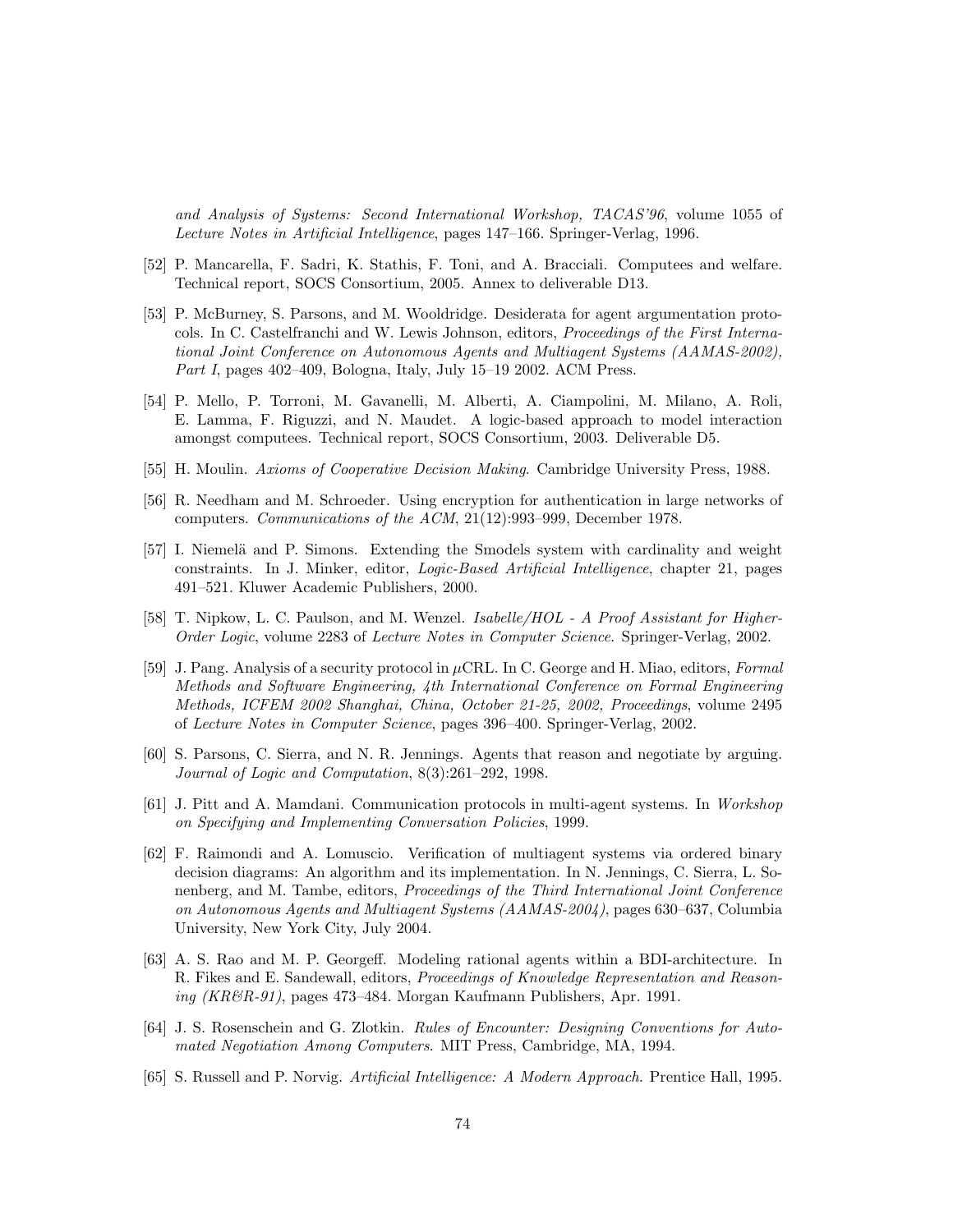*and Analysis of Systems: Second International Workshop, TACAS'96*, volume 1055 of *Lecture Notes in Artificial Intelligence*, pages 147–166. Springer-Verlag, 1996.

[52] P. Mancarella, F. Sadri, K. Stathis, F. Toni, and A. Bracciali. Computees and welfare. Technical report, SOCS Consortium, 2005. Annex to deliverable D13.

[53] P. McBurney, S. Parsons, and M. Wooldridge. Desiderata for agent argumentation protocols. In C. Castelfranchi and W. Lewis Johnson, editors, *Proceedings of the First International Joint Conference on Autonomous Agents and Multiagent Systems (AAMAS-2002), Part I*, pages 402–409, Bologna, Italy, July 15–19 2002. ACM Press.

[54] P. Mello, P. Torroni, M. Gavanelli, M. Alberti, A. Ciampolini, M. Milano, A. Roli, E. Lamma, F. Riguzzi, and N. Maudet. A logic-based approach to model interaction amongst computees. Technical report, SOCS Consortium, 2003. Deliverable D5.

[55] H. Moulin. *Axioms of Cooperative Decision Making*. Cambridge University Press, 1988.

[56] R. Needham and M. Schroeder. Using encryption for authentication in large networks of computers. *Communications of the ACM*, 21(12):993–999, December 1978.

[57] I. Niemelä and P. Simons. Extending the Smodels system with cardinality and weight constraints. In J. Minker, editor, *Logic-Based Artificial Intelligence*, chapter 21, pages 491–521. Kluwer Academic Publishers, 2000.

[58] T. Nipkow, L. C. Paulson, and M. Wenzel. *Isabelle/HOL - A Proof Assistant for Higher-Order Logic*, volume 2283 of *Lecture Notes in Computer Science*. Springer-Verlag, 2002.

[59] J. Pang. Analysis of a security protocol in $\mu$CRL. In C. George and H. Miao, editors, *Formal Methods and Software Engineering, 4th International Conference on Formal Engineering Methods, ICFEM 2002 Shanghai, China, October 21-25, 2002, Proceedings*, volume 2495 of *Lecture Notes in Computer Science*, pages 396–400. Springer-Verlag, 2002.

[60] S. Parsons, C. Sierra, and N. R. Jennings. Agents that reason and negotiate by arguing. *Journal of Logic and Computation*, 8(3):261–292, 1998.

[61] J. Pitt and A. Mamdani. Communication protocols in multi-agent systems. In *Workshop on Specifying and Implementing Conversation Policies*, 1999.

[62] F. Raimondi and A. Lomuscio. Verification of multiagent systems via ordered binary decision diagrams: An algorithm and its implementation. In N. Jennings, C. Sierra, L. Sonenberg, and M. Tambe, editors, *Proceedings of the Third International Joint Conference on Autonomous Agents and Multiagent Systems (AAMAS-2004)*, pages 630–637, Columbia University, New York City, July 2004.

[63] A. S. Rao and M. P. Georgeff. Modeling rational agents within a BDI-architecture. In R. Fikes and E. Sandewall, editors, *Proceedings of Knowledge Representation and Reasoning (KR&R-91)*, pages 473–484. Morgan Kaufmann Publishers, Apr. 1991.

[64] J. S. Rosenschein and G. Zlotkin. *Rules of Encounter: Designing Conventions for Automated Negotiation Among Computers*. MIT Press, Cambridge, MA, 1994.

[65] S. Russell and P. Norvig. *Artificial Intelligence: A Modern Approach*. Prentice Hall, 1995.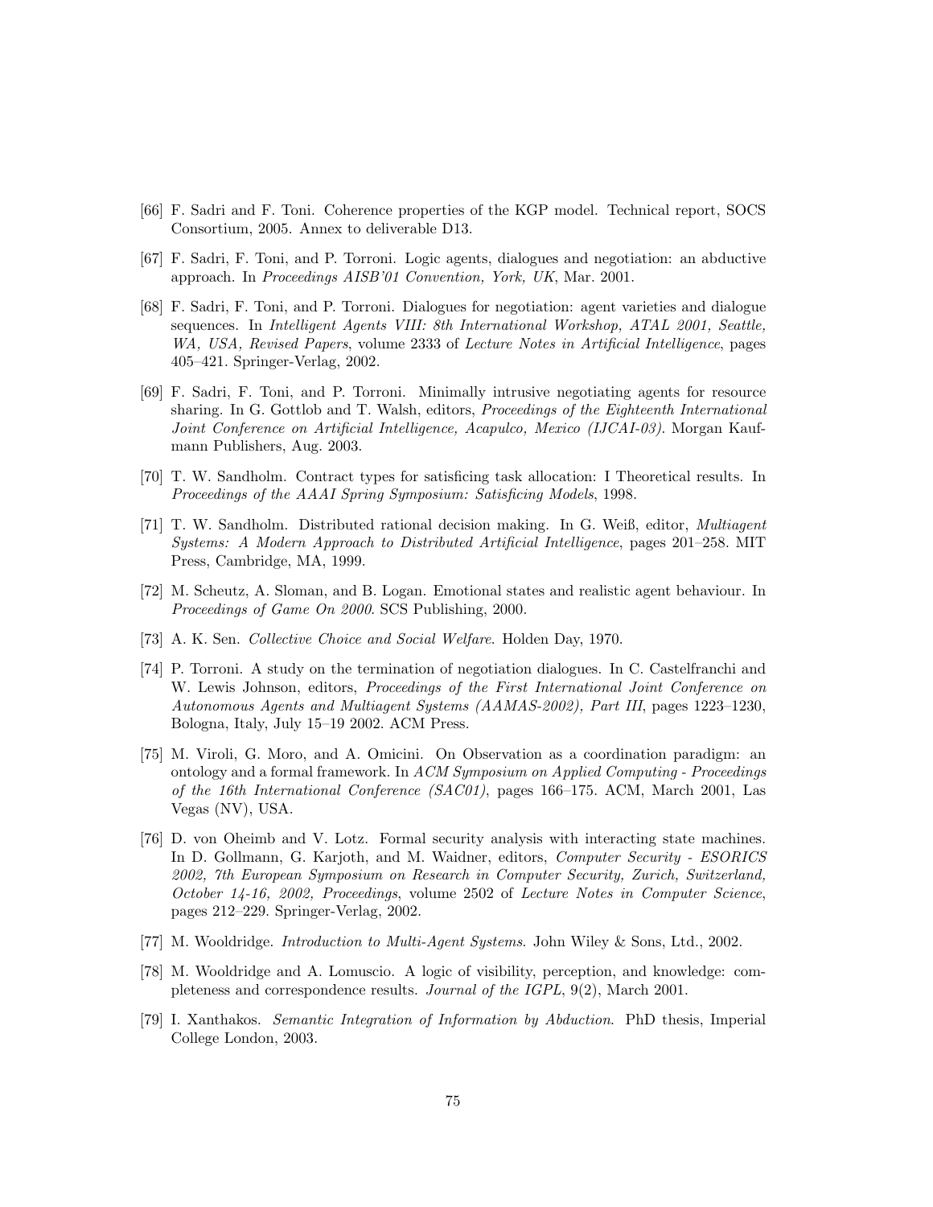[66] F. Sadri and F. Toni. Coherence properties of the KGP model. Technical report, SOCS Consortium, 2005. Annex to deliverable D13.

[67] F. Sadri, F. Toni, and P. Torroni. Logic agents, dialogues and negotiation: an abductive approach. In *Proceedings AISB'01 Convention, York, UK*, Mar. 2001.

[68] F. Sadri, F. Toni, and P. Torroni. Dialogues for negotiation: agent varieties and dialogue sequences. In *Intelligent Agents VIII: 8th International Workshop, ATAL 2001, Seattle, WA, USA, Revised Papers*, volume 2333 of *Lecture Notes in Artificial Intelligence*, pages 405–421. Springer-Verlag, 2002.

[69] F. Sadri, F. Toni, and P. Torroni. Minimally intrusive negotiating agents for resource sharing. In G. Gottlob and T. Walsh, editors, *Proceedings of the Eighteenth International Joint Conference on Artificial Intelligence, Acapulco, Mexico (IJCAI-03)*. Morgan Kaufmann Publishers, Aug. 2003.

[70] T. W. Sandholm. Contract types for satisficing task allocation: I Theoretical results. In *Proceedings of the AAAI Spring Symposium: Satisficing Models*, 1998.

[71] T. W. Sandholm. Distributed rational decision making. In G. Weiß, editor, *Multiagent Systems: A Modern Approach to Distributed Artificial Intelligence*, pages 201–258. MIT Press, Cambridge, MA, 1999.

[72] M. Scheutz, A. Sloman, and B. Logan. Emotional states and realistic agent behaviour. In *Proceedings of Game On 2000*. SCS Publishing, 2000.

[73] A. K. Sen. *Collective Choice and Social Welfare*. Holden Day, 1970.

[74] P. Torroni. A study on the termination of negotiation dialogues. In C. Castelfranchi and W. Lewis Johnson, editors, *Proceedings of the First International Joint Conference on Autonomous Agents and Multiagent Systems (AAMAS-2002), Part III*, pages 1223–1230, Bologna, Italy, July 15–19 2002. ACM Press.

[75] M. Viroli, G. Moro, and A. Omicini. On Observation as a coordination paradigm: an ontology and a formal framework. In *ACM Symposium on Applied Computing - Proceedings of the 16th International Conference (SAC01)*, pages 166–175. ACM, March 2001, Las Vegas (NV), USA.

[76] D. von Oheimb and V. Lotz. Formal security analysis with interacting state machines. In D. Gollmann, G. Karjoth, and M. Waidner, editors, *Computer Security - ESORICS 2002, 7th European Symposium on Research in Computer Security, Zurich, Switzerland, October 14-16, 2002, Proceedings*, volume 2502 of *Lecture Notes in Computer Science*, pages 212–229. Springer-Verlag, 2002.

[77] M. Wooldridge. *Introduction to Multi-Agent Systems*. John Wiley & Sons, Ltd., 2002.

[78] M. Wooldridge and A. Lomuscio. A logic of visibility, perception, and knowledge: completeness and correspondence results. *Journal of the IGPL*, 9(2), March 2001.

[79] I. Xanthakos. *Semantic Integration of Information by Abduction*. PhD thesis, Imperial College London, 2003.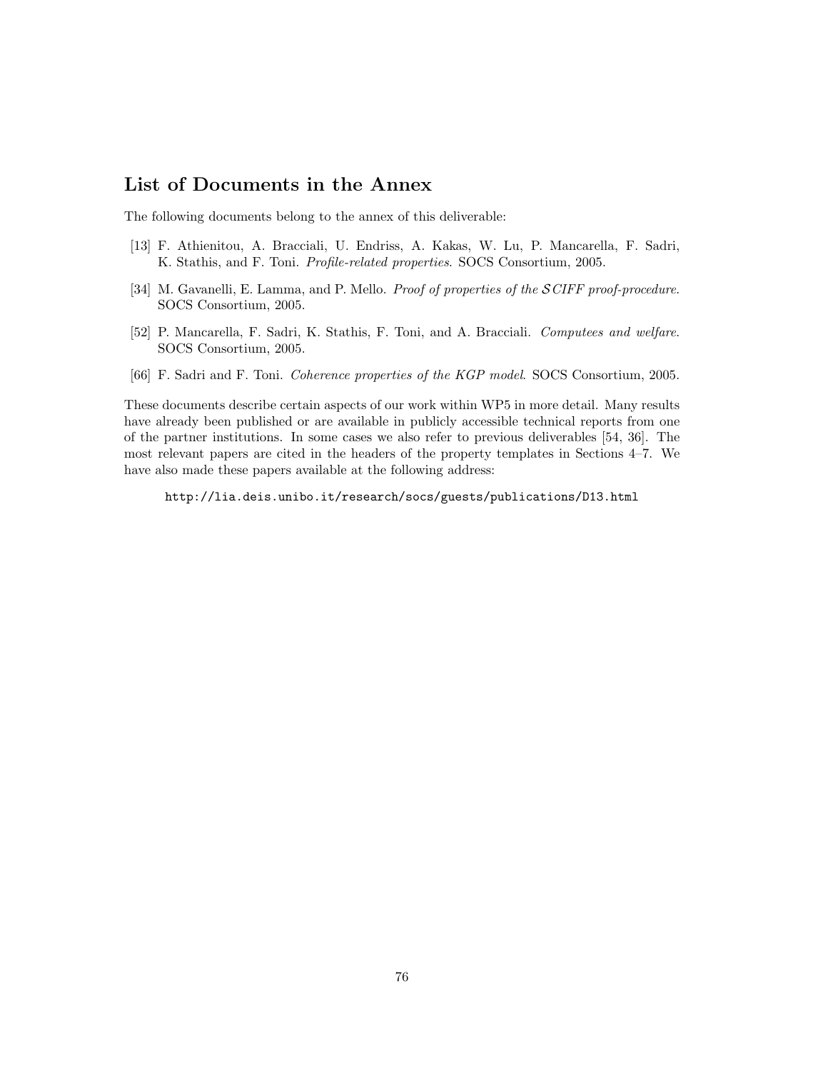## List of Documents in the Annex

The following documents belong to the annex of this deliverable:

[13] F. Athienitou, A. Bracciali, U. Endriss, A. Kakas, W. Lu, P. Mancarella, F. Sadri, K. Stathis, and F. Toni. *Profile-related properties.* SOCS Consortium, 2005.

[34] M. Gavanelli, E. Lamma, and P. Mello. *Proof of properties of the $\mathcal{S}$CIFF proof-procedure.* SOCS Consortium, 2005.

[52] P. Mancarella, F. Sadri, K. Stathis, F. Toni, and A. Bracciali. *Computees and welfare.* SOCS Consortium, 2005.

[66] F. Sadri and F. Toni. *Coherence properties of the KGP model*. SOCS Consortium, 2005.

These documents describe certain aspects of our work within WP5 in more detail. Many results have already been published or are available in publicly accessible technical reports from one of the partner institutions. In some cases we also refer to previous deliverables [54, 36]. The most relevant papers are cited in the headers of the property templates in Sections 4–7. We have also made these papers available at the following address:

`http://lia.deis.unibo.it/research/socs/guests/publications/D13.html`